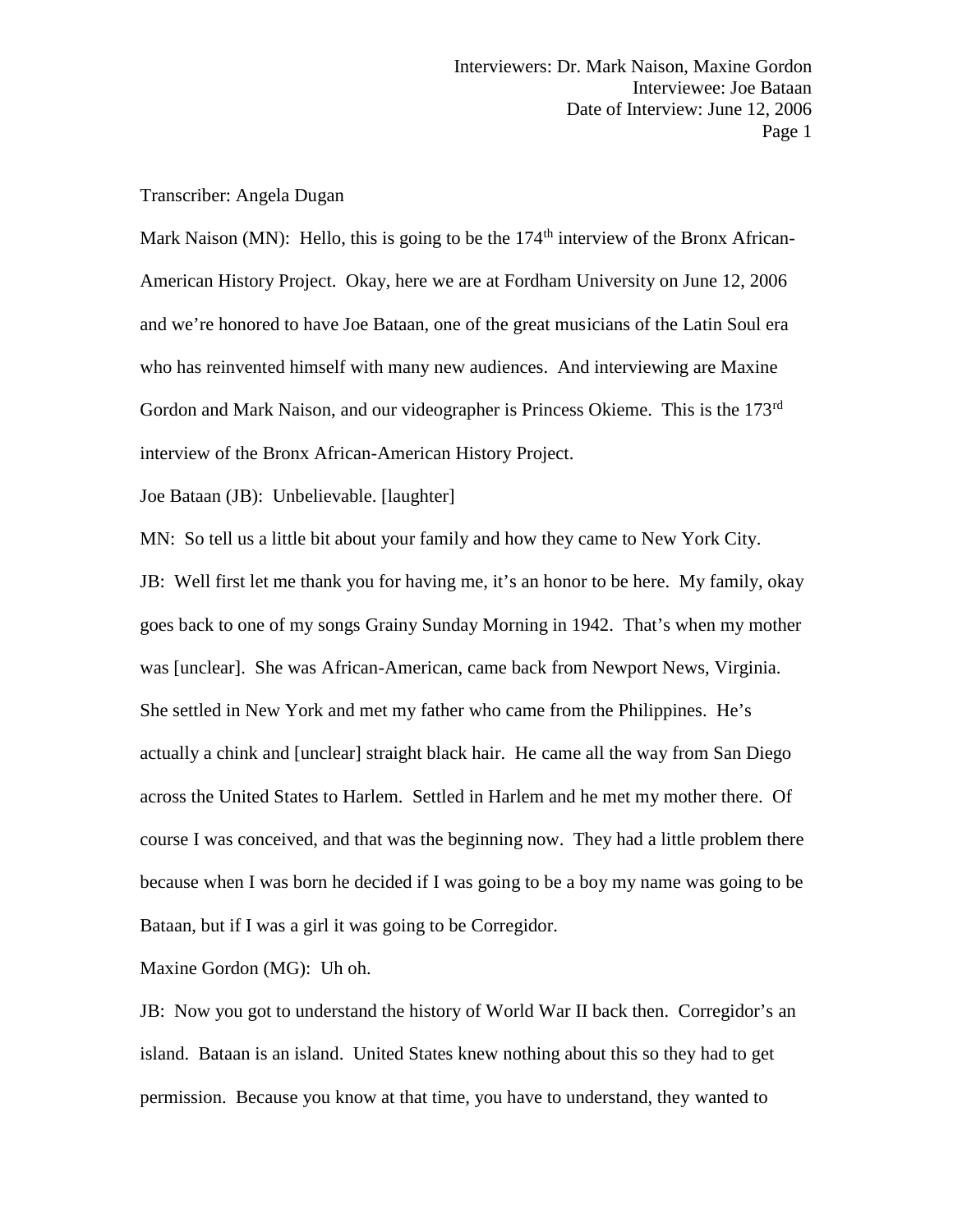Interviewers: Dr. Mark Naison, Maxine Gordon
Interviewee: Joe Bataan
Date of Interview: June 12, 2006

Transcriber: Angela Dugan

Mark Naison (MN): Hello, this is going to be the 174th interview of the Bronx African-American History Project. Okay, here we are at Fordham University on June 12, 2006 and we're honored to have Joe Bataan, one of the great musicians of the Latin Soul era who has reinvented himself with many new audiences. And interviewing are Maxine Gordon and Mark Naison, and our videographer is Princess Okieme. This is the 173rd interview of the Bronx African-American History Project.

Joe Bataan (JB): Unbelievable. [laughter]

MN: So tell us a little bit about your family and how they came to New York City.

JB: Well first let me thank you for having me, it's an honor to be here. My family, okay goes back to one of my songs Grainy Sunday Morning in 1942. That's when my mother was [unclear]. She was African-American, came back from Newport News, Virginia. She settled in New York and met my father who came from the Philippines. He's actually a chink and [unclear] straight black hair. He came all the way from San Diego across the United States to Harlem. Settled in Harlem and he met my mother there. Of course I was conceived, and that was the beginning now. They had a little problem there because when I was born he decided if I was going to be a boy my name was going to be Bataan, but if I was a girl it was going to be Corregidor.

Maxine Gordon (MG): Uh oh.

JB: Now you got to understand the history of World War II back then. Corregidor's an island. Bataan is an island. United States knew nothing about this so they had to get permission. Because you know at that time, you have to understand, they wanted to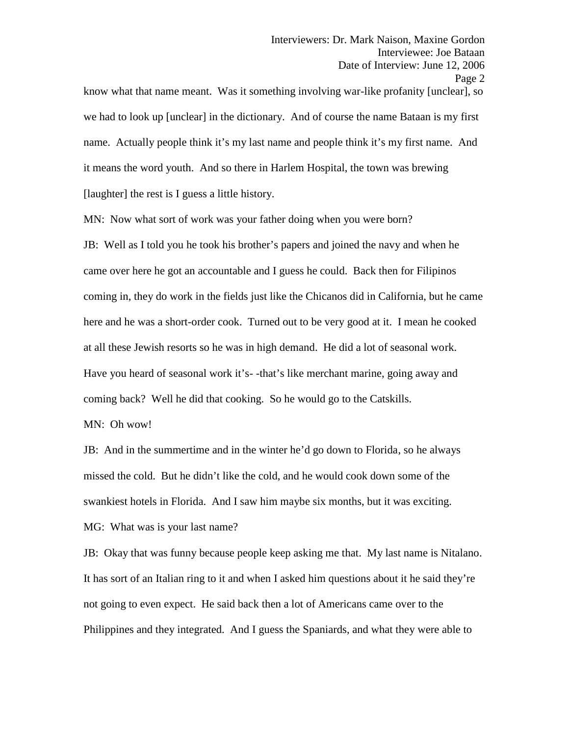know what that name meant. Was it something involving war-like profanity [unclear], so we had to look up [unclear] in the dictionary. And of course the name Bataan is my first name. Actually people think it's my last name and people think it's my first name. And it means the word youth. And so there in Harlem Hospital, the town was brewing [laughter] the rest is I guess a little history.

MN: Now what sort of work was your father doing when you were born?

JB: Well as I told you he took his brother's papers and joined the navy and when he came over here he got an accountable and I guess he could. Back then for Filipinos coming in, they do work in the fields just like the Chicanos did in California, but he came here and he was a short-order cook. Turned out to be very good at it. I mean he cooked at all these Jewish resorts so he was in high demand. He did a lot of seasonal work. Have you heard of seasonal work it's- -that's like merchant marine, going away and coming back? Well he did that cooking. So he would go to the Catskills.

MN: Oh wow!

JB: And in the summertime and in the winter he'd go down to Florida, so he always missed the cold. But he didn't like the cold, and he would cook down some of the swankiest hotels in Florida. And I saw him maybe six months, but it was exciting.

MG: What was is your last name?

JB: Okay that was funny because people keep asking me that. My last name is Nitalano. It has sort of an Italian ring to it and when I asked him questions about it he said they're not going to even expect. He said back then a lot of Americans came over to the Philippines and they integrated. And I guess the Spaniards, and what they were able to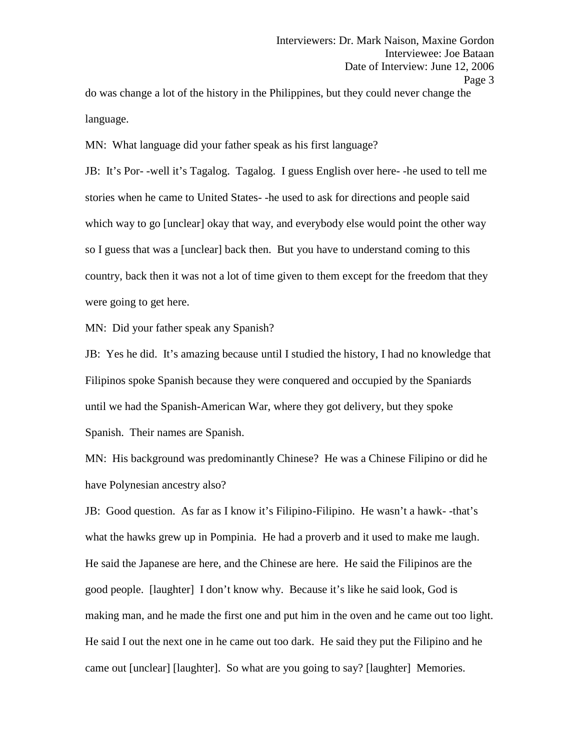do was change a lot of the history in the Philippines, but they could never change the language.

MN: What language did your father speak as his first language?

JB: It's Por- -well it's Tagalog. Tagalog. I guess English over here- -he used to tell me stories when he came to United States- -he used to ask for directions and people said which way to go [unclear] okay that way, and everybody else would point the other way so I guess that was a [unclear] back then. But you have to understand coming to this country, back then it was not a lot of time given to them except for the freedom that they were going to get here.

MN: Did your father speak any Spanish?

JB: Yes he did. It's amazing because until I studied the history, I had no knowledge that Filipinos spoke Spanish because they were conquered and occupied by the Spaniards until we had the Spanish-American War, where they got delivery, but they spoke Spanish. Their names are Spanish.

MN: His background was predominantly Chinese? He was a Chinese Filipino or did he have Polynesian ancestry also?

JB: Good question. As far as I know it's Filipino-Filipino. He wasn't a hawk- -that's what the hawks grew up in Pompinia. He had a proverb and it used to make me laugh. He said the Japanese are here, and the Chinese are here. He said the Filipinos are the good people. [laughter] I don't know why. Because it's like he said look, God is making man, and he made the first one and put him in the oven and he came out too light. He said I out the next one in he came out too dark. He said they put the Filipino and he came out [unclear] [laughter]. So what are you going to say? [laughter] Memories.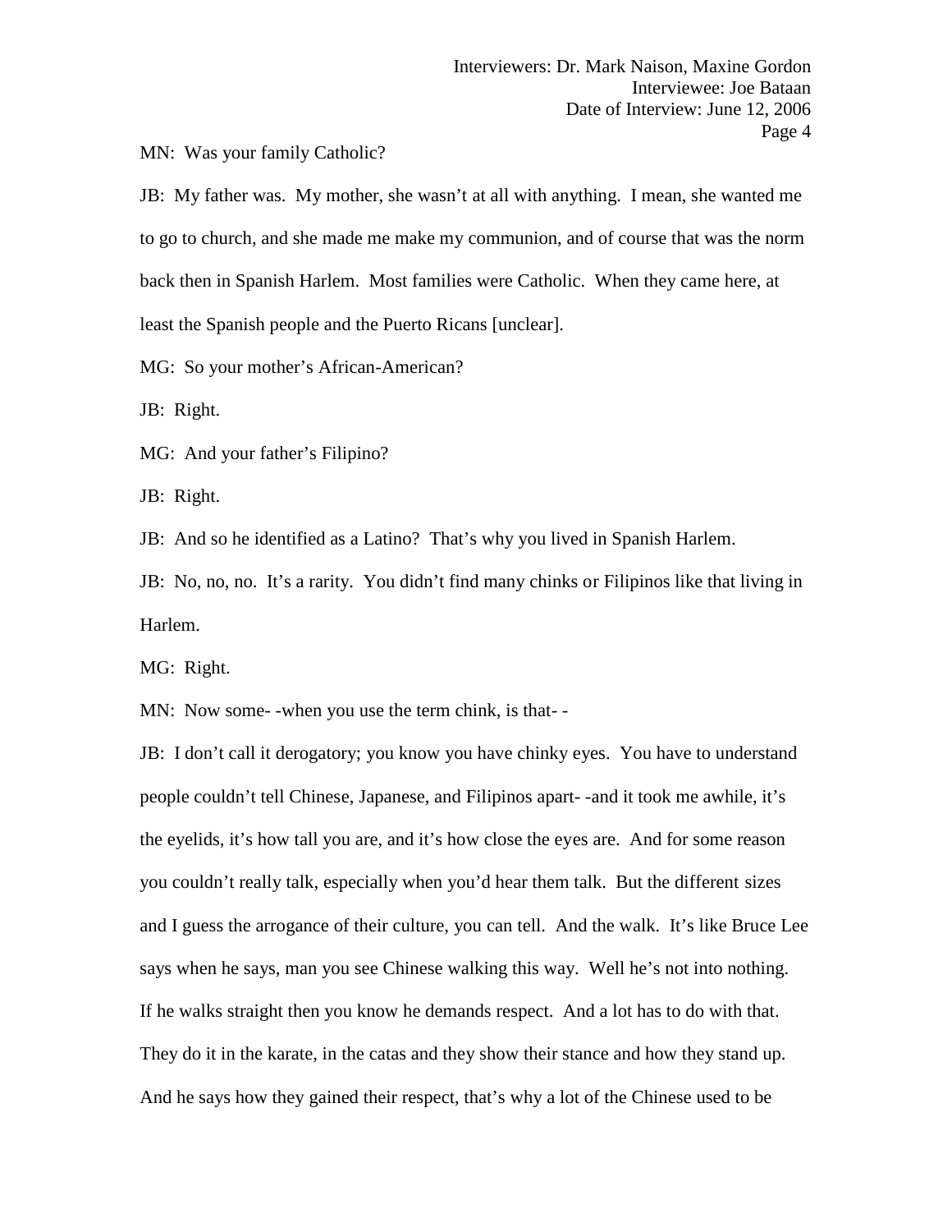MN: Was your family Catholic?

JB: My father was. My mother, she wasn't at all with anything. I mean, she wanted me to go to church, and she made me make my communion, and of course that was the norm back then in Spanish Harlem. Most families were Catholic. When they came here, at least the Spanish people and the Puerto Ricans [unclear].

MG: So your mother's African-American?

JB: Right.

MG: And your father's Filipino?

JB: Right.

JB: And so he identified as a Latino? That's why you lived in Spanish Harlem.

JB: No, no, no. It's a rarity. You didn't find many chinks or Filipinos like that living in Harlem.

MG: Right.

MN: Now some- -when you use the term chink, is that- -

JB: I don't call it derogatory; you know you have chinky eyes. You have to understand people couldn't tell Chinese, Japanese, and Filipinos apart- -and it took me awhile, it's the eyelids, it's how tall you are, and it's how close the eyes are. And for some reason you couldn't really talk, especially when you'd hear them talk. But the different sizes and I guess the arrogance of their culture, you can tell. And the walk. It's like Bruce Lee says when he says, man you see Chinese walking this way. Well he's not into nothing. If he walks straight then you know he demands respect. And a lot has to do with that. They do it in the karate, in the catas and they show their stance and how they stand up. And he says how they gained their respect, that's why a lot of the Chinese used to be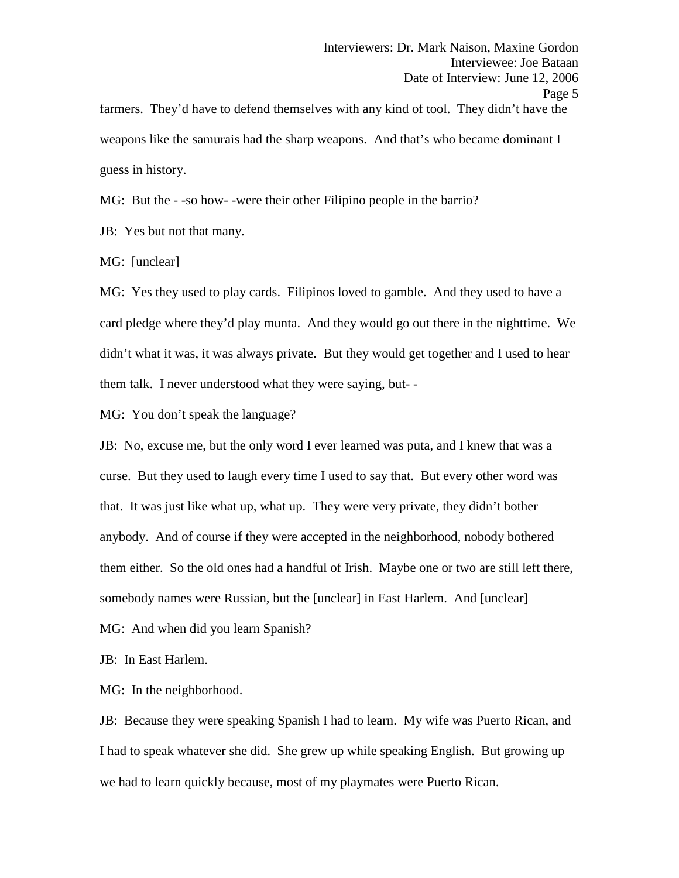farmers. They'd have to defend themselves with any kind of tool. They didn't have the weapons like the samurais had the sharp weapons. And that's who became dominant I guess in history.

MG: But the - -so how- -were their other Filipino people in the barrio?

JB: Yes but not that many.

MG: [unclear]

MG: Yes they used to play cards. Filipinos loved to gamble. And they used to have a card pledge where they'd play munta. And they would go out there in the nighttime. We didn't what it was, it was always private. But they would get together and I used to hear them talk. I never understood what they were saying, but- -

MG: You don't speak the language?

JB: No, excuse me, but the only word I ever learned was puta, and I knew that was a curse. But they used to laugh every time I used to say that. But every other word was that. It was just like what up, what up. They were very private, they didn't bother anybody. And of course if they were accepted in the neighborhood, nobody bothered them either. So the old ones had a handful of Irish. Maybe one or two are still left there, somebody names were Russian, but the [unclear] in East Harlem. And [unclear]

MG: And when did you learn Spanish?

JB: In East Harlem.

MG: In the neighborhood.

JB: Because they were speaking Spanish I had to learn. My wife was Puerto Rican, and I had to speak whatever she did. She grew up while speaking English. But growing up we had to learn quickly because, most of my playmates were Puerto Rican.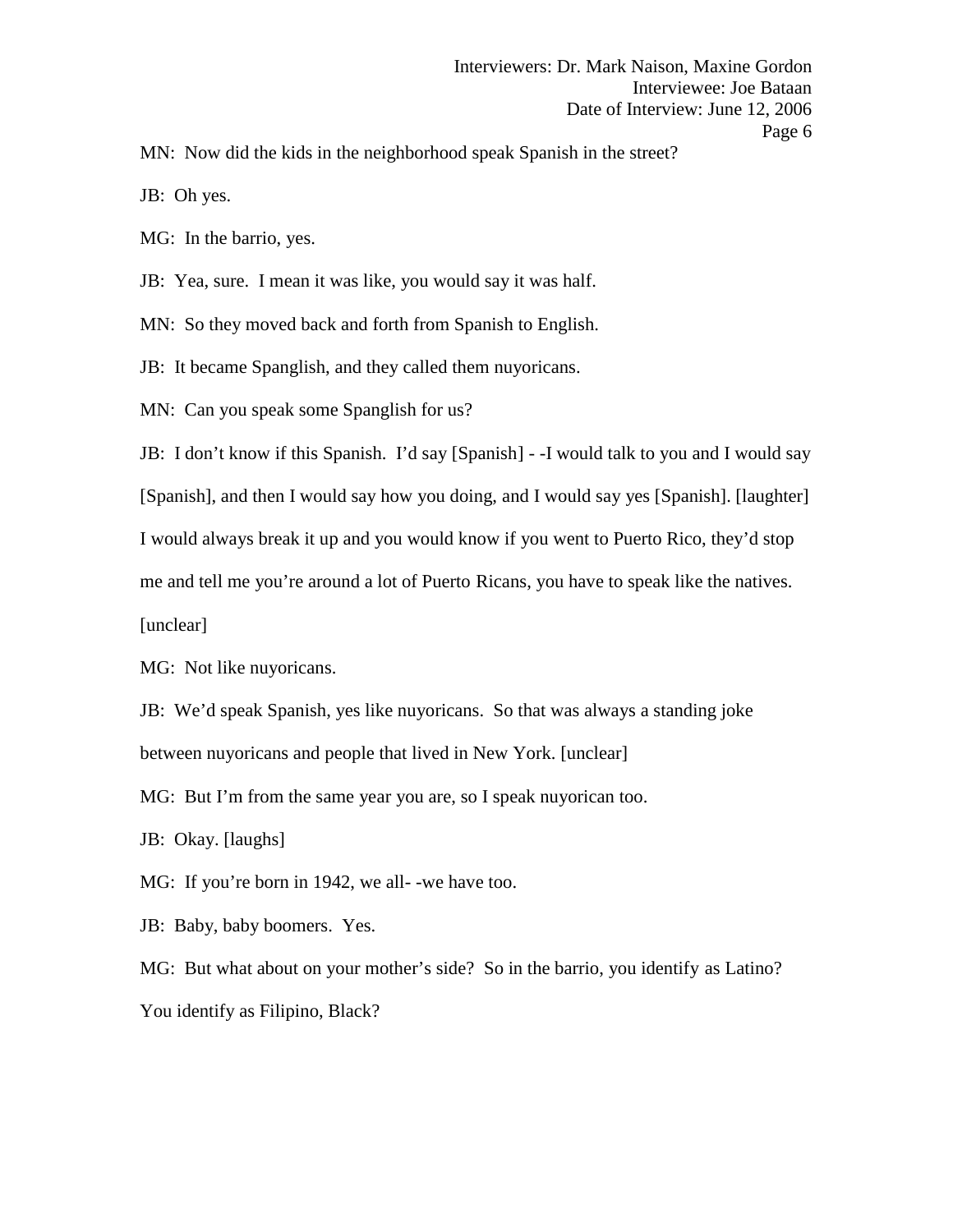MN: Now did the kids in the neighborhood speak Spanish in the street?

JB: Oh yes.

MG: In the barrio, yes.

JB: Yea, sure. I mean it was like, you would say it was half.

MN: So they moved back and forth from Spanish to English.

JB: It became Spanglish, and they called them nuyoricans.

MN: Can you speak some Spanglish for us?

JB: I don't know if this Spanish. I'd say [Spanish] - -I would talk to you and I would say [Spanish], and then I would say how you doing, and I would say yes [Spanish]. [laughter] I would always break it up and you would know if you went to Puerto Rico, they'd stop me and tell me you're around a lot of Puerto Ricans, you have to speak like the natives. [unclear]

MG: Not like nuyoricans.

JB: We'd speak Spanish, yes like nuyoricans. So that was always a standing joke between nuyoricans and people that lived in New York. [unclear]

MG: But I'm from the same year you are, so I speak nuyorican too.

JB: Okay. [laughs]

MG: If you're born in 1942, we all- -we have too.

JB: Baby, baby boomers. Yes.

MG: But what about on your mother's side? So in the barrio, you identify as Latino? You identify as Filipino, Black?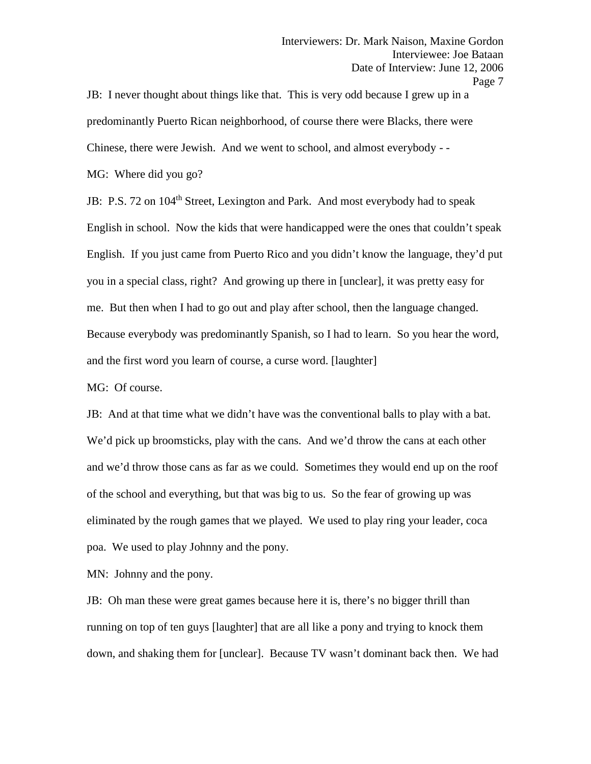JB: I never thought about things like that. This is very odd because I grew up in a predominantly Puerto Rican neighborhood, of course there were Blacks, there were Chinese, there were Jewish. And we went to school, and almost everybody - -

MG: Where did you go?

JB: P.S. 72 on 104th Street, Lexington and Park. And most everybody had to speak English in school. Now the kids that were handicapped were the ones that couldn't speak English. If you just came from Puerto Rico and you didn't know the language, they'd put you in a special class, right? And growing up there in [unclear], it was pretty easy for me. But then when I had to go out and play after school, then the language changed. Because everybody was predominantly Spanish, so I had to learn. So you hear the word, and the first word you learn of course, a curse word. [laughter]

MG: Of course.

JB: And at that time what we didn't have was the conventional balls to play with a bat. We'd pick up broomsticks, play with the cans. And we'd throw the cans at each other and we'd throw those cans as far as we could. Sometimes they would end up on the roof of the school and everything, but that was big to us. So the fear of growing up was eliminated by the rough games that we played. We used to play ring your leader, coca poa. We used to play Johnny and the pony.

MN: Johnny and the pony.

JB: Oh man these were great games because here it is, there's no bigger thrill than running on top of ten guys [laughter] that are all like a pony and trying to knock them down, and shaking them for [unclear]. Because TV wasn't dominant back then. We had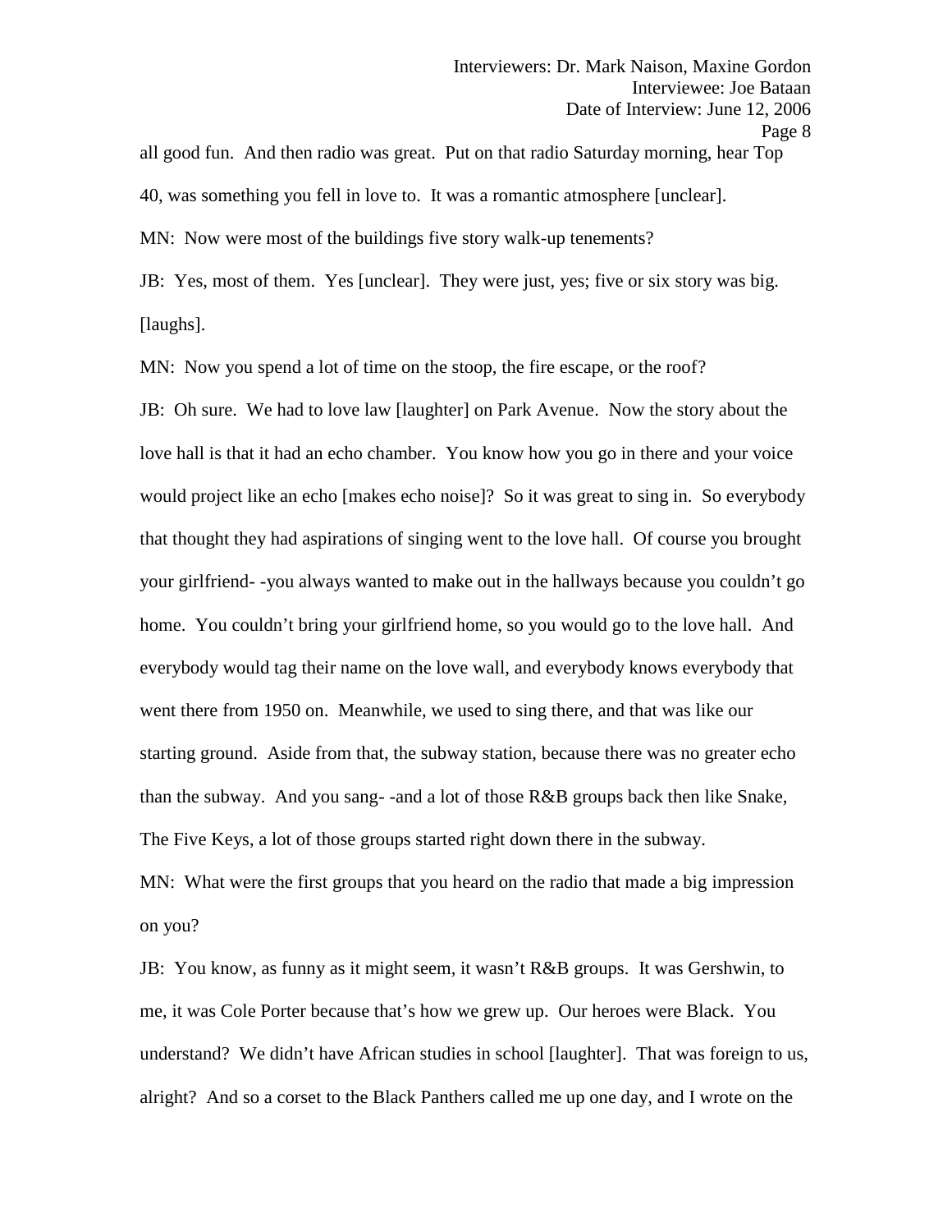all good fun. And then radio was great. Put on that radio Saturday morning, hear Top 40, was something you fell in love to. It was a romantic atmosphere [unclear].

MN: Now were most of the buildings five story walk-up tenements?

JB: Yes, most of them. Yes [unclear]. They were just, yes; five or six story was big. [laughs].

MN: Now you spend a lot of time on the stoop, the fire escape, or the roof?

JB: Oh sure. We had to love law [laughter] on Park Avenue. Now the story about the love hall is that it had an echo chamber. You know how you go in there and your voice would project like an echo [makes echo noise]? So it was great to sing in. So everybody that thought they had aspirations of singing went to the love hall. Of course you brought your girlfriend- -you always wanted to make out in the hallways because you couldn't go home. You couldn't bring your girlfriend home, so you would go to the love hall. And everybody would tag their name on the love wall, and everybody knows everybody that went there from 1950 on. Meanwhile, we used to sing there, and that was like our starting ground. Aside from that, the subway station, because there was no greater echo than the subway. And you sang- -and a lot of those R&B groups back then like Snake, The Five Keys, a lot of those groups started right down there in the subway.

MN: What were the first groups that you heard on the radio that made a big impression on you?

JB: You know, as funny as it might seem, it wasn't R&B groups. It was Gershwin, to me, it was Cole Porter because that's how we grew up. Our heroes were Black. You understand? We didn't have African studies in school [laughter]. That was foreign to us, alright? And so a corset to the Black Panthers called me up one day, and I wrote on the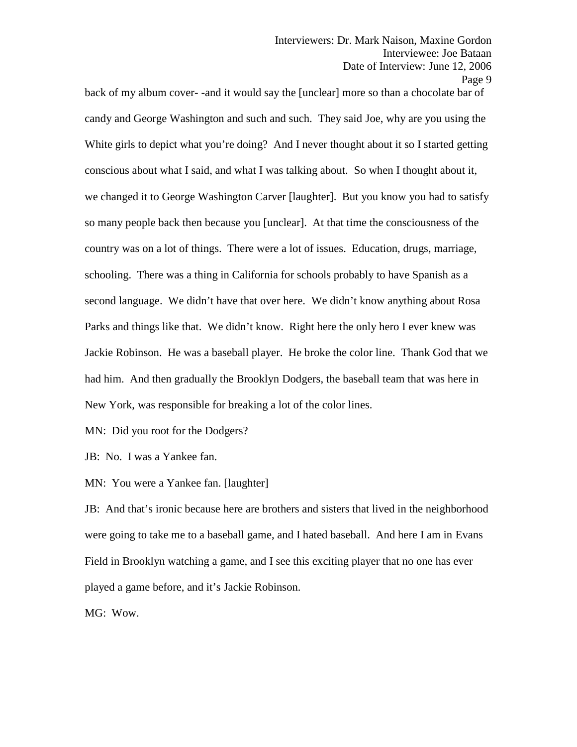back of my album cover- -and it would say the [unclear] more so than a chocolate bar of candy and George Washington and such and such. They said Joe, why are you using the White girls to depict what you're doing? And I never thought about it so I started getting conscious about what I said, and what I was talking about. So when I thought about it, we changed it to George Washington Carver [laughter]. But you know you had to satisfy so many people back then because you [unclear]. At that time the consciousness of the country was on a lot of things. There were a lot of issues. Education, drugs, marriage, schooling. There was a thing in California for schools probably to have Spanish as a second language. We didn't have that over here. We didn't know anything about Rosa Parks and things like that. We didn't know. Right here the only hero I ever knew was Jackie Robinson. He was a baseball player. He broke the color line. Thank God that we had him. And then gradually the Brooklyn Dodgers, the baseball team that was here in New York, was responsible for breaking a lot of the color lines.

MN: Did you root for the Dodgers?

JB: No. I was a Yankee fan.

MN: You were a Yankee fan. [laughter]

JB: And that's ironic because here are brothers and sisters that lived in the neighborhood were going to take me to a baseball game, and I hated baseball. And here I am in Evans Field in Brooklyn watching a game, and I see this exciting player that no one has ever played a game before, and it's Jackie Robinson.

MG: Wow.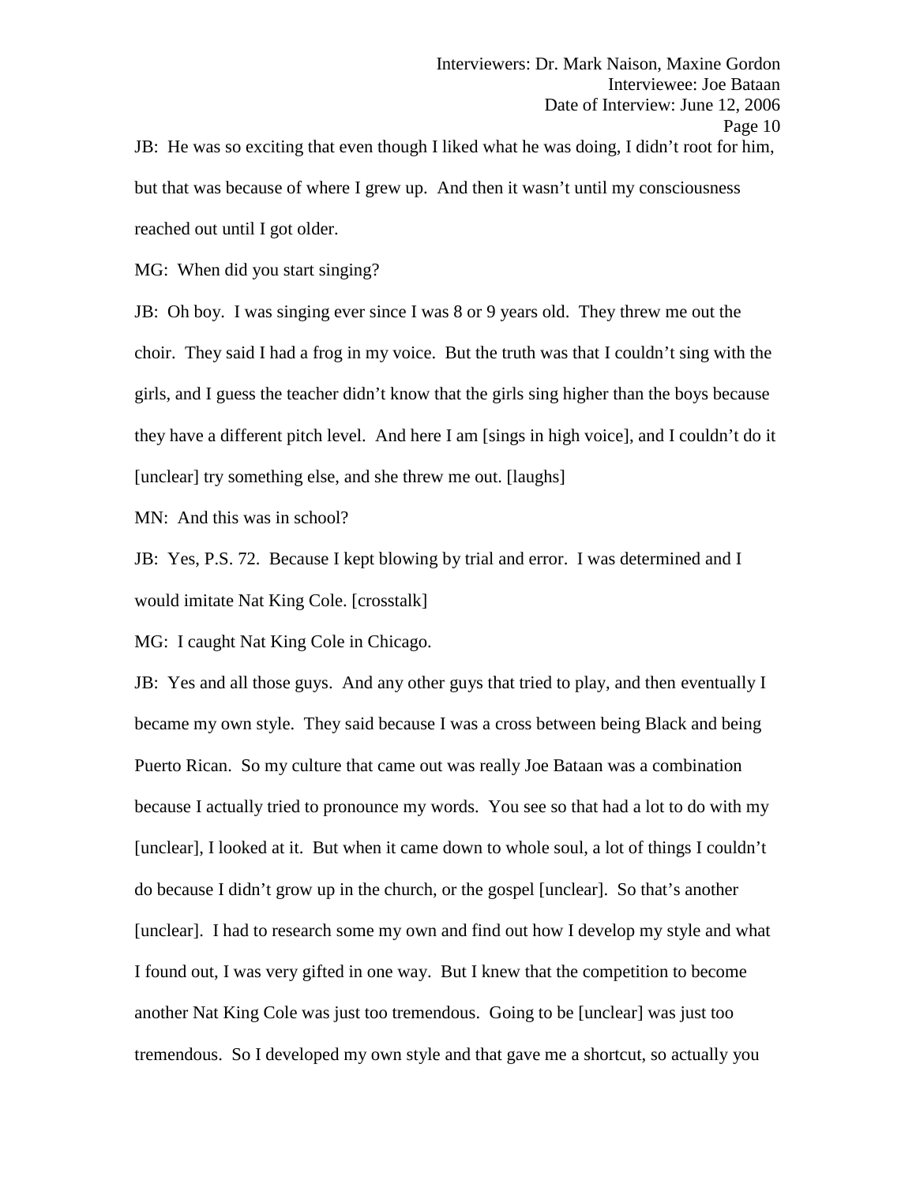JB: He was so exciting that even though I liked what he was doing, I didn't root for him, but that was because of where I grew up. And then it wasn't until my consciousness reached out until I got older.

MG: When did you start singing?

JB: Oh boy. I was singing ever since I was 8 or 9 years old. They threw me out the choir. They said I had a frog in my voice. But the truth was that I couldn't sing with the girls, and I guess the teacher didn't know that the girls sing higher than the boys because they have a different pitch level. And here I am [sings in high voice], and I couldn't do it [unclear] try something else, and she threw me out. [laughs]

MN: And this was in school?

JB: Yes, P.S. 72. Because I kept blowing by trial and error. I was determined and I would imitate Nat King Cole. [crosstalk]

MG: I caught Nat King Cole in Chicago.

JB: Yes and all those guys. And any other guys that tried to play, and then eventually I became my own style. They said because I was a cross between being Black and being Puerto Rican. So my culture that came out was really Joe Bataan was a combination because I actually tried to pronounce my words. You see so that had a lot to do with my [unclear], I looked at it. But when it came down to whole soul, a lot of things I couldn't do because I didn't grow up in the church, or the gospel [unclear]. So that's another [unclear]. I had to research some my own and find out how I develop my style and what I found out, I was very gifted in one way. But I knew that the competition to become another Nat King Cole was just too tremendous. Going to be [unclear] was just too tremendous. So I developed my own style and that gave me a shortcut, so actually you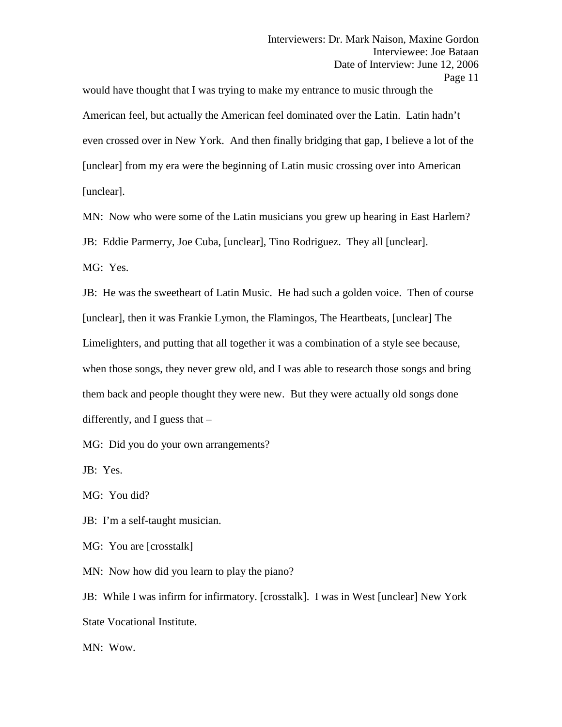would have thought that I was trying to make my entrance to music through the American feel, but actually the American feel dominated over the Latin. Latin hadn't even crossed over in New York. And then finally bridging that gap, I believe a lot of the [unclear] from my era were the beginning of Latin music crossing over into American [unclear].

MN: Now who were some of the Latin musicians you grew up hearing in East Harlem?

JB: Eddie Parmerry, Joe Cuba, [unclear], Tino Rodriguez. They all [unclear].

MG: Yes.

JB: He was the sweetheart of Latin Music. He had such a golden voice. Then of course [unclear], then it was Frankie Lymon, the Flamingos, The Heartbeats, [unclear] The Limelighters, and putting that all together it was a combination of a style see because, when those songs, they never grew old, and I was able to research those songs and bring them back and people thought they were new. But they were actually old songs done differently, and I guess that –

MG: Did you do your own arrangements?

JB: Yes.

MG: You did?

JB: I'm a self-taught musician.

MG: You are [crosstalk]

MN: Now how did you learn to play the piano?

JB: While I was infirm for infirmatory. [crosstalk]. I was in West [unclear] New York State Vocational Institute.

MN: Wow.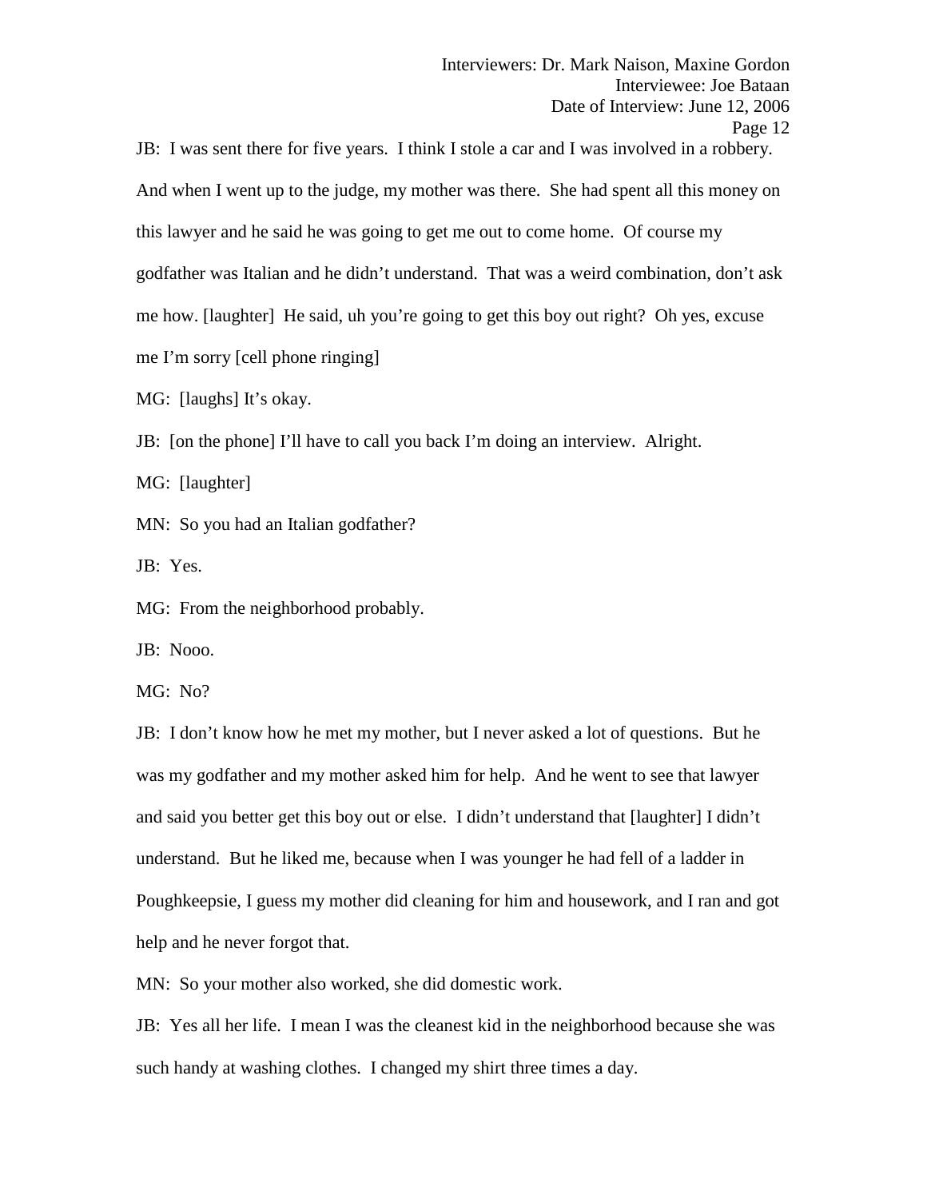JB: I was sent there for five years. I think I stole a car and I was involved in a robbery. And when I went up to the judge, my mother was there. She had spent all this money on this lawyer and he said he was going to get me out to come home. Of course my godfather was Italian and he didn't understand. That was a weird combination, don't ask me how. [laughter] He said, uh you're going to get this boy out right? Oh yes, excuse me I'm sorry [cell phone ringing]

MG: [laughs] It's okay.

JB: [on the phone] I'll have to call you back I'm doing an interview. Alright.

MG: [laughter]

MN: So you had an Italian godfather?

JB: Yes.

MG: From the neighborhood probably.

JB: Nooo.

MG: No?

JB: I don't know how he met my mother, but I never asked a lot of questions. But he was my godfather and my mother asked him for help. And he went to see that lawyer and said you better get this boy out or else. I didn't understand that [laughter] I didn't understand. But he liked me, because when I was younger he had fell of a ladder in Poughkeepsie, I guess my mother did cleaning for him and housework, and I ran and got help and he never forgot that.

MN: So your mother also worked, she did domestic work.

JB: Yes all her life. I mean I was the cleanest kid in the neighborhood because she was such handy at washing clothes. I changed my shirt three times a day.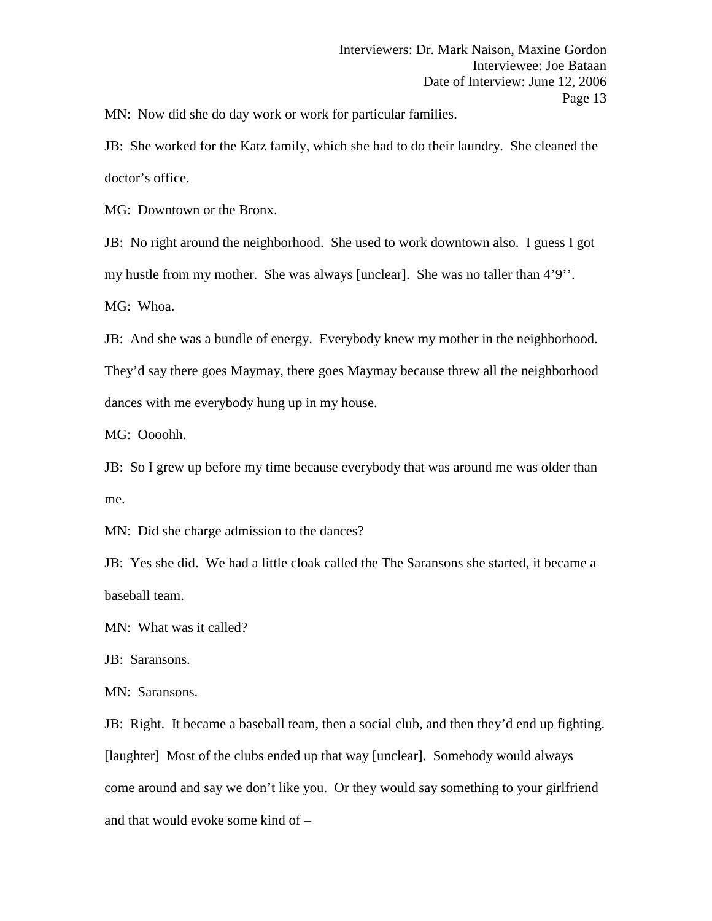MN: Now did she do day work or work for particular families.

JB: She worked for the Katz family, which she had to do their laundry. She cleaned the doctor's office.

MG: Downtown or the Bronx.

JB: No right around the neighborhood. She used to work downtown also. I guess I got my hustle from my mother. She was always [unclear]. She was no taller than 4'9''.

MG: Whoa.

JB: And she was a bundle of energy. Everybody knew my mother in the neighborhood. They'd say there goes Maymay, there goes Maymay because threw all the neighborhood dances with me everybody hung up in my house.

MG: Oooohh.

JB: So I grew up before my time because everybody that was around me was older than me.

MN: Did she charge admission to the dances?

JB: Yes she did. We had a little cloak called the The Saransons she started, it became a baseball team.

MN: What was it called?

JB: Saransons.

MN: Saransons.

JB: Right. It became a baseball team, then a social club, and then they'd end up fighting. [laughter] Most of the clubs ended up that way [unclear]. Somebody would always come around and say we don't like you. Or they would say something to your girlfriend and that would evoke some kind of –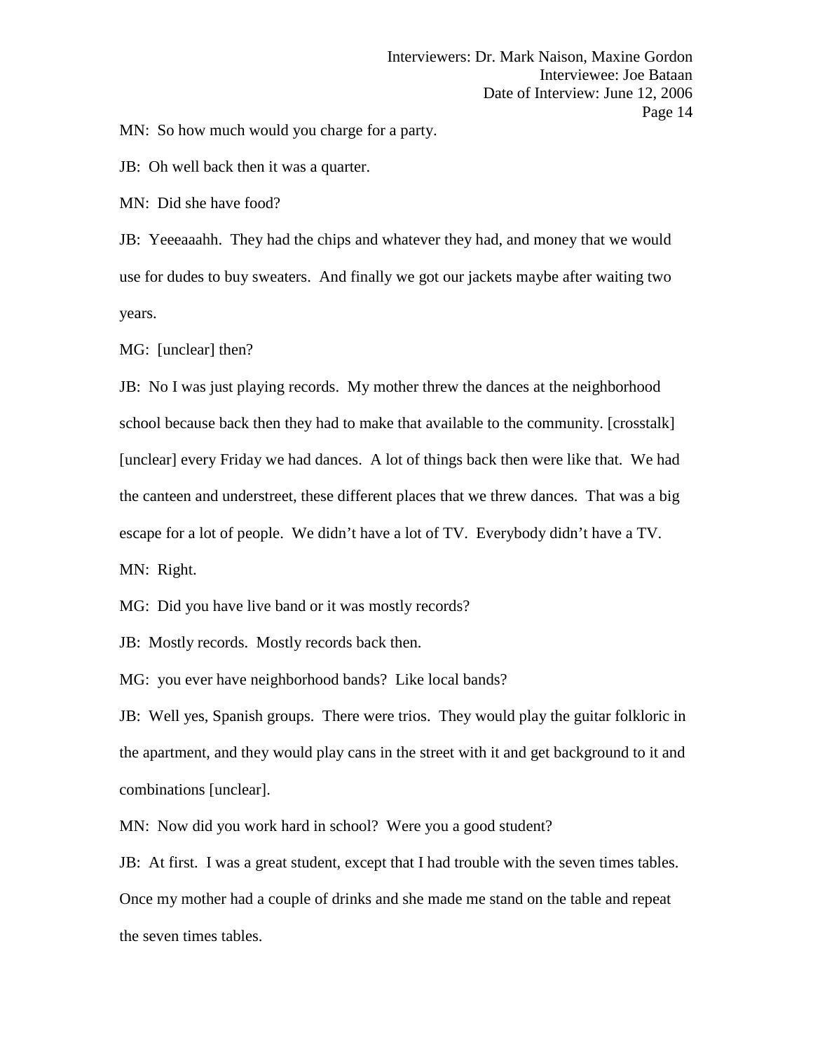MN: So how much would you charge for a party.

JB: Oh well back then it was a quarter.

MN: Did she have food?

JB: Yeeeaaahh. They had the chips and whatever they had, and money that we would use for dudes to buy sweaters. And finally we got our jackets maybe after waiting two years.

MG: [unclear] then?

JB: No I was just playing records. My mother threw the dances at the neighborhood school because back then they had to make that available to the community. [crosstalk] [unclear] every Friday we had dances. A lot of things back then were like that. We had the canteen and understreet, these different places that we threw dances. That was a big escape for a lot of people. We didn't have a lot of TV. Everybody didn't have a TV.

MN: Right.

MG: Did you have live band or it was mostly records?

JB: Mostly records. Mostly records back then.

MG: you ever have neighborhood bands? Like local bands?

JB: Well yes, Spanish groups. There were trios. They would play the guitar folkloric in the apartment, and they would play cans in the street with it and get background to it and combinations [unclear].

MN: Now did you work hard in school? Were you a good student?

JB: At first. I was a great student, except that I had trouble with the seven times tables. Once my mother had a couple of drinks and she made me stand on the table and repeat the seven times tables.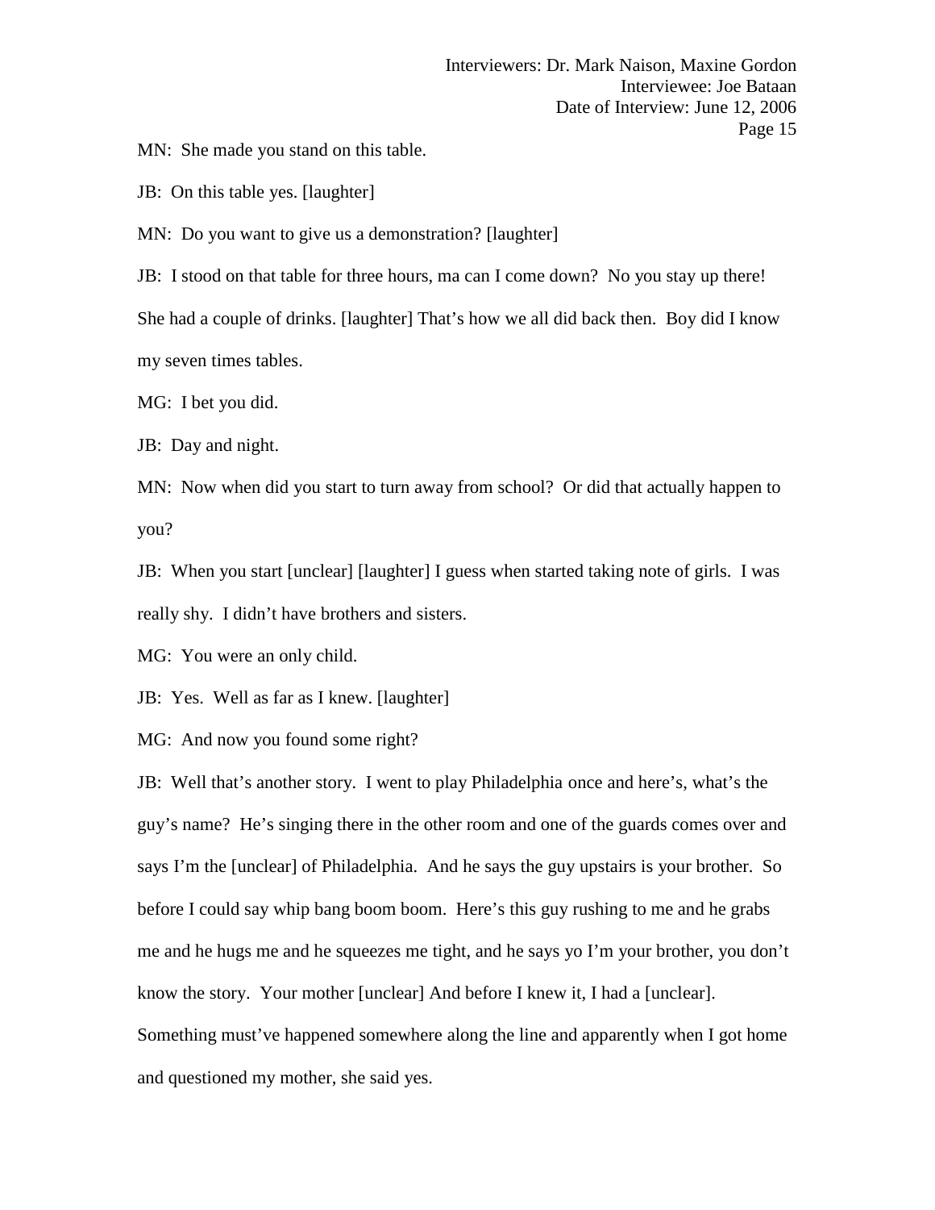MN: She made you stand on this table.

JB: On this table yes. [laughter]

MN: Do you want to give us a demonstration? [laughter]

JB: I stood on that table for three hours, ma can I come down? No you stay up there! She had a couple of drinks. [laughter] That's how we all did back then. Boy did I know my seven times tables.

MG: I bet you did.

JB: Day and night.

MN: Now when did you start to turn away from school? Or did that actually happen to you?

JB: When you start [unclear] [laughter] I guess when started taking note of girls. I was really shy. I didn't have brothers and sisters.

MG: You were an only child.

JB: Yes. Well as far as I knew. [laughter]

MG: And now you found some right?

JB: Well that's another story. I went to play Philadelphia once and here's, what's the guy's name? He's singing there in the other room and one of the guards comes over and says I'm the [unclear] of Philadelphia. And he says the guy upstairs is your brother. So before I could say whip bang boom boom. Here's this guy rushing to me and he grabs me and he hugs me and he squeezes me tight, and he says yo I'm your brother, you don't know the story. Your mother [unclear] And before I knew it, I had a [unclear]. Something must've happened somewhere along the line and apparently when I got home and questioned my mother, she said yes.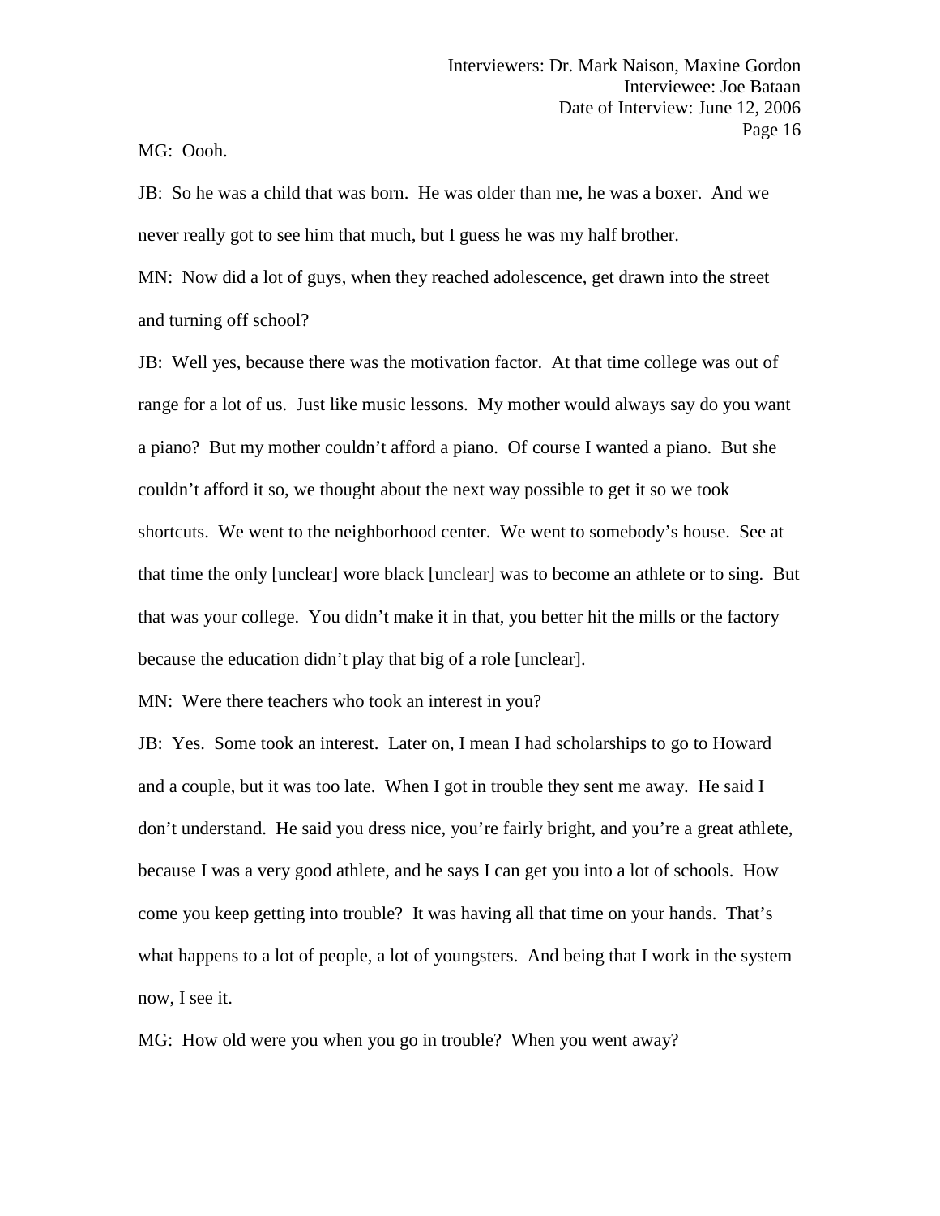MG: Oooh.

JB: So he was a child that was born. He was older than me, he was a boxer. And we never really got to see him that much, but I guess he was my half brother.

MN: Now did a lot of guys, when they reached adolescence, get drawn into the street and turning off school?

JB: Well yes, because there was the motivation factor. At that time college was out of range for a lot of us. Just like music lessons. My mother would always say do you want a piano? But my mother couldn't afford a piano. Of course I wanted a piano. But she couldn't afford it so, we thought about the next way possible to get it so we took shortcuts. We went to the neighborhood center. We went to somebody's house. See at that time the only [unclear] wore black [unclear] was to become an athlete or to sing. But that was your college. You didn't make it in that, you better hit the mills or the factory because the education didn't play that big of a role [unclear].

MN: Were there teachers who took an interest in you?

JB: Yes. Some took an interest. Later on, I mean I had scholarships to go to Howard and a couple, but it was too late. When I got in trouble they sent me away. He said I don't understand. He said you dress nice, you're fairly bright, and you're a great athlete, because I was a very good athlete, and he says I can get you into a lot of schools. How come you keep getting into trouble? It was having all that time on your hands. That's what happens to a lot of people, a lot of youngsters. And being that I work in the system now, I see it.

MG: How old were you when you go in trouble? When you went away?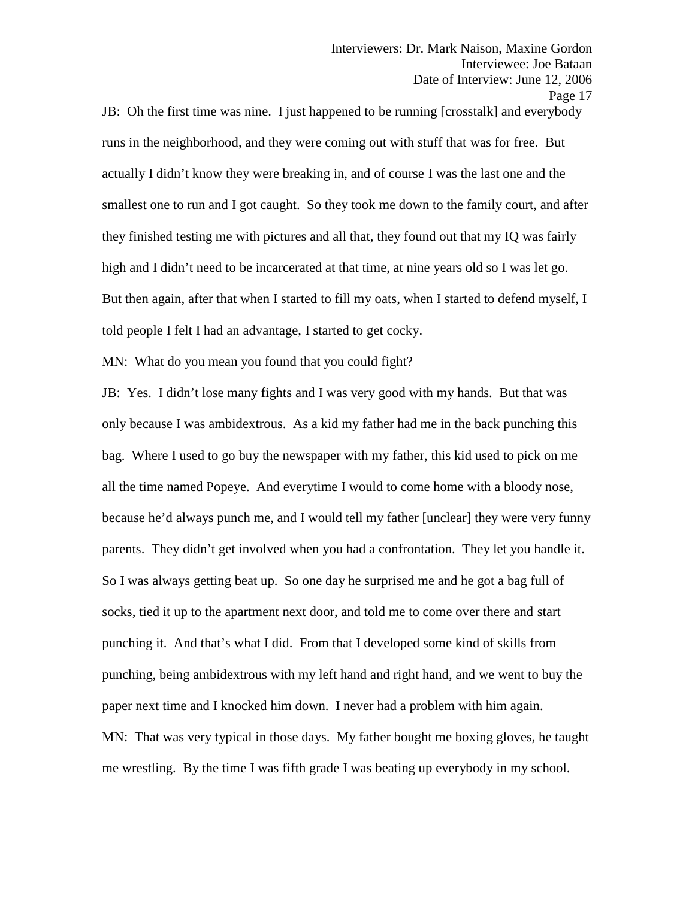JB: Oh the first time was nine. I just happened to be running [crosstalk] and everybody runs in the neighborhood, and they were coming out with stuff that was for free. But actually I didn't know they were breaking in, and of course I was the last one and the smallest one to run and I got caught. So they took me down to the family court, and after they finished testing me with pictures and all that, they found out that my IQ was fairly high and I didn't need to be incarcerated at that time, at nine years old so I was let go. But then again, after that when I started to fill my oats, when I started to defend myself, I told people I felt I had an advantage, I started to get cocky.

MN: What do you mean you found that you could fight?

JB: Yes. I didn't lose many fights and I was very good with my hands. But that was only because I was ambidextrous. As a kid my father had me in the back punching this bag. Where I used to go buy the newspaper with my father, this kid used to pick on me all the time named Popeye. And everytime I would to come home with a bloody nose, because he'd always punch me, and I would tell my father [unclear] they were very funny parents. They didn't get involved when you had a confrontation. They let you handle it. So I was always getting beat up. So one day he surprised me and he got a bag full of socks, tied it up to the apartment next door, and told me to come over there and start punching it. And that's what I did. From that I developed some kind of skills from punching, being ambidextrous with my left hand and right hand, and we went to buy the paper next time and I knocked him down. I never had a problem with him again.

MN: That was very typical in those days. My father bought me boxing gloves, he taught me wrestling. By the time I was fifth grade I was beating up everybody in my school.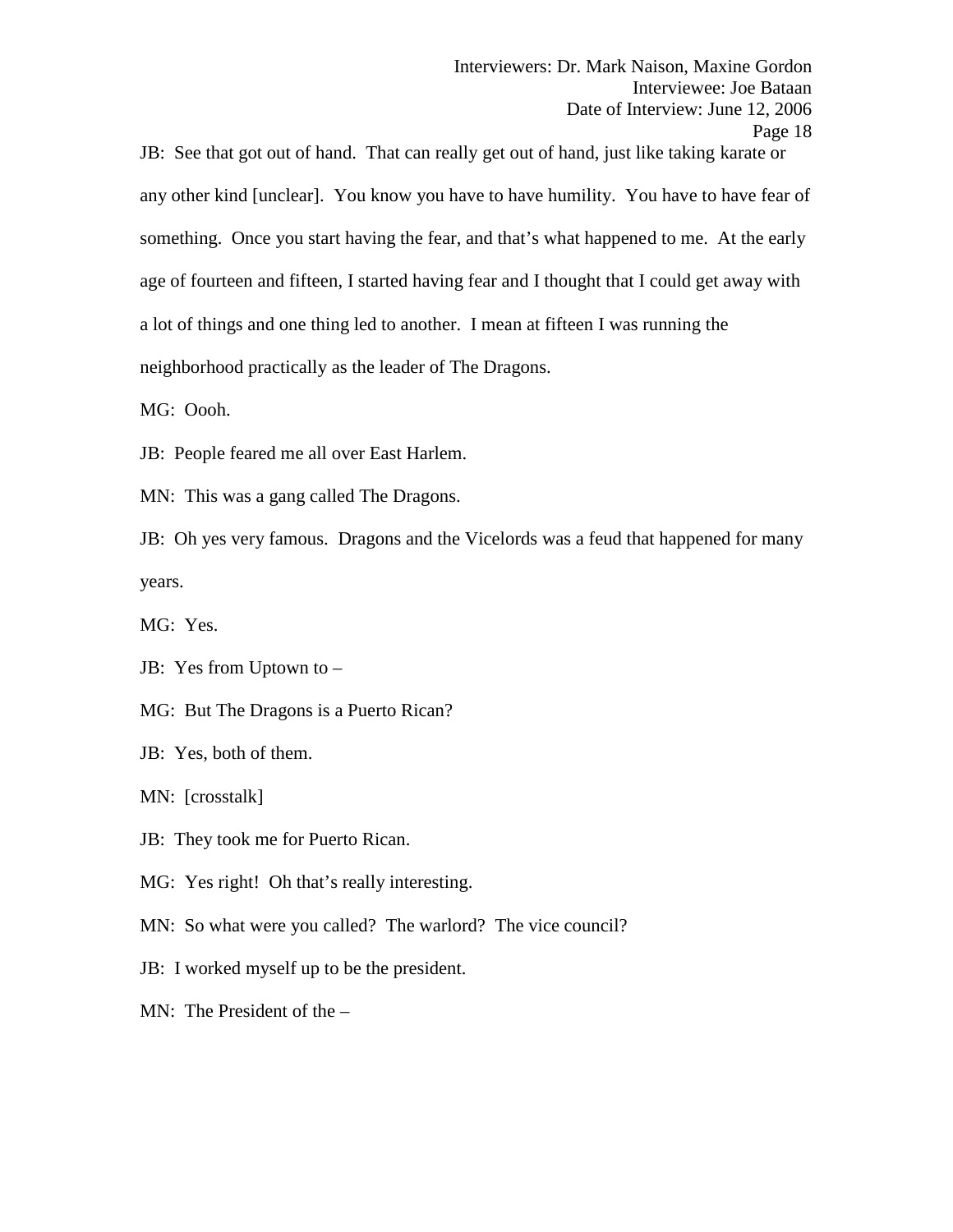JB: See that got out of hand. That can really get out of hand, just like taking karate or any other kind [unclear]. You know you have to have humility. You have to have fear of something. Once you start having the fear, and that's what happened to me. At the early age of fourteen and fifteen, I started having fear and I thought that I could get away with a lot of things and one thing led to another. I mean at fifteen I was running the neighborhood practically as the leader of The Dragons.

MG: Oooh.

JB: People feared me all over East Harlem.

MN: This was a gang called The Dragons.

JB: Oh yes very famous. Dragons and the Vicelords was a feud that happened for many years.

MG: Yes.

JB: Yes from Uptown to –

MG: But The Dragons is a Puerto Rican?

JB: Yes, both of them.

MN: [crosstalk]

JB: They took me for Puerto Rican.

MG: Yes right! Oh that's really interesting.

MN: So what were you called? The warlord? The vice council?

JB: I worked myself up to be the president.

MN: The President of the –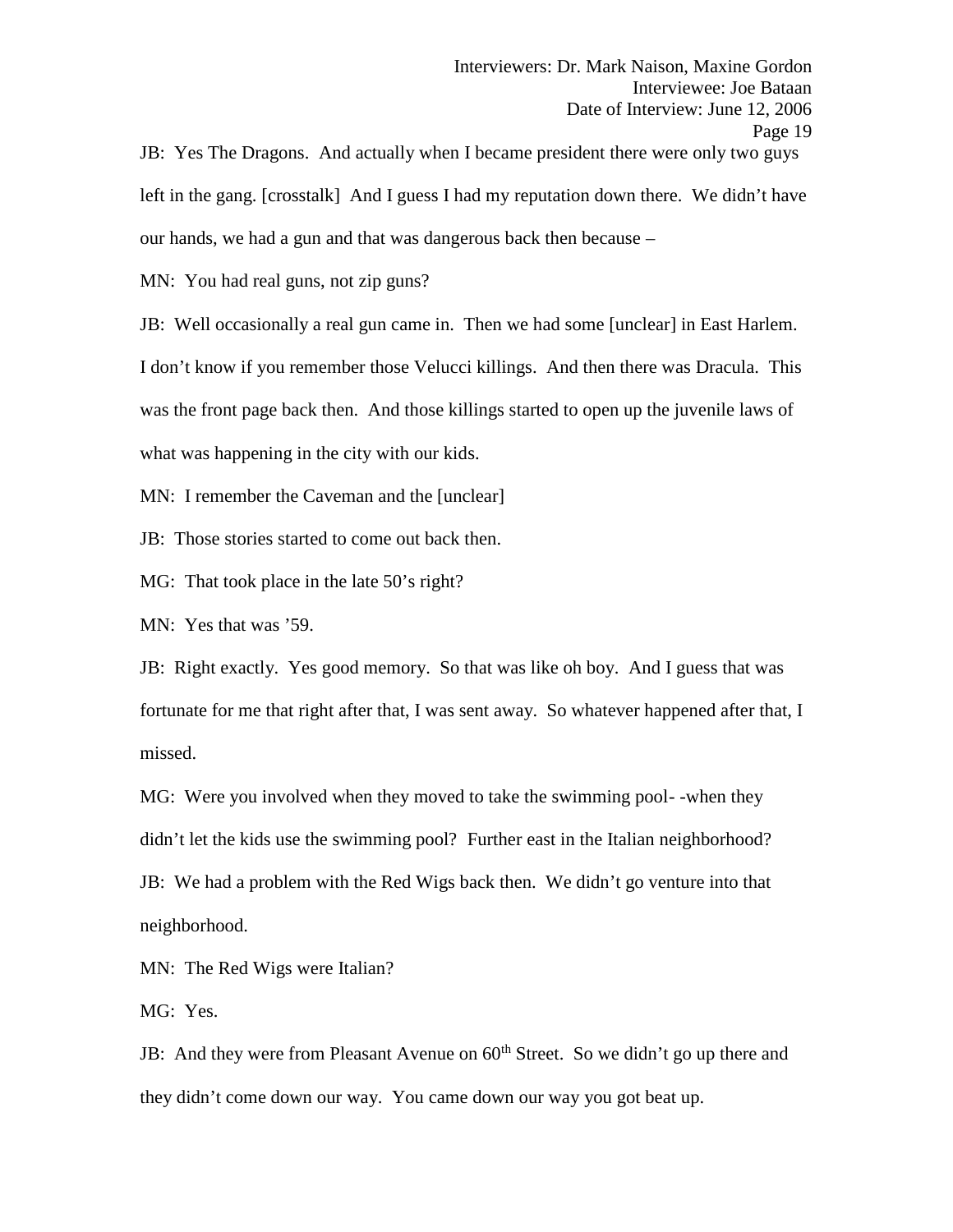JB: Yes The Dragons. And actually when I became president there were only two guys left in the gang. [crosstalk] And I guess I had my reputation down there. We didn't have our hands, we had a gun and that was dangerous back then because –

MN: You had real guns, not zip guns?

JB: Well occasionally a real gun came in. Then we had some [unclear] in East Harlem. I don't know if you remember those Velucci killings. And then there was Dracula. This was the front page back then. And those killings started to open up the juvenile laws of what was happening in the city with our kids.

MN: I remember the Caveman and the [unclear]

JB: Those stories started to come out back then.

MG: That took place in the late 50's right?

MN: Yes that was '59.

JB: Right exactly. Yes good memory. So that was like oh boy. And I guess that was fortunate for me that right after that, I was sent away. So whatever happened after that, I missed.

MG: Were you involved when they moved to take the swimming pool- -when they didn't let the kids use the swimming pool? Further east in the Italian neighborhood?

JB: We had a problem with the Red Wigs back then. We didn't go venture into that neighborhood.

MN: The Red Wigs were Italian?

MG: Yes.

JB: And they were from Pleasant Avenue on 60th Street. So we didn't go up there and they didn't come down our way. You came down our way you got beat up.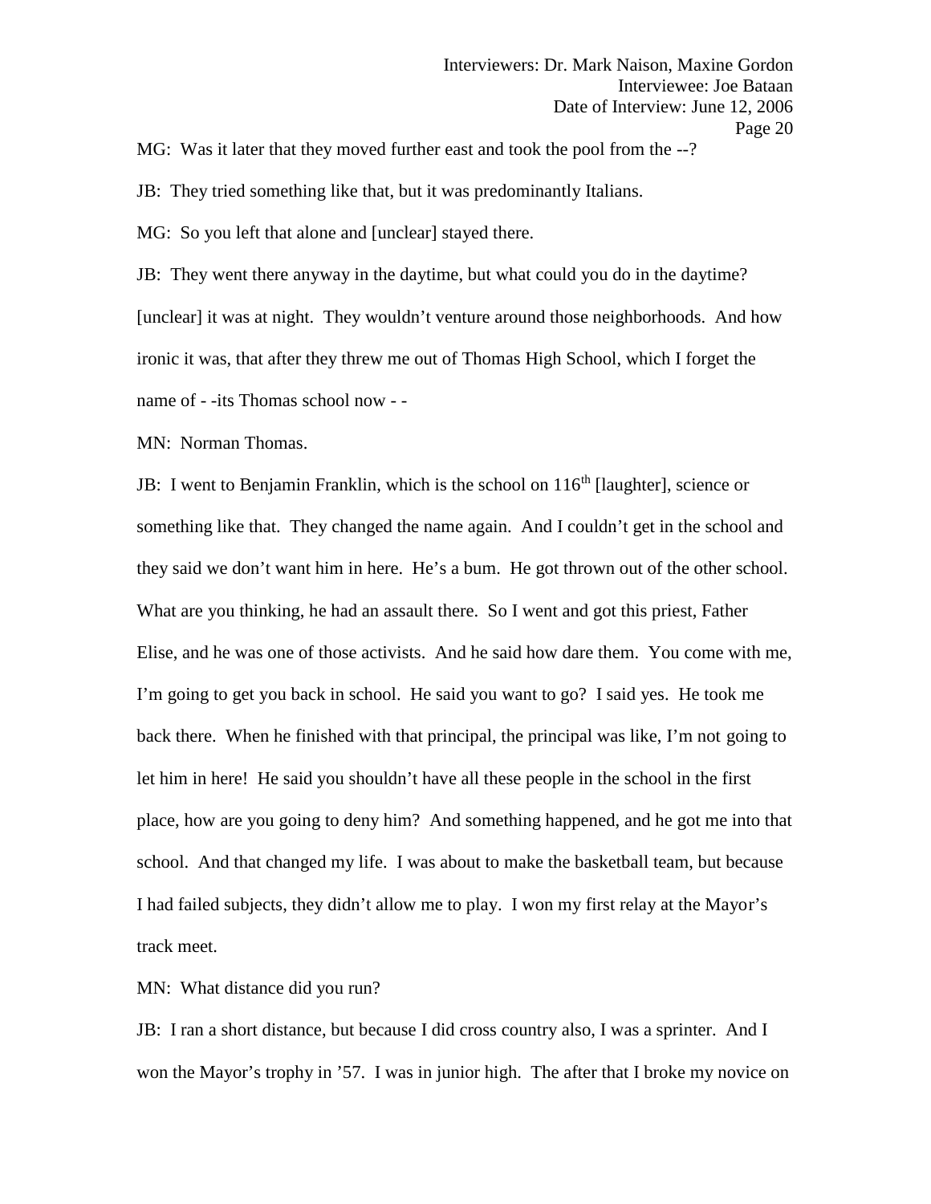MG: Was it later that they moved further east and took the pool from the --?

JB: They tried something like that, but it was predominantly Italians.

MG: So you left that alone and [unclear] stayed there.

JB: They went there anyway in the daytime, but what could you do in the daytime? [unclear] it was at night. They wouldn't venture around those neighborhoods. And how ironic it was, that after they threw me out of Thomas High School, which I forget the name of - -its Thomas school now - -

MN: Norman Thomas.

JB: I went to Benjamin Franklin, which is the school on 116th [laughter], science or something like that. They changed the name again. And I couldn't get in the school and they said we don't want him in here. He's a bum. He got thrown out of the other school. What are you thinking, he had an assault there. So I went and got this priest, Father Elise, and he was one of those activists. And he said how dare them. You come with me, I'm going to get you back in school. He said you want to go? I said yes. He took me back there. When he finished with that principal, the principal was like, I'm not going to let him in here! He said you shouldn't have all these people in the school in the first place, how are you going to deny him? And something happened, and he got me into that school. And that changed my life. I was about to make the basketball team, but because I had failed subjects, they didn't allow me to play. I won my first relay at the Mayor's track meet.

MN: What distance did you run?

JB: I ran a short distance, but because I did cross country also, I was a sprinter. And I won the Mayor's trophy in '57. I was in junior high. The after that I broke my novice on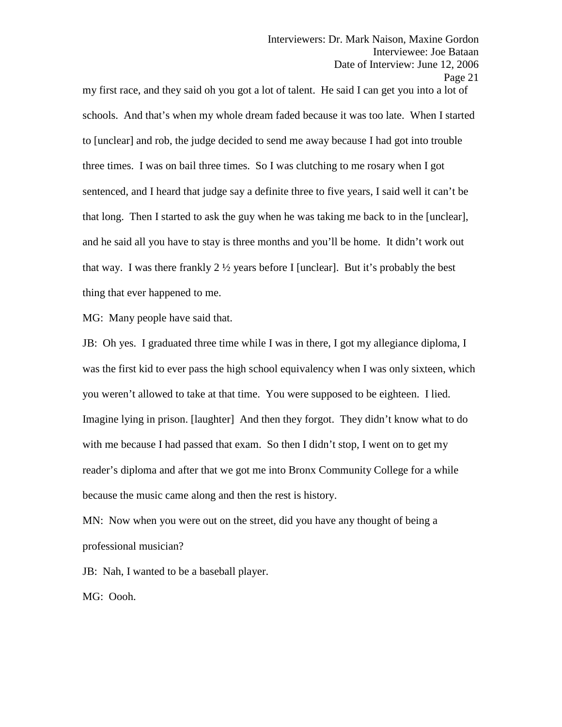my first race, and they said oh you got a lot of talent. He said I can get you into a lot of schools. And that's when my whole dream faded because it was too late. When I started to [unclear] and rob, the judge decided to send me away because I had got into trouble three times. I was on bail three times. So I was clutching to me rosary when I got sentenced, and I heard that judge say a definite three to five years, I said well it can't be that long. Then I started to ask the guy when he was taking me back to in the [unclear], and he said all you have to stay is three months and you'll be home. It didn't work out that way. I was there frankly 2 ½ years before I [unclear]. But it's probably the best thing that ever happened to me.

MG: Many people have said that.

JB: Oh yes. I graduated three time while I was in there, I got my allegiance diploma, I was the first kid to ever pass the high school equivalency when I was only sixteen, which you weren't allowed to take at that time. You were supposed to be eighteen. I lied. Imagine lying in prison. [laughter] And then they forgot. They didn't know what to do with me because I had passed that exam. So then I didn't stop, I went on to get my reader's diploma and after that we got me into Bronx Community College for a while because the music came along and then the rest is history.

MN: Now when you were out on the street, did you have any thought of being a professional musician?

JB: Nah, I wanted to be a baseball player.

MG: Oooh.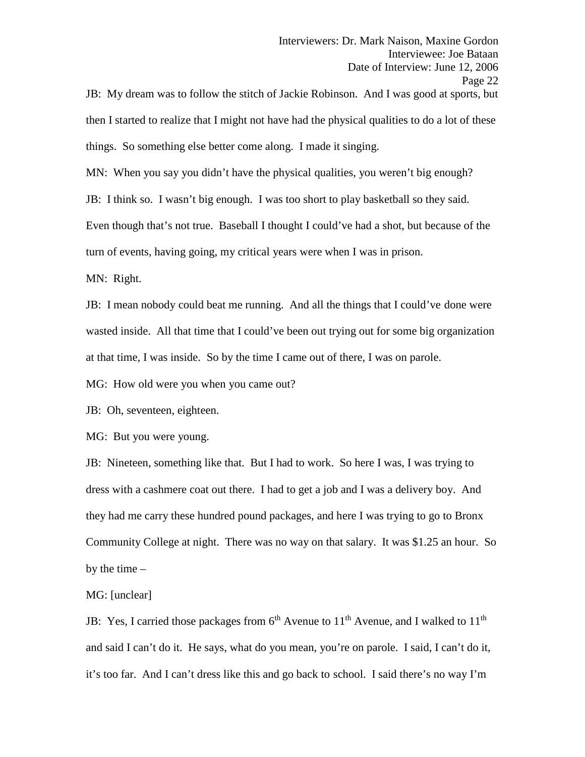JB: My dream was to follow the stitch of Jackie Robinson. And I was good at sports, but then I started to realize that I might not have had the physical qualities to do a lot of these things. So something else better come along. I made it singing.

MN: When you say you didn't have the physical qualities, you weren't big enough?

JB: I think so. I wasn't big enough. I was too short to play basketball so they said. Even though that's not true. Baseball I thought I could've had a shot, but because of the turn of events, having going, my critical years were when I was in prison.

MN: Right.

JB: I mean nobody could beat me running. And all the things that I could've done were wasted inside. All that time that I could've been out trying out for some big organization at that time, I was inside. So by the time I came out of there, I was on parole.

MG: How old were you when you came out?

JB: Oh, seventeen, eighteen.

MG: But you were young.

JB: Nineteen, something like that. But I had to work. So here I was, I was trying to dress with a cashmere coat out there. I had to get a job and I was a delivery boy. And they had me carry these hundred pound packages, and here I was trying to go to Bronx Community College at night. There was no way on that salary. It was $1.25 an hour. So by the time –

MG: [unclear]

JB: Yes, I carried those packages from 6th Avenue to 11th Avenue, and I walked to 11th and said I can't do it. He says, what do you mean, you're on parole. I said, I can't do it, it's too far. And I can't dress like this and go back to school. I said there's no way I'm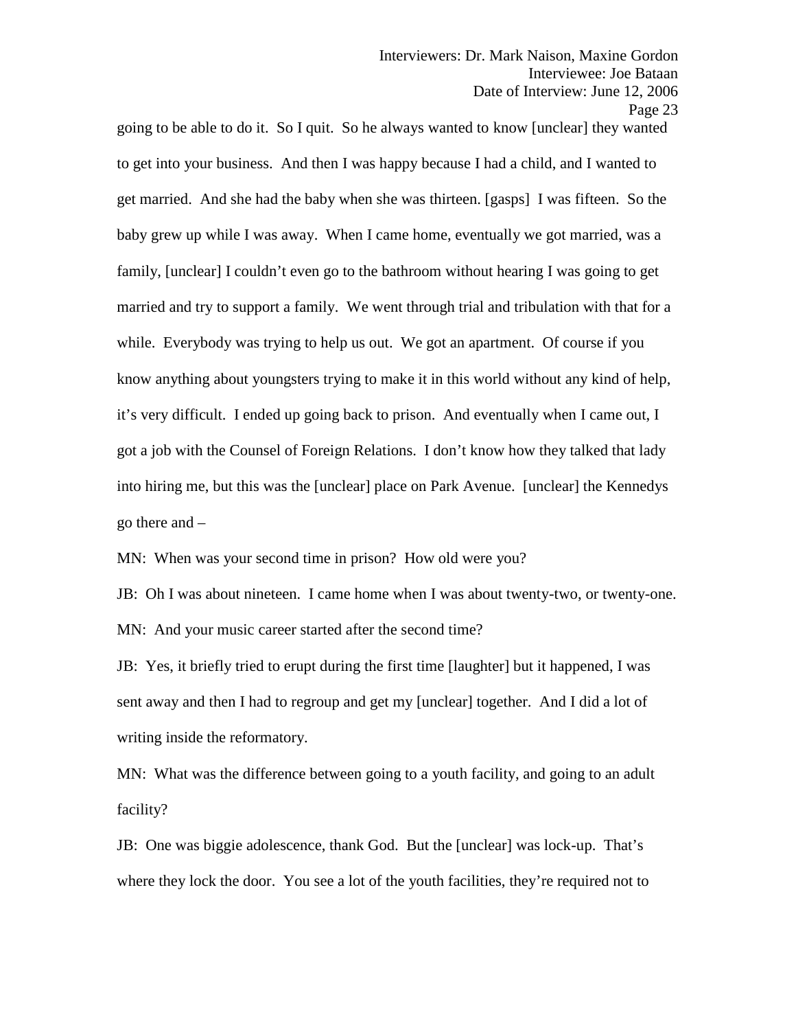going to be able to do it. So I quit. So he always wanted to know [unclear] they wanted to get into your business. And then I was happy because I had a child, and I wanted to get married. And she had the baby when she was thirteen. [gasps] I was fifteen. So the baby grew up while I was away. When I came home, eventually we got married, was a family, [unclear] I couldn't even go to the bathroom without hearing I was going to get married and try to support a family. We went through trial and tribulation with that for a while. Everybody was trying to help us out. We got an apartment. Of course if you know anything about youngsters trying to make it in this world without any kind of help, it's very difficult. I ended up going back to prison. And eventually when I came out, I got a job with the Counsel of Foreign Relations. I don't know how they talked that lady into hiring me, but this was the [unclear] place on Park Avenue. [unclear] the Kennedys go there and –

MN: When was your second time in prison? How old were you?

JB: Oh I was about nineteen. I came home when I was about twenty-two, or twenty-one.

MN: And your music career started after the second time?

JB: Yes, it briefly tried to erupt during the first time [laughter] but it happened, I was sent away and then I had to regroup and get my [unclear] together. And I did a lot of writing inside the reformatory.

MN: What was the difference between going to a youth facility, and going to an adult facility?

JB: One was biggie adolescence, thank God. But the [unclear] was lock-up. That's where they lock the door. You see a lot of the youth facilities, they're required not to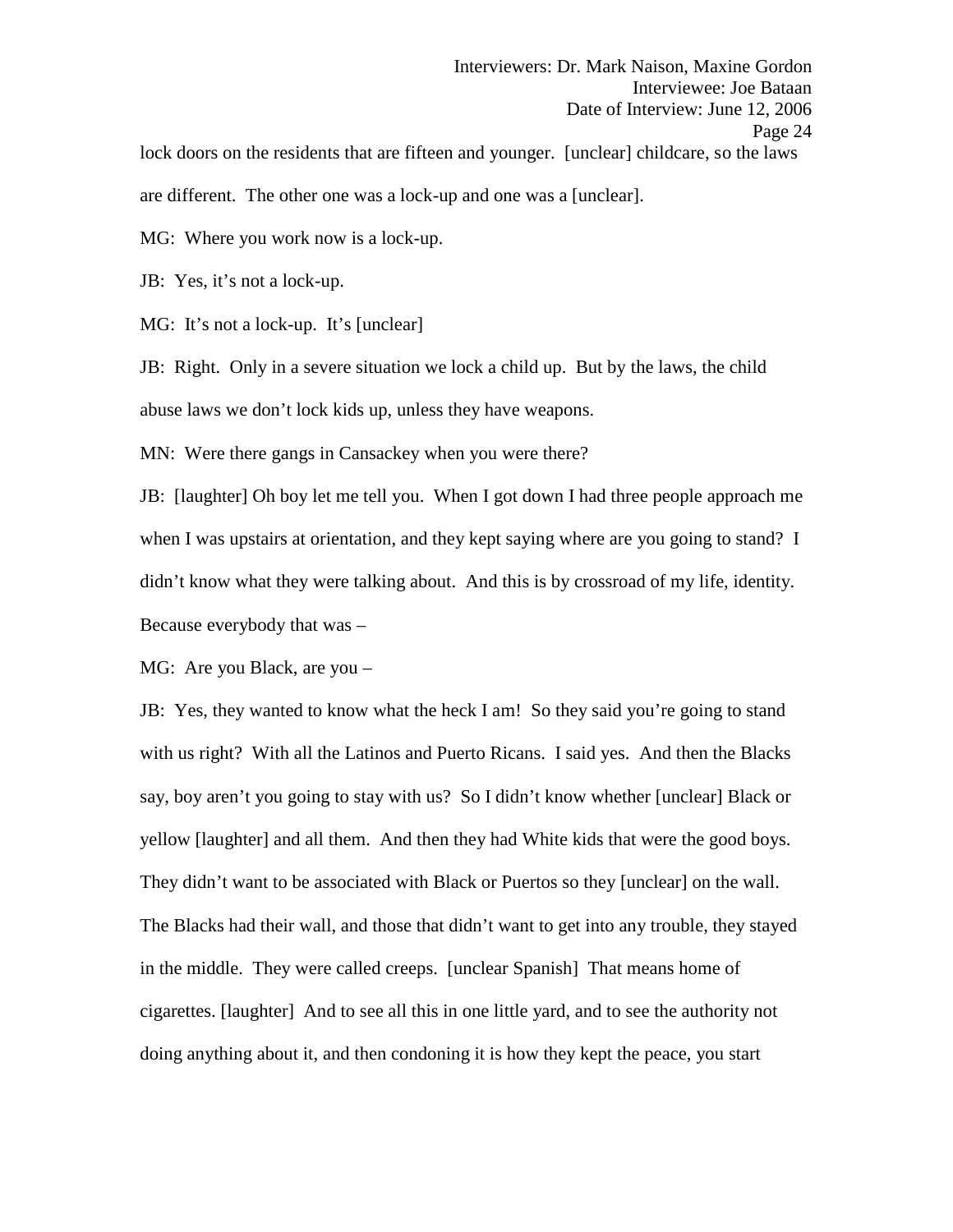lock doors on the residents that are fifteen and younger. [unclear] childcare, so the laws are different. The other one was a lock-up and one was a [unclear].

MG: Where you work now is a lock-up.

JB: Yes, it's not a lock-up.

MG: It's not a lock-up. It's [unclear]

JB: Right. Only in a severe situation we lock a child up. But by the laws, the child abuse laws we don't lock kids up, unless they have weapons.

MN: Were there gangs in Cansackey when you were there?

JB: [laughter] Oh boy let me tell you. When I got down I had three people approach me when I was upstairs at orientation, and they kept saying where are you going to stand? I didn't know what they were talking about. And this is by crossroad of my life, identity. Because everybody that was –

MG: Are you Black, are you –

JB: Yes, they wanted to know what the heck I am! So they said you're going to stand with us right? With all the Latinos and Puerto Ricans. I said yes. And then the Blacks say, boy aren't you going to stay with us? So I didn't know whether [unclear] Black or yellow [laughter] and all them. And then they had White kids that were the good boys. They didn't want to be associated with Black or Puertos so they [unclear] on the wall. The Blacks had their wall, and those that didn't want to get into any trouble, they stayed in the middle. They were called creeps. [unclear Spanish] That means home of cigarettes. [laughter] And to see all this in one little yard, and to see the authority not doing anything about it, and then condoning it is how they kept the peace, you start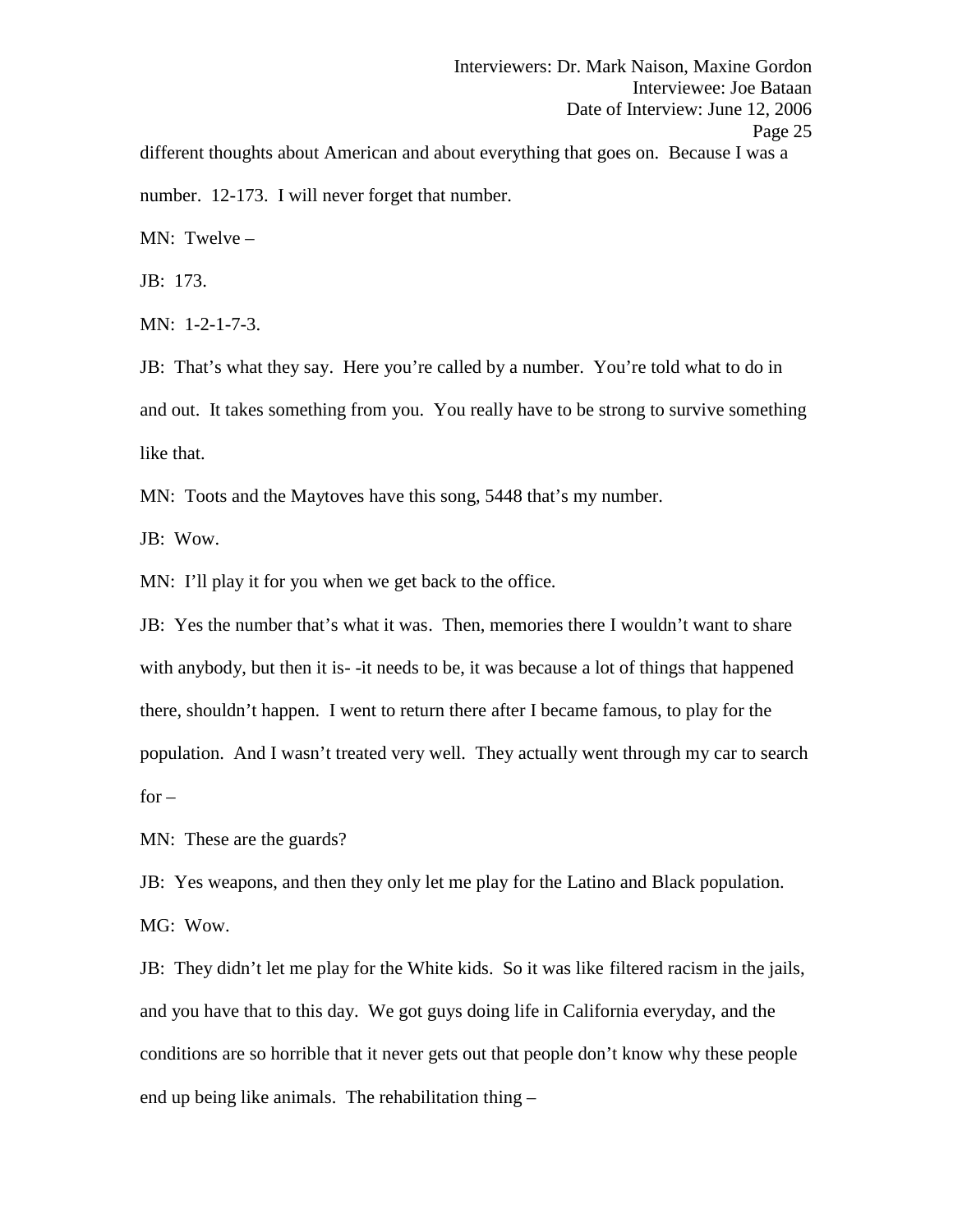different thoughts about American and about everything that goes on. Because I was a number. 12-173. I will never forget that number.

MN: Twelve –

JB: 173.

MN: 1-2-1-7-3.

JB: That's what they say. Here you're called by a number. You're told what to do in and out. It takes something from you. You really have to be strong to survive something like that.

MN: Toots and the Maytoves have this song, 5448 that's my number.

JB: Wow.

MN: I'll play it for you when we get back to the office.

JB: Yes the number that's what it was. Then, memories there I wouldn't want to share with anybody, but then it is- -it needs to be, it was because a lot of things that happened there, shouldn't happen. I went to return there after I became famous, to play for the population. And I wasn't treated very well. They actually went through my car to search for –

MN: These are the guards?

JB: Yes weapons, and then they only let me play for the Latino and Black population.

MG: Wow.

JB: They didn't let me play for the White kids. So it was like filtered racism in the jails, and you have that to this day. We got guys doing life in California everyday, and the conditions are so horrible that it never gets out that people don't know why these people end up being like animals. The rehabilitation thing –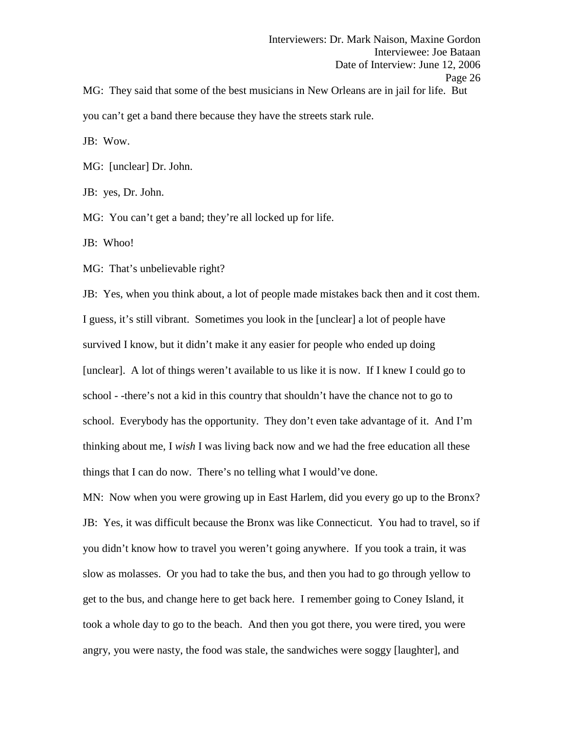MG: They said that some of the best musicians in New Orleans are in jail for life. But you can't get a band there because they have the streets stark rule.

JB: Wow.

MG: [unclear] Dr. John.

JB: yes, Dr. John.

MG: You can't get a band; they're all locked up for life.

JB: Whoo!

MG: That's unbelievable right?

JB: Yes, when you think about, a lot of people made mistakes back then and it cost them. I guess, it's still vibrant. Sometimes you look in the [unclear] a lot of people have survived I know, but it didn't make it any easier for people who ended up doing [unclear]. A lot of things weren't available to us like it is now. If I knew I could go to school - -there's not a kid in this country that shouldn't have the chance not to go to school. Everybody has the opportunity. They don't even take advantage of it. And I'm thinking about me, I *wish* I was living back now and we had the free education all these things that I can do now. There's no telling what I would've done.

MN: Now when you were growing up in East Harlem, did you every go up to the Bronx?

JB: Yes, it was difficult because the Bronx was like Connecticut. You had to travel, so if you didn't know how to travel you weren't going anywhere. If you took a train, it was slow as molasses. Or you had to take the bus, and then you had to go through yellow to get to the bus, and change here to get back here. I remember going to Coney Island, it took a whole day to go to the beach. And then you got there, you were tired, you were angry, you were nasty, the food was stale, the sandwiches were soggy [laughter], and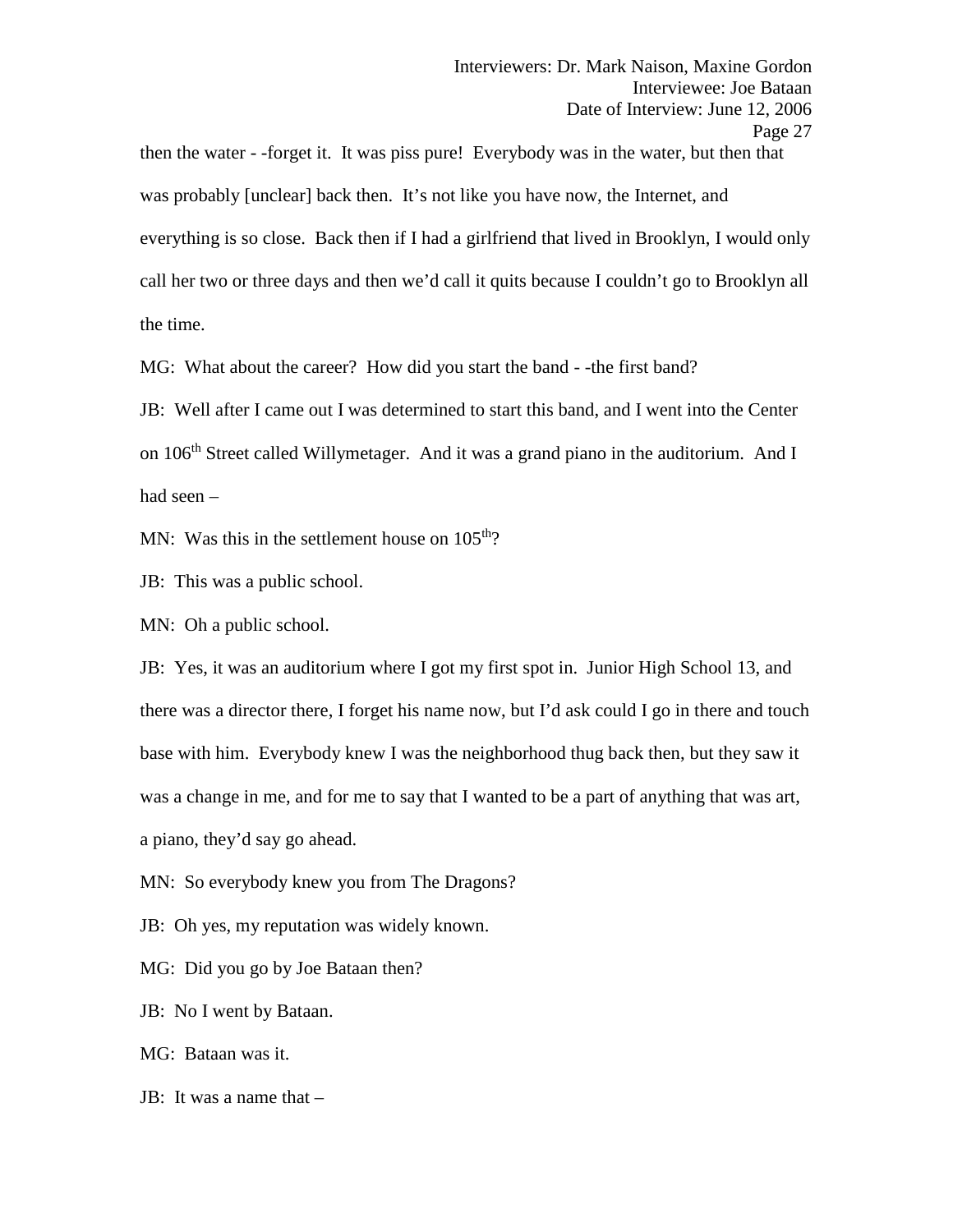then the water - -forget it. It was piss pure! Everybody was in the water, but then that was probably [unclear] back then. It's not like you have now, the Internet, and everything is so close. Back then if I had a girlfriend that lived in Brooklyn, I would only call her two or three days and then we'd call it quits because I couldn't go to Brooklyn all the time.

MG: What about the career? How did you start the band - -the first band?

JB: Well after I came out I was determined to start this band, and I went into the Center on 106th Street called Willymetager. And it was a grand piano in the auditorium. And I had seen –

MN: Was this in the settlement house on 105th?

JB: This was a public school.

MN: Oh a public school.

JB: Yes, it was an auditorium where I got my first spot in. Junior High School 13, and there was a director there, I forget his name now, but I'd ask could I go in there and touch base with him. Everybody knew I was the neighborhood thug back then, but they saw it was a change in me, and for me to say that I wanted to be a part of anything that was art, a piano, they'd say go ahead.

MN: So everybody knew you from The Dragons?

JB: Oh yes, my reputation was widely known.

MG: Did you go by Joe Bataan then?

JB: No I went by Bataan.

MG: Bataan was it.

JB: It was a name that –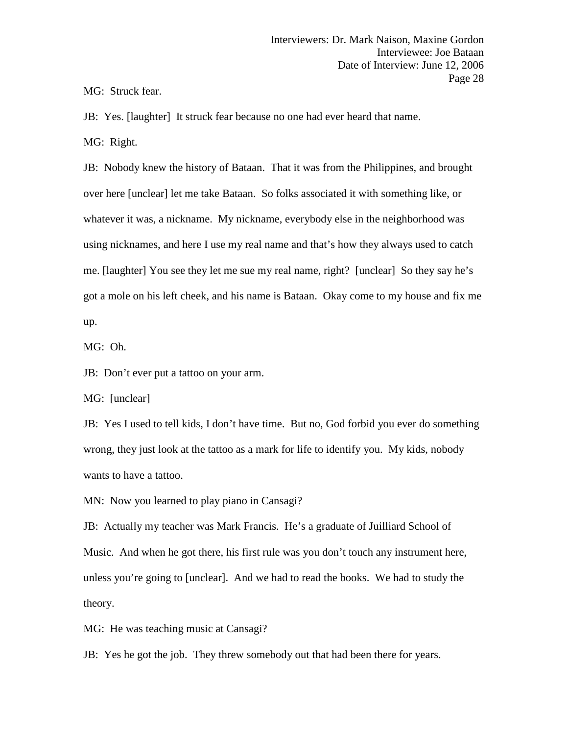MG: Struck fear.

JB: Yes. [laughter] It struck fear because no one had ever heard that name.

MG: Right.

JB: Nobody knew the history of Bataan. That it was from the Philippines, and brought over here [unclear] let me take Bataan. So folks associated it with something like, or whatever it was, a nickname. My nickname, everybody else in the neighborhood was using nicknames, and here I use my real name and that's how they always used to catch me. [laughter] You see they let me sue my real name, right? [unclear] So they say he's got a mole on his left cheek, and his name is Bataan. Okay come to my house and fix me up.

MG: Oh.

JB: Don't ever put a tattoo on your arm.

MG: [unclear]

JB: Yes I used to tell kids, I don't have time. But no, God forbid you ever do something wrong, they just look at the tattoo as a mark for life to identify you. My kids, nobody wants to have a tattoo.

MN: Now you learned to play piano in Cansagi?

JB: Actually my teacher was Mark Francis. He's a graduate of Juilliard School of Music. And when he got there, his first rule was you don't touch any instrument here, unless you're going to [unclear]. And we had to read the books. We had to study the theory.

MG: He was teaching music at Cansagi?

JB: Yes he got the job. They threw somebody out that had been there for years.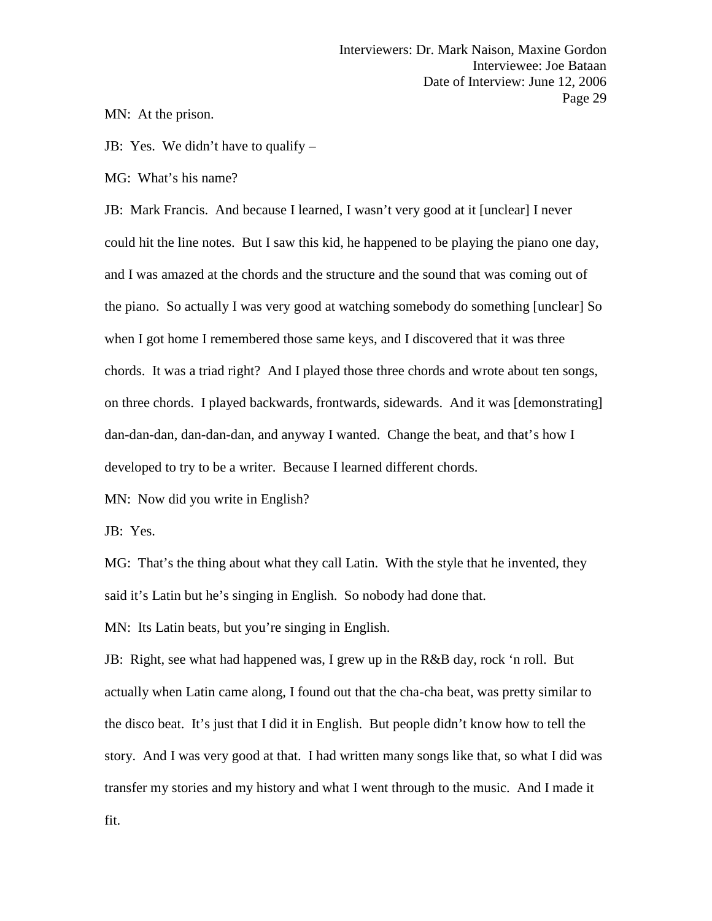MN: At the prison.

JB: Yes. We didn't have to qualify –

MG: What's his name?

JB: Mark Francis. And because I learned, I wasn't very good at it [unclear] I never could hit the line notes. But I saw this kid, he happened to be playing the piano one day, and I was amazed at the chords and the structure and the sound that was coming out of the piano. So actually I was very good at watching somebody do something [unclear] So when I got home I remembered those same keys, and I discovered that it was three chords. It was a triad right? And I played those three chords and wrote about ten songs, on three chords. I played backwards, frontwards, sidewards. And it was [demonstrating] dan-dan-dan, dan-dan-dan, and anyway I wanted. Change the beat, and that's how I developed to try to be a writer. Because I learned different chords.

MN: Now did you write in English?

JB: Yes.

MG: That's the thing about what they call Latin. With the style that he invented, they said it's Latin but he's singing in English. So nobody had done that.

MN: Its Latin beats, but you're singing in English.

JB: Right, see what had happened was, I grew up in the R&B day, rock 'n roll. But actually when Latin came along, I found out that the cha-cha beat, was pretty similar to the disco beat. It's just that I did it in English. But people didn't know how to tell the story. And I was very good at that. I had written many songs like that, so what I did was transfer my stories and my history and what I went through to the music. And I made it fit.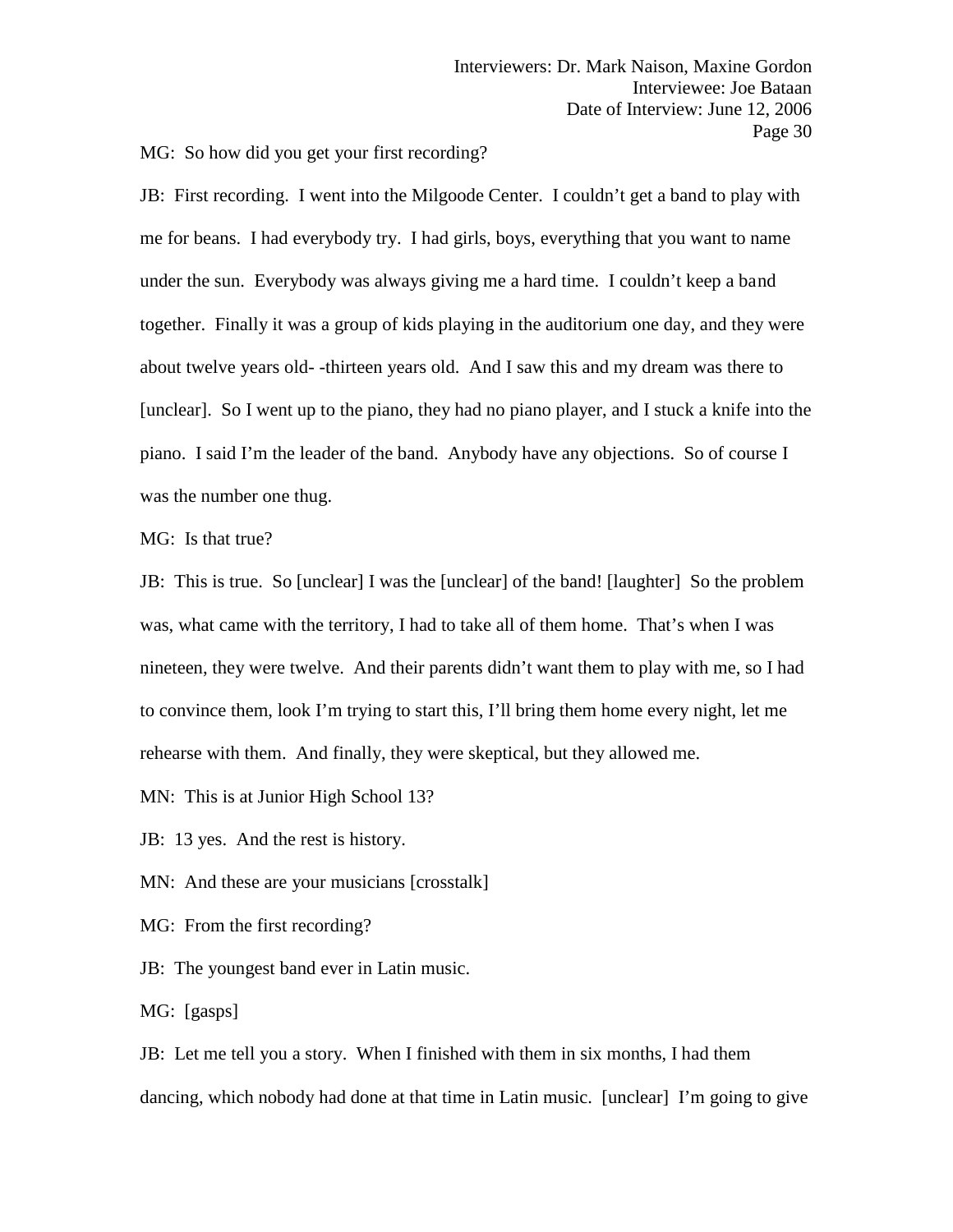MG: So how did you get your first recording?

JB: First recording. I went into the Milgoode Center. I couldn't get a band to play with me for beans. I had everybody try. I had girls, boys, everything that you want to name under the sun. Everybody was always giving me a hard time. I couldn't keep a band together. Finally it was a group of kids playing in the auditorium one day, and they were about twelve years old- -thirteen years old. And I saw this and my dream was there to [unclear]. So I went up to the piano, they had no piano player, and I stuck a knife into the piano. I said I'm the leader of the band. Anybody have any objections. So of course I was the number one thug.

MG: Is that true?

JB: This is true. So [unclear] I was the [unclear] of the band! [laughter] So the problem was, what came with the territory, I had to take all of them home. That's when I was nineteen, they were twelve. And their parents didn't want them to play with me, so I had to convince them, look I'm trying to start this, I'll bring them home every night, let me rehearse with them. And finally, they were skeptical, but they allowed me.

MN: This is at Junior High School 13?

JB: 13 yes. And the rest is history.

MN: And these are your musicians [crosstalk]

MG: From the first recording?

JB: The youngest band ever in Latin music.

MG: [gasps]

JB: Let me tell you a story. When I finished with them in six months, I had them dancing, which nobody had done at that time in Latin music. [unclear] I'm going to give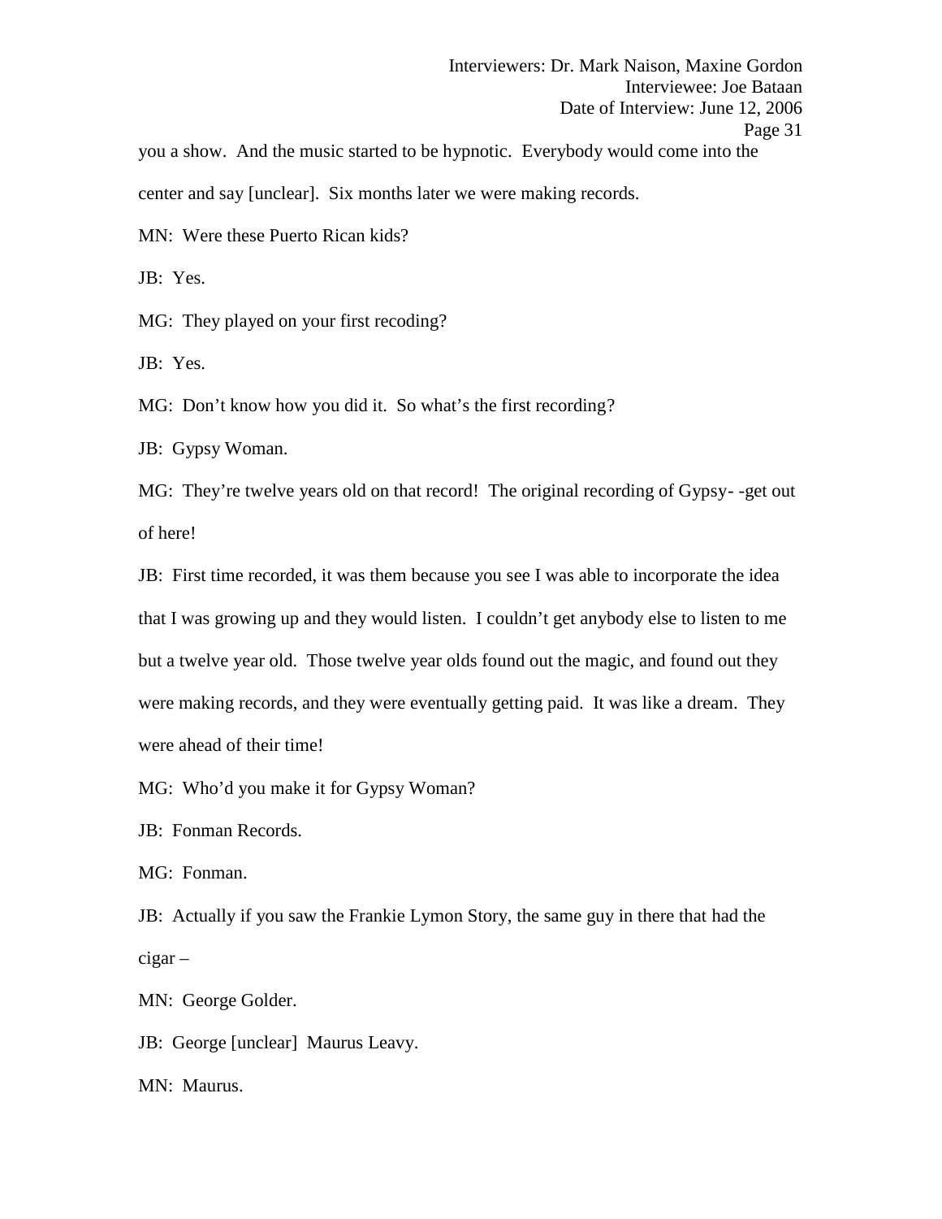you a show. And the music started to be hypnotic. Everybody would come into the center and say [unclear]. Six months later we were making records.

MN: Were these Puerto Rican kids?

JB: Yes.

MG: They played on your first recoding?

JB: Yes.

MG: Don't know how you did it. So what's the first recording?

JB: Gypsy Woman.

MG: They're twelve years old on that record! The original recording of Gypsy- -get out of here!

JB: First time recorded, it was them because you see I was able to incorporate the idea that I was growing up and they would listen. I couldn't get anybody else to listen to me but a twelve year old. Those twelve year olds found out the magic, and found out they were making records, and they were eventually getting paid. It was like a dream. They were ahead of their time!

MG: Who'd you make it for Gypsy Woman?

JB: Fonman Records.

MG: Fonman.

JB: Actually if you saw the Frankie Lymon Story, the same guy in there that had the cigar –

MN: George Golder.

JB: George [unclear] Maurus Leavy.

MN: Maurus.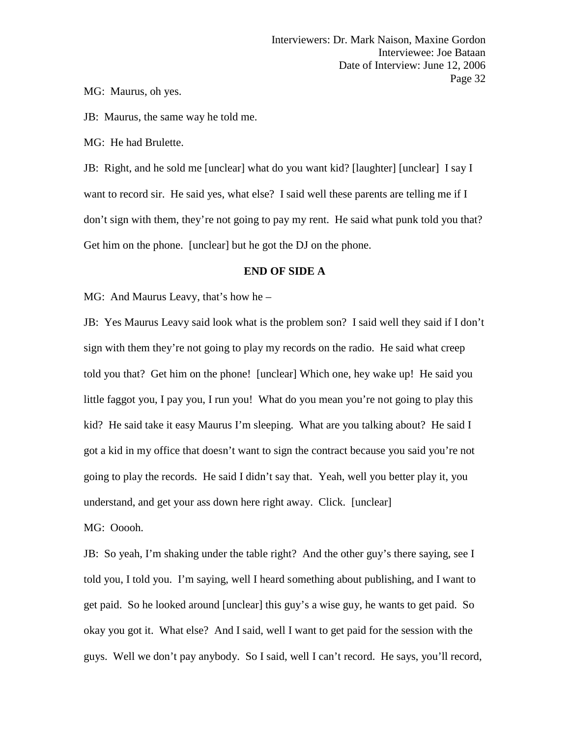MG: Maurus, oh yes.

JB: Maurus, the same way he told me.

MG: He had Brulette.

JB: Right, and he sold me [unclear] what do you want kid? [laughter] [unclear] I say I want to record sir. He said yes, what else? I said well these parents are telling me if I don't sign with them, they're not going to pay my rent. He said what punk told you that? Get him on the phone. [unclear] but he got the DJ on the phone.

**END OF SIDE A**

MG: And Maurus Leavy, that's how he –

JB: Yes Maurus Leavy said look what is the problem son? I said well they said if I don't sign with them they're not going to play my records on the radio. He said what creep told you that? Get him on the phone! [unclear] Which one, hey wake up! He said you little faggot you, I pay you, I run you! What do you mean you're not going to play this kid? He said take it easy Maurus I'm sleeping. What are you talking about? He said I got a kid in my office that doesn't want to sign the contract because you said you're not going to play the records. He said I didn't say that. Yeah, well you better play it, you understand, and get your ass down here right away. Click. [unclear]

MG: Ooooh.

JB: So yeah, I'm shaking under the table right? And the other guy's there saying, see I told you, I told you. I'm saying, well I heard something about publishing, and I want to get paid. So he looked around [unclear] this guy's a wise guy, he wants to get paid. So okay you got it. What else? And I said, well I want to get paid for the session with the guys. Well we don't pay anybody. So I said, well I can't record. He says, you'll record,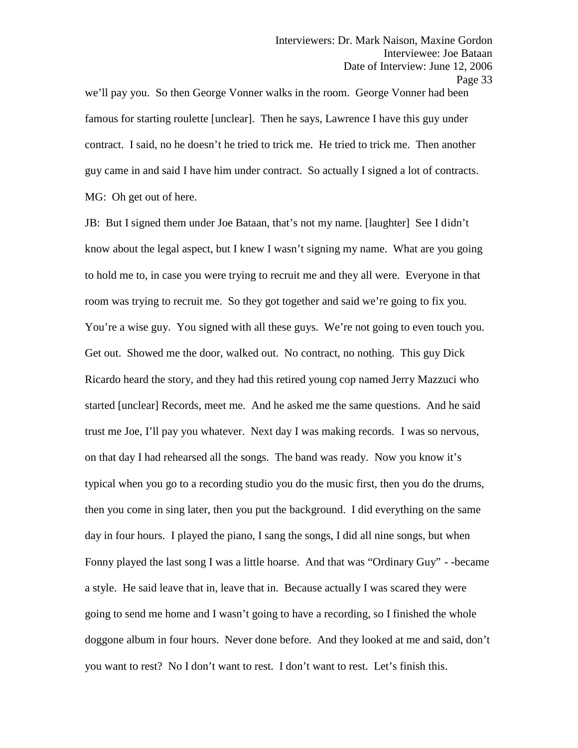we'll pay you. So then George Vonner walks in the room. George Vonner had been famous for starting roulette [unclear]. Then he says, Lawrence I have this guy under contract. I said, no he doesn't he tried to trick me. He tried to trick me. Then another guy came in and said I have him under contract. So actually I signed a lot of contracts.

MG: Oh get out of here.

JB: But I signed them under Joe Bataan, that's not my name. [laughter] See I didn't know about the legal aspect, but I knew I wasn't signing my name. What are you going to hold me to, in case you were trying to recruit me and they all were. Everyone in that room was trying to recruit me. So they got together and said we're going to fix you. You're a wise guy. You signed with all these guys. We're not going to even touch you. Get out. Showed me the door, walked out. No contract, no nothing. This guy Dick Ricardo heard the story, and they had this retired young cop named Jerry Mazzuci who started [unclear] Records, meet me. And he asked me the same questions. And he said trust me Joe, I'll pay you whatever. Next day I was making records. I was so nervous, on that day I had rehearsed all the songs. The band was ready. Now you know it's typical when you go to a recording studio you do the music first, then you do the drums, then you come in sing later, then you put the background. I did everything on the same day in four hours. I played the piano, I sang the songs, I did all nine songs, but when Fonny played the last song I was a little hoarse. And that was "Ordinary Guy" - -became a style. He said leave that in, leave that in. Because actually I was scared they were going to send me home and I wasn't going to have a recording, so I finished the whole doggone album in four hours. Never done before. And they looked at me and said, don't you want to rest? No I don't want to rest. I don't want to rest. Let's finish this.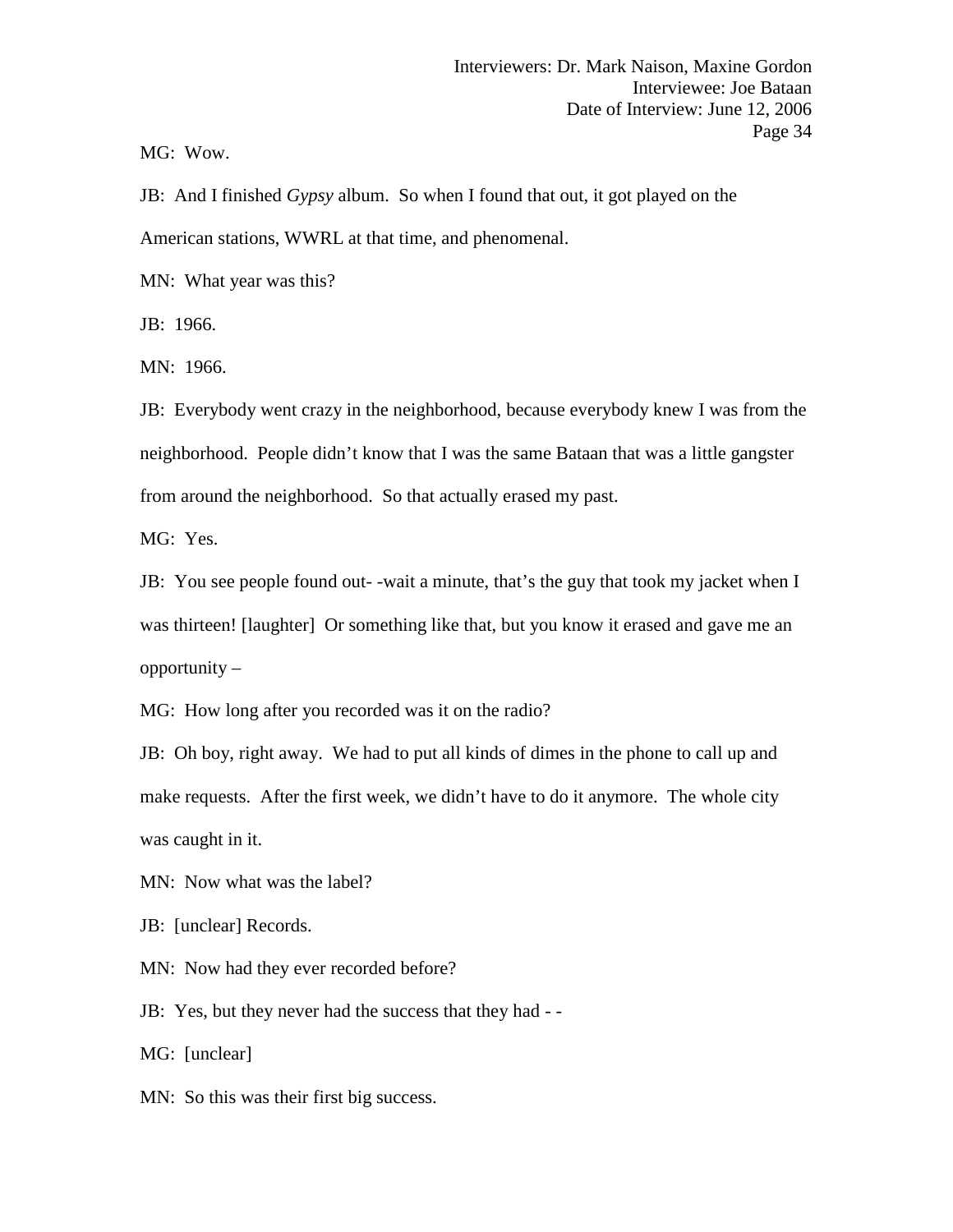MG: Wow.

JB: And I finished *Gypsy* album. So when I found that out, it got played on the American stations, WWRL at that time, and phenomenal.

MN: What year was this?

JB: 1966.

MN: 1966.

JB: Everybody went crazy in the neighborhood, because everybody knew I was from the neighborhood. People didn't know that I was the same Bataan that was a little gangster from around the neighborhood. So that actually erased my past.

MG: Yes.

JB: You see people found out- -wait a minute, that's the guy that took my jacket when I was thirteen! [laughter] Or something like that, but you know it erased and gave me an opportunity –

MG: How long after you recorded was it on the radio?

JB: Oh boy, right away. We had to put all kinds of dimes in the phone to call up and make requests. After the first week, we didn't have to do it anymore. The whole city was caught in it.

MN: Now what was the label?

JB: [unclear] Records.

MN: Now had they ever recorded before?

JB: Yes, but they never had the success that they had - -

MG: [unclear]

MN: So this was their first big success.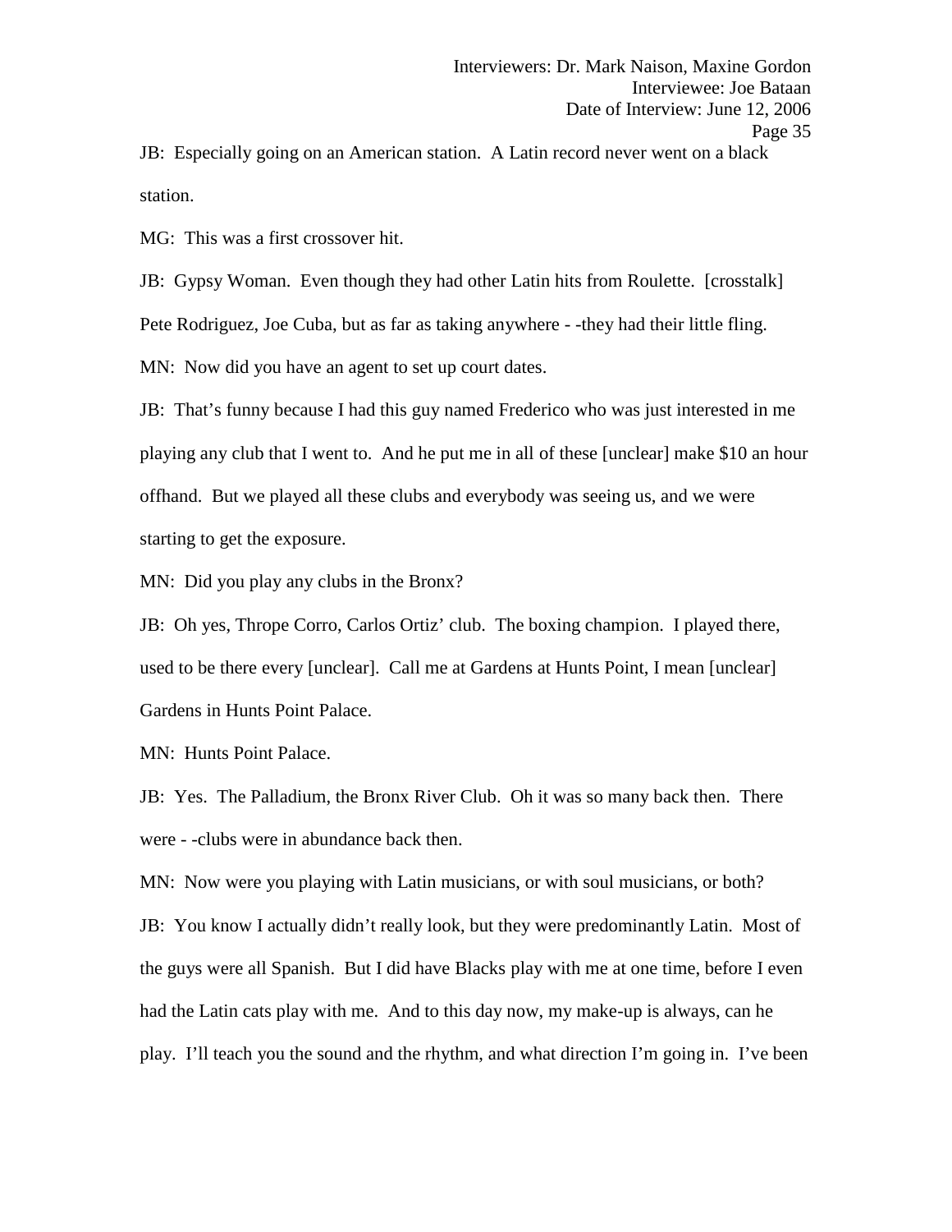JB: Especially going on an American station. A Latin record never went on a black station.

MG: This was a first crossover hit.

JB: Gypsy Woman. Even though they had other Latin hits from Roulette. [crosstalk] Pete Rodriguez, Joe Cuba, but as far as taking anywhere - -they had their little fling.

MN: Now did you have an agent to set up court dates.

JB: That's funny because I had this guy named Frederico who was just interested in me playing any club that I went to. And he put me in all of these [unclear] make $10 an hour offhand. But we played all these clubs and everybody was seeing us, and we were starting to get the exposure.

MN: Did you play any clubs in the Bronx?

JB: Oh yes, Thrope Corro, Carlos Ortiz' club. The boxing champion. I played there, used to be there every [unclear]. Call me at Gardens at Hunts Point, I mean [unclear] Gardens in Hunts Point Palace.

MN: Hunts Point Palace.

JB: Yes. The Palladium, the Bronx River Club. Oh it was so many back then. There were - -clubs were in abundance back then.

MN: Now were you playing with Latin musicians, or with soul musicians, or both?

JB: You know I actually didn't really look, but they were predominantly Latin. Most of the guys were all Spanish. But I did have Blacks play with me at one time, before I even had the Latin cats play with me. And to this day now, my make-up is always, can he play. I'll teach you the sound and the rhythm, and what direction I'm going in. I've been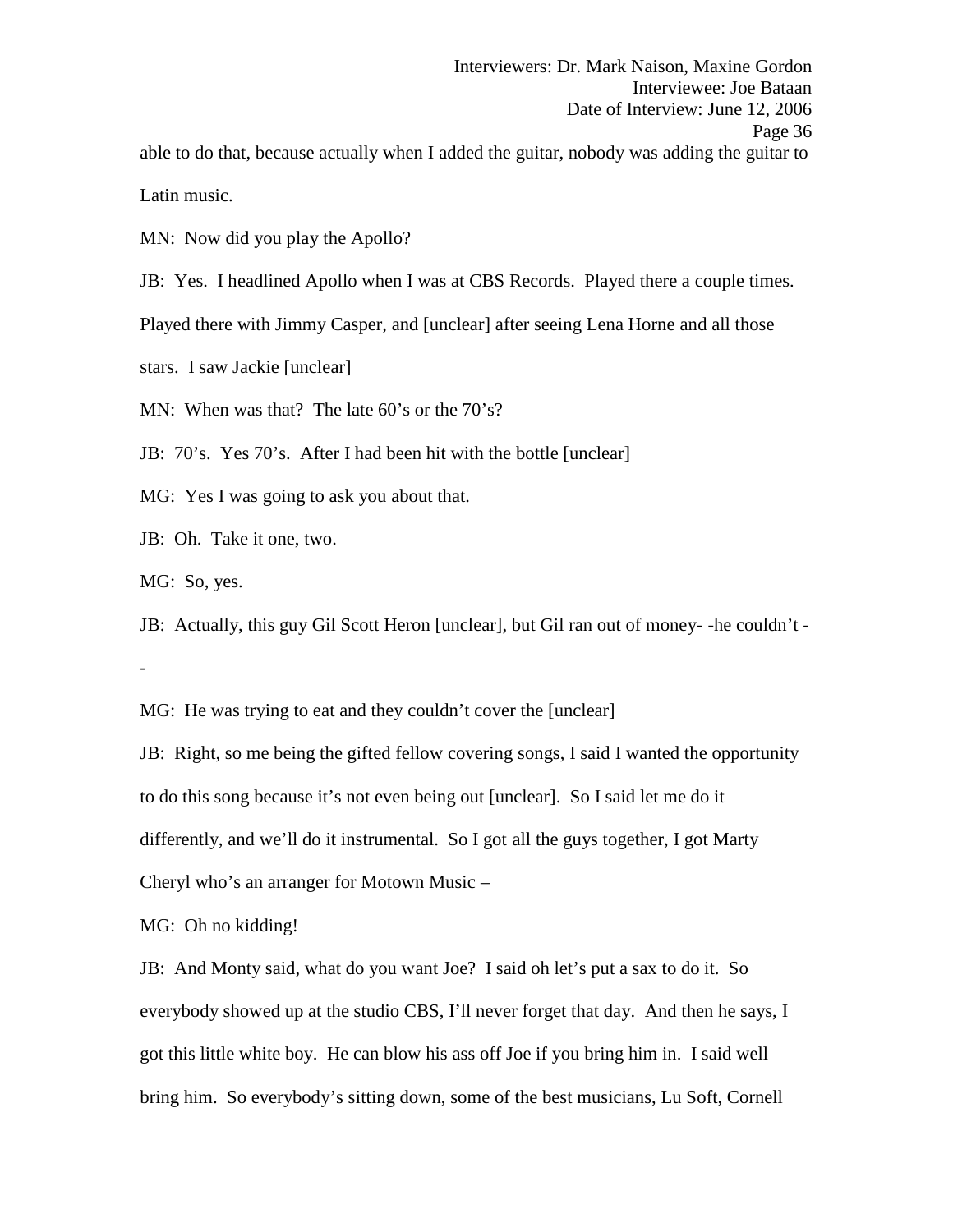able to do that, because actually when I added the guitar, nobody was adding the guitar to Latin music.

MN: Now did you play the Apollo?

JB: Yes. I headlined Apollo when I was at CBS Records. Played there a couple times. Played there with Jimmy Casper, and [unclear] after seeing Lena Horne and all those stars. I saw Jackie [unclear]

MN: When was that? The late 60's or the 70's?

JB: 70's. Yes 70's. After I had been hit with the bottle [unclear]

MG: Yes I was going to ask you about that.

JB: Oh. Take it one, two.

MG: So, yes.

JB: Actually, this guy Gil Scott Heron [unclear], but Gil ran out of money- -he couldn't - -

MG: He was trying to eat and they couldn't cover the [unclear]

JB: Right, so me being the gifted fellow covering songs, I said I wanted the opportunity to do this song because it's not even being out [unclear]. So I said let me do it differently, and we'll do it instrumental. So I got all the guys together, I got Marty Cheryl who's an arranger for Motown Music –

MG: Oh no kidding!

JB: And Monty said, what do you want Joe? I said oh let's put a sax to do it. So everybody showed up at the studio CBS, I'll never forget that day. And then he says, I got this little white boy. He can blow his ass off Joe if you bring him in. I said well bring him. So everybody's sitting down, some of the best musicians, Lu Soft, Cornell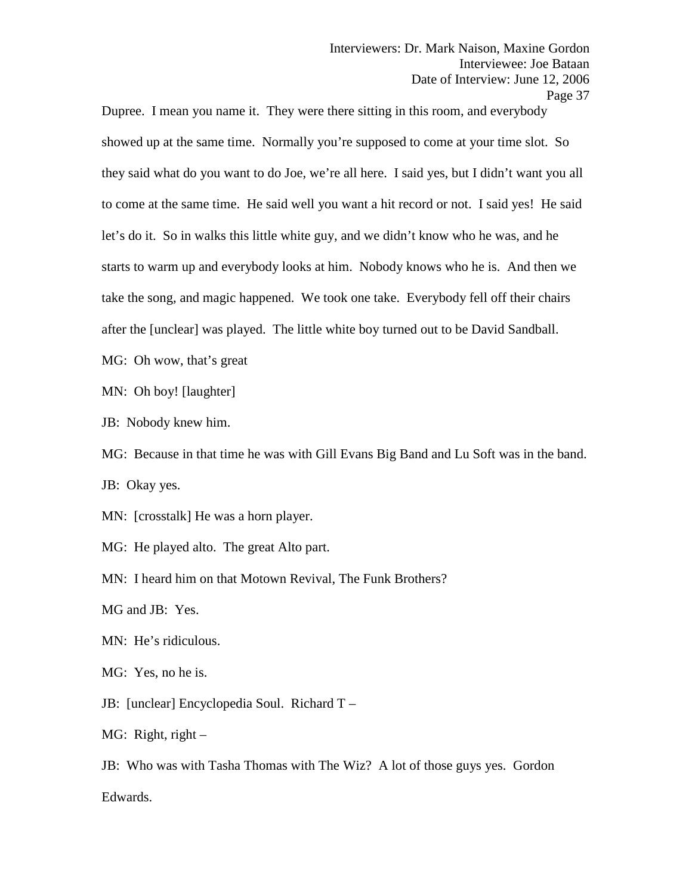Dupree. I mean you name it. They were there sitting in this room, and everybody showed up at the same time. Normally you're supposed to come at your time slot. So they said what do you want to do Joe, we're all here. I said yes, but I didn't want you all to come at the same time. He said well you want a hit record or not. I said yes! He said let's do it. So in walks this little white guy, and we didn't know who he was, and he starts to warm up and everybody looks at him. Nobody knows who he is. And then we take the song, and magic happened. We took one take. Everybody fell off their chairs after the [unclear] was played. The little white boy turned out to be David Sandball.

MG: Oh wow, that's great

MN: Oh boy! [laughter]

JB: Nobody knew him.

MG: Because in that time he was with Gill Evans Big Band and Lu Soft was in the band.

JB: Okay yes.

MN: [crosstalk] He was a horn player.

MG: He played alto. The great Alto part.

MN: I heard him on that Motown Revival, The Funk Brothers?

MG and JB: Yes.

MN: He's ridiculous.

MG: Yes, no he is.

JB: [unclear] Encyclopedia Soul. Richard T –

MG: Right, right –

JB: Who was with Tasha Thomas with The Wiz? A lot of those guys yes. Gordon Edwards.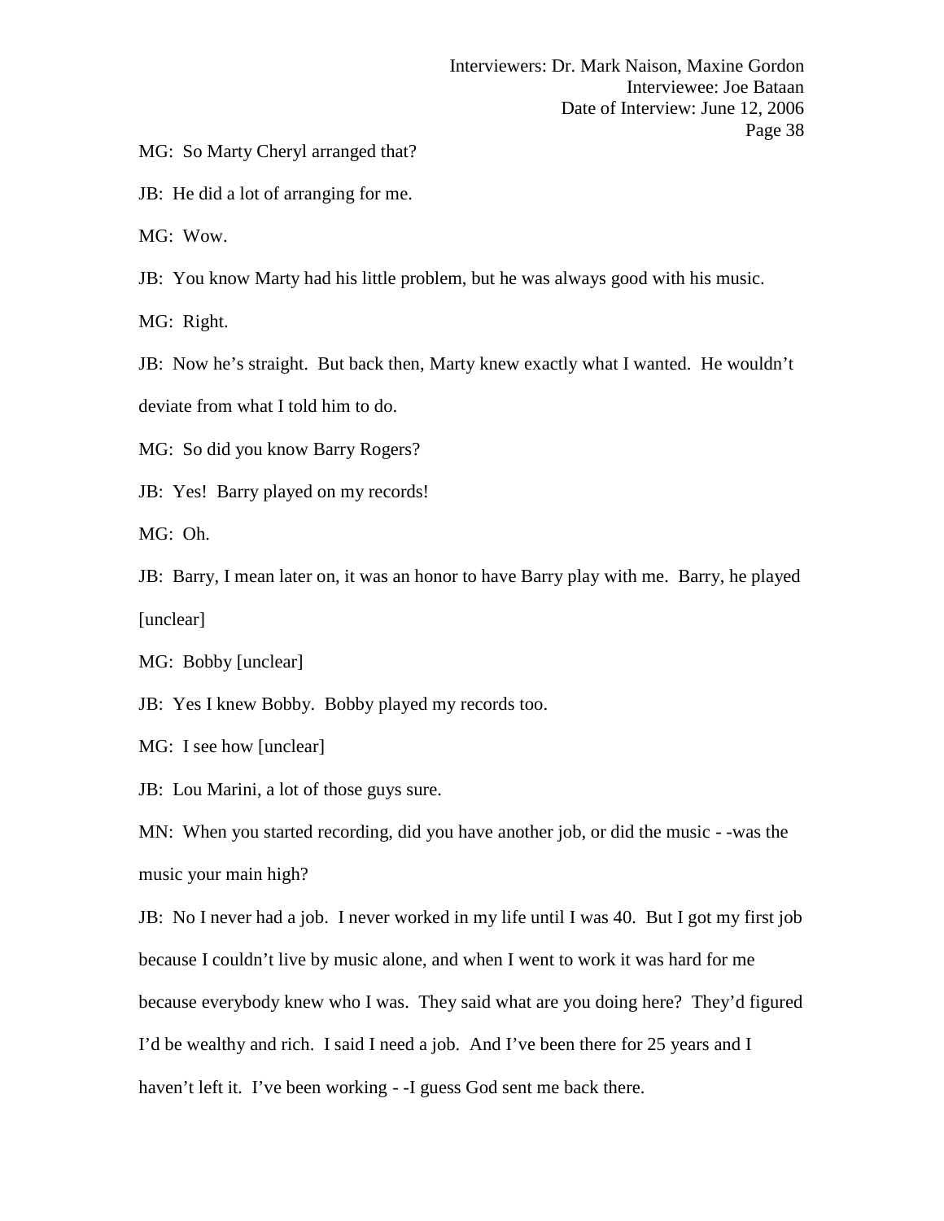MG: So Marty Cheryl arranged that?

JB: He did a lot of arranging for me.

MG: Wow.

JB: You know Marty had his little problem, but he was always good with his music.

MG: Right.

JB: Now he's straight. But back then, Marty knew exactly what I wanted. He wouldn't deviate from what I told him to do.

MG: So did you know Barry Rogers?

JB: Yes! Barry played on my records!

MG: Oh.

JB: Barry, I mean later on, it was an honor to have Barry play with me. Barry, he played [unclear]

MG: Bobby [unclear]

JB: Yes I knew Bobby. Bobby played my records too.

MG: I see how [unclear]

JB: Lou Marini, a lot of those guys sure.

MN: When you started recording, did you have another job, or did the music - -was the music your main high?

JB: No I never had a job. I never worked in my life until I was 40. But I got my first job because I couldn't live by music alone, and when I went to work it was hard for me because everybody knew who I was. They said what are you doing here? They'd figured I'd be wealthy and rich. I said I need a job. And I've been there for 25 years and I haven't left it. I've been working - -I guess God sent me back there.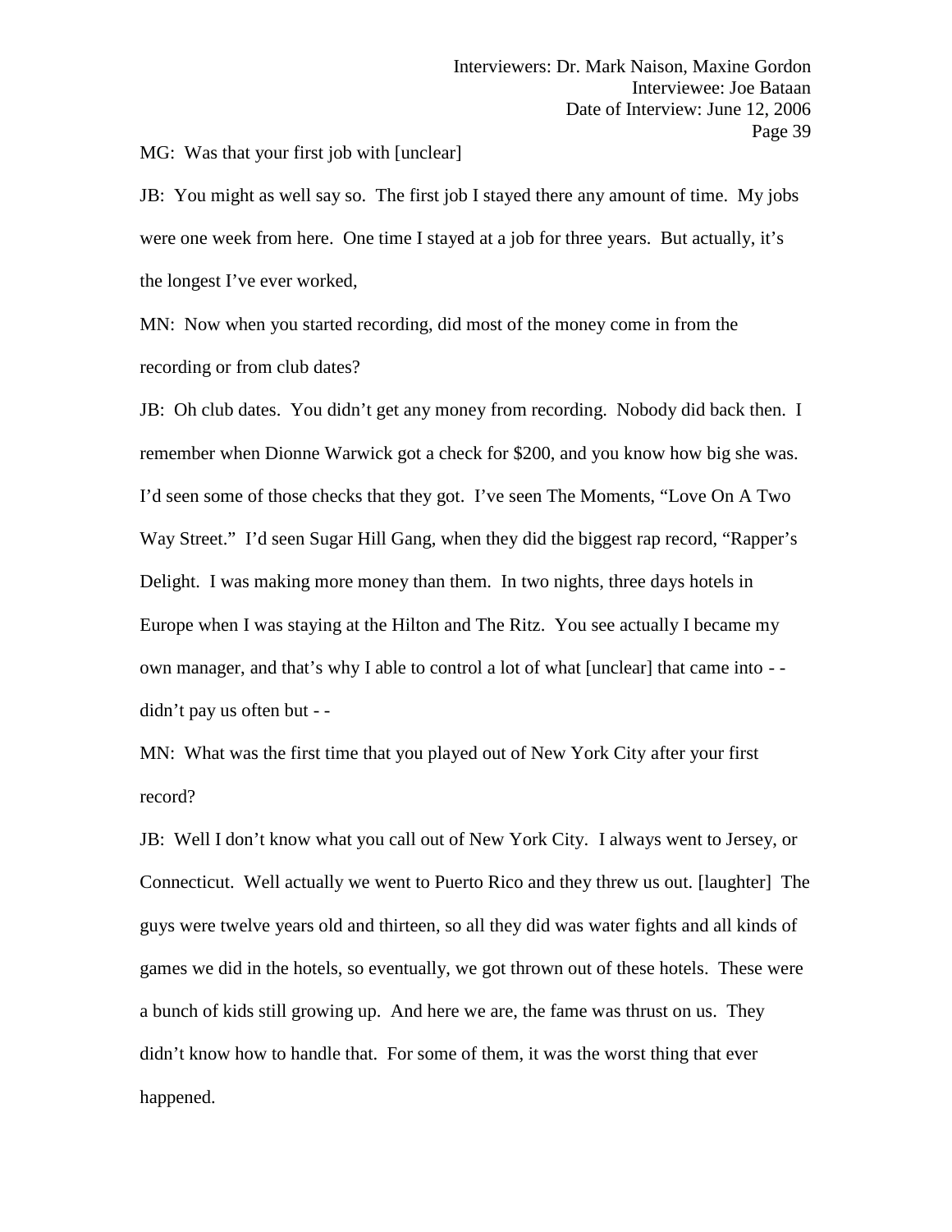MG: Was that your first job with [unclear]

JB: You might as well say so. The first job I stayed there any amount of time. My jobs were one week from here. One time I stayed at a job for three years. But actually, it's the longest I've ever worked,

MN: Now when you started recording, did most of the money come in from the recording or from club dates?

JB: Oh club dates. You didn't get any money from recording. Nobody did back then. I remember when Dionne Warwick got a check for $200, and you know how big she was. I'd seen some of those checks that they got. I've seen The Moments, "Love On A Two Way Street." I'd seen Sugar Hill Gang, when they did the biggest rap record, "Rapper's Delight. I was making more money than them. In two nights, three days hotels in Europe when I was staying at the Hilton and The Ritz. You see actually I became my own manager, and that's why I able to control a lot of what [unclear] that came into - - didn't pay us often but - -

MN: What was the first time that you played out of New York City after your first record?

JB: Well I don't know what you call out of New York City. I always went to Jersey, or Connecticut. Well actually we went to Puerto Rico and they threw us out. [laughter] The guys were twelve years old and thirteen, so all they did was water fights and all kinds of games we did in the hotels, so eventually, we got thrown out of these hotels. These were a bunch of kids still growing up. And here we are, the fame was thrust on us. They didn't know how to handle that. For some of them, it was the worst thing that ever happened.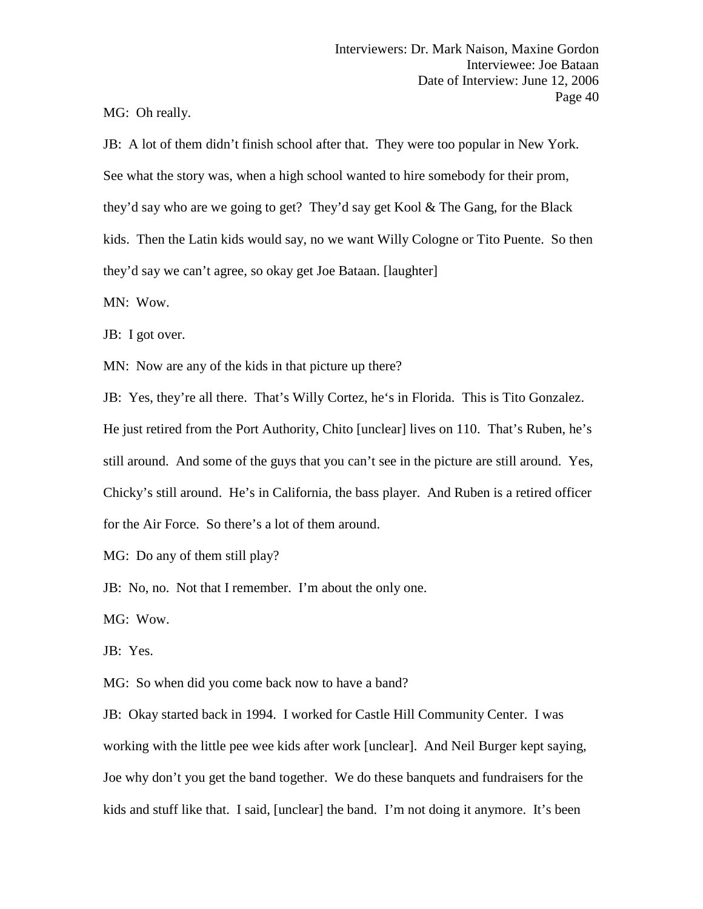MG: Oh really.

JB: A lot of them didn't finish school after that. They were too popular in New York. See what the story was, when a high school wanted to hire somebody for their prom, they'd say who are we going to get? They'd say get Kool & The Gang, for the Black kids. Then the Latin kids would say, no we want Willy Cologne or Tito Puente. So then they'd say we can't agree, so okay get Joe Bataan. [laughter]

MN: Wow.

JB: I got over.

MN: Now are any of the kids in that picture up there?

JB: Yes, they're all there. That's Willy Cortez, he's in Florida. This is Tito Gonzalez. He just retired from the Port Authority, Chito [unclear] lives on 110. That's Ruben, he's still around. And some of the guys that you can't see in the picture are still around. Yes, Chicky's still around. He's in California, the bass player. And Ruben is a retired officer for the Air Force. So there's a lot of them around.

MG: Do any of them still play?

JB: No, no. Not that I remember. I'm about the only one.

MG: Wow.

JB: Yes.

MG: So when did you come back now to have a band?

JB: Okay started back in 1994. I worked for Castle Hill Community Center. I was working with the little pee wee kids after work [unclear]. And Neil Burger kept saying, Joe why don't you get the band together. We do these banquets and fundraisers for the kids and stuff like that. I said, [unclear] the band. I'm not doing it anymore. It's been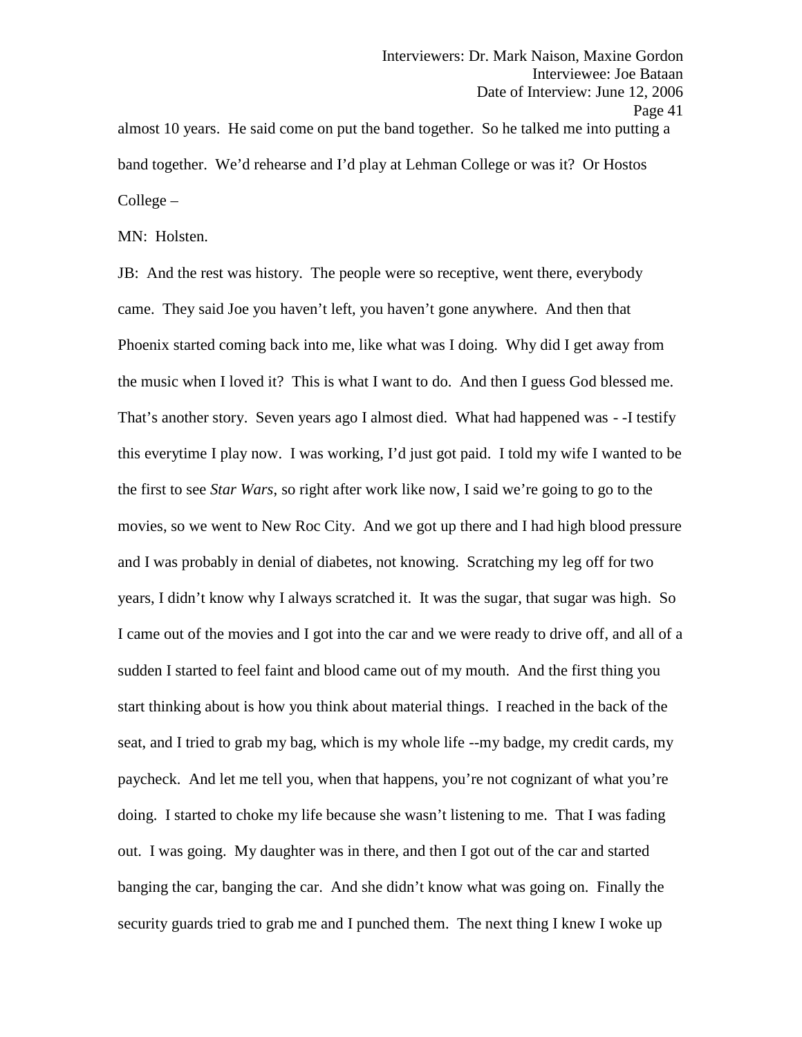almost 10 years. He said come on put the band together. So he talked me into putting a band together. We'd rehearse and I'd play at Lehman College or was it? Or Hostos College –

MN: Holsten.

JB: And the rest was history. The people were so receptive, went there, everybody came. They said Joe you haven't left, you haven't gone anywhere. And then that Phoenix started coming back into me, like what was I doing. Why did I get away from the music when I loved it? This is what I want to do. And then I guess God blessed me. That's another story. Seven years ago I almost died. What had happened was - -I testify this everytime I play now. I was working, I'd just got paid. I told my wife I wanted to be the first to see *Star Wars*, so right after work like now, I said we're going to go to the movies, so we went to New Roc City. And we got up there and I had high blood pressure and I was probably in denial of diabetes, not knowing. Scratching my leg off for two years, I didn't know why I always scratched it. It was the sugar, that sugar was high. So I came out of the movies and I got into the car and we were ready to drive off, and all of a sudden I started to feel faint and blood came out of my mouth. And the first thing you start thinking about is how you think about material things. I reached in the back of the seat, and I tried to grab my bag, which is my whole life --my badge, my credit cards, my paycheck. And let me tell you, when that happens, you're not cognizant of what you're doing. I started to choke my life because she wasn't listening to me. That I was fading out. I was going. My daughter was in there, and then I got out of the car and started banging the car, banging the car. And she didn't know what was going on. Finally the security guards tried to grab me and I punched them. The next thing I knew I woke up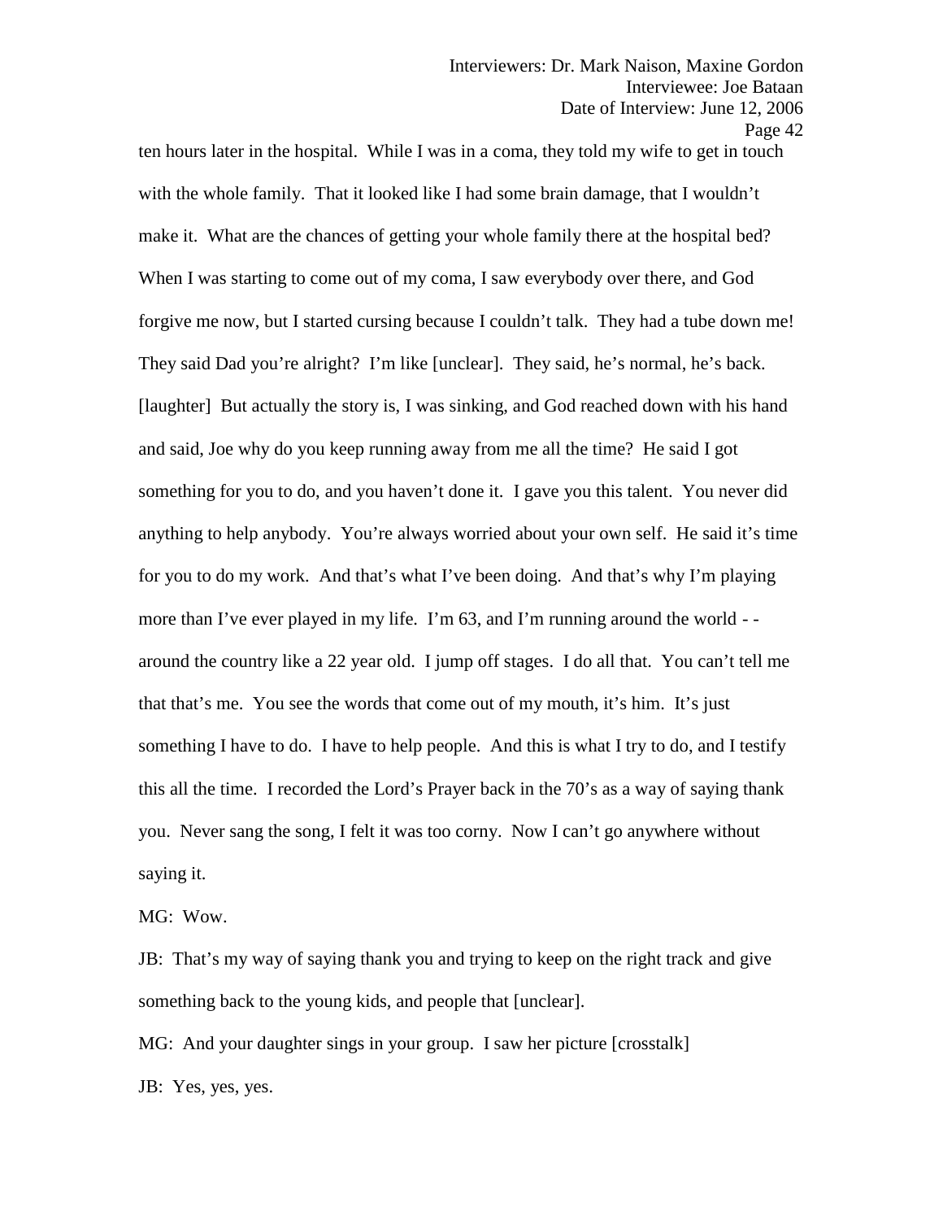ten hours later in the hospital. While I was in a coma, they told my wife to get in touch with the whole family. That it looked like I had some brain damage, that I wouldn't make it. What are the chances of getting your whole family there at the hospital bed? When I was starting to come out of my coma, I saw everybody over there, and God forgive me now, but I started cursing because I couldn't talk. They had a tube down me! They said Dad you're alright? I'm like [unclear]. They said, he's normal, he's back. [laughter] But actually the story is, I was sinking, and God reached down with his hand and said, Joe why do you keep running away from me all the time? He said I got something for you to do, and you haven't done it. I gave you this talent. You never did anything to help anybody. You're always worried about your own self. He said it's time for you to do my work. And that's what I've been doing. And that's why I'm playing more than I've ever played in my life. I'm 63, and I'm running around the world - - around the country like a 22 year old. I jump off stages. I do all that. You can't tell me that that's me. You see the words that come out of my mouth, it's him. It's just something I have to do. I have to help people. And this is what I try to do, and I testify this all the time. I recorded the Lord's Prayer back in the 70's as a way of saying thank you. Never sang the song, I felt it was too corny. Now I can't go anywhere without saying it.

MG: Wow.

JB: That's my way of saying thank you and trying to keep on the right track and give something back to the young kids, and people that [unclear].

MG: And your daughter sings in your group. I saw her picture [crosstalk]

JB: Yes, yes, yes.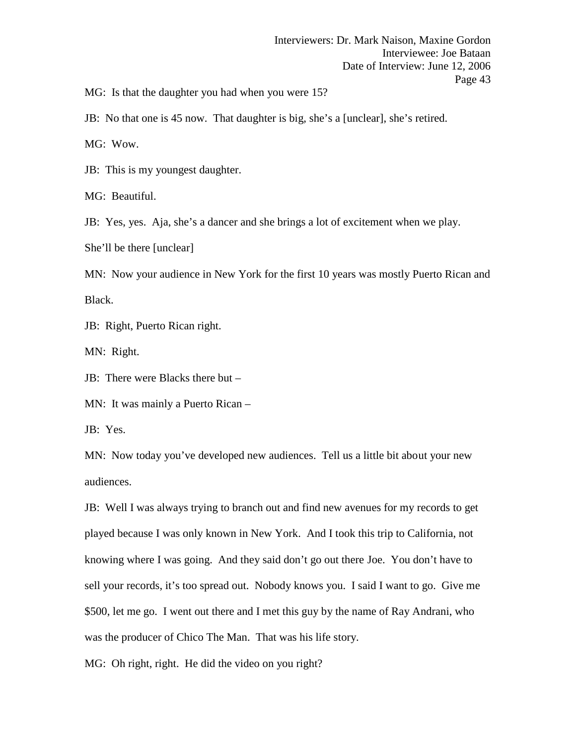MG: Is that the daughter you had when you were 15?

JB: No that one is 45 now. That daughter is big, she's a [unclear], she's retired.

MG: Wow.

JB: This is my youngest daughter.

MG: Beautiful.

JB: Yes, yes. Aja, she's a dancer and she brings a lot of excitement when we play. She'll be there [unclear]

MN: Now your audience in New York for the first 10 years was mostly Puerto Rican and Black.

JB: Right, Puerto Rican right.

MN: Right.

JB: There were Blacks there but –

MN: It was mainly a Puerto Rican –

JB: Yes.

MN: Now today you've developed new audiences. Tell us a little bit about your new audiences.

JB: Well I was always trying to branch out and find new avenues for my records to get played because I was only known in New York. And I took this trip to California, not knowing where I was going. And they said don't go out there Joe. You don't have to sell your records, it's too spread out. Nobody knows you. I said I want to go. Give me $500, let me go. I went out there and I met this guy by the name of Ray Andrani, who was the producer of Chico The Man. That was his life story.

MG: Oh right, right. He did the video on you right?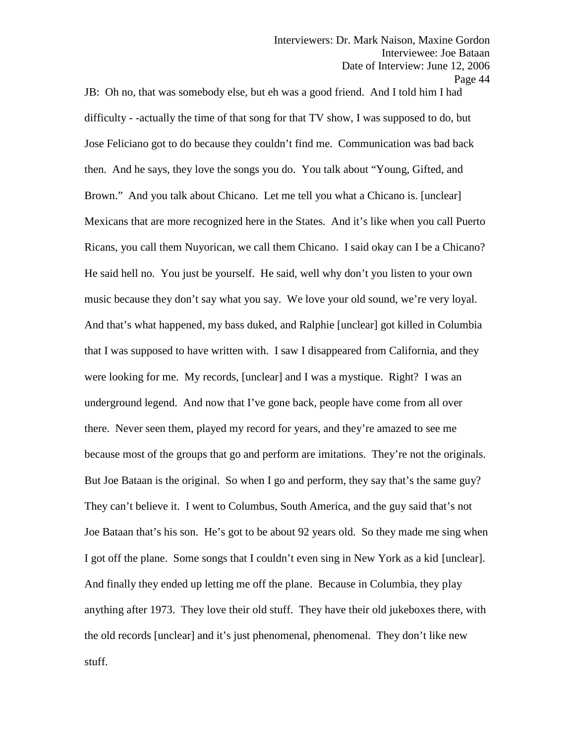JB: Oh no, that was somebody else, but eh was a good friend. And I told him I had difficulty - -actually the time of that song for that TV show, I was supposed to do, but Jose Feliciano got to do because they couldn't find me. Communication was bad back then. And he says, they love the songs you do. You talk about "Young, Gifted, and Brown." And you talk about Chicano. Let me tell you what a Chicano is. [unclear] Mexicans that are more recognized here in the States. And it's like when you call Puerto Ricans, you call them Nuyorican, we call them Chicano. I said okay can I be a Chicano? He said hell no. You just be yourself. He said, well why don't you listen to your own music because they don't say what you say. We love your old sound, we're very loyal. And that's what happened, my bass duked, and Ralphie [unclear] got killed in Columbia that I was supposed to have written with. I saw I disappeared from California, and they were looking for me. My records, [unclear] and I was a mystique. Right? I was an underground legend. And now that I've gone back, people have come from all over there. Never seen them, played my record for years, and they're amazed to see me because most of the groups that go and perform are imitations. They're not the originals. But Joe Bataan is the original. So when I go and perform, they say that's the same guy? They can't believe it. I went to Columbus, South America, and the guy said that's not Joe Bataan that's his son. He's got to be about 92 years old. So they made me sing when I got off the plane. Some songs that I couldn't even sing in New York as a kid [unclear]. And finally they ended up letting me off the plane. Because in Columbia, they play anything after 1973. They love their old stuff. They have their old jukeboxes there, with the old records [unclear] and it's just phenomenal, phenomenal. They don't like new stuff.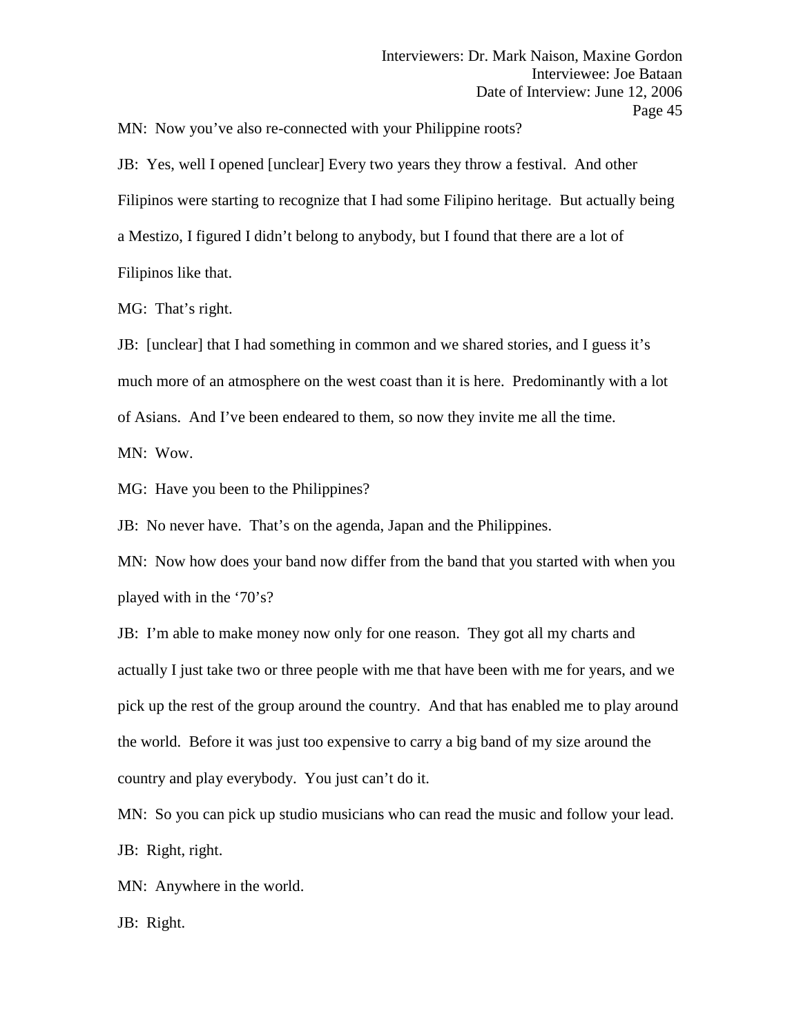MN: Now you've also re-connected with your Philippine roots?

JB: Yes, well I opened [unclear] Every two years they throw a festival. And other Filipinos were starting to recognize that I had some Filipino heritage. But actually being a Mestizo, I figured I didn't belong to anybody, but I found that there are a lot of Filipinos like that.

MG: That's right.

JB: [unclear] that I had something in common and we shared stories, and I guess it's much more of an atmosphere on the west coast than it is here. Predominantly with a lot of Asians. And I've been endeared to them, so now they invite me all the time.

MN: Wow.

MG: Have you been to the Philippines?

JB: No never have. That's on the agenda, Japan and the Philippines.

MN: Now how does your band now differ from the band that you started with when you played with in the '70's?

JB: I'm able to make money now only for one reason. They got all my charts and actually I just take two or three people with me that have been with me for years, and we pick up the rest of the group around the country. And that has enabled me to play around the world. Before it was just too expensive to carry a big band of my size around the country and play everybody. You just can't do it.

MN: So you can pick up studio musicians who can read the music and follow your lead.

JB: Right, right.

MN: Anywhere in the world.

JB: Right.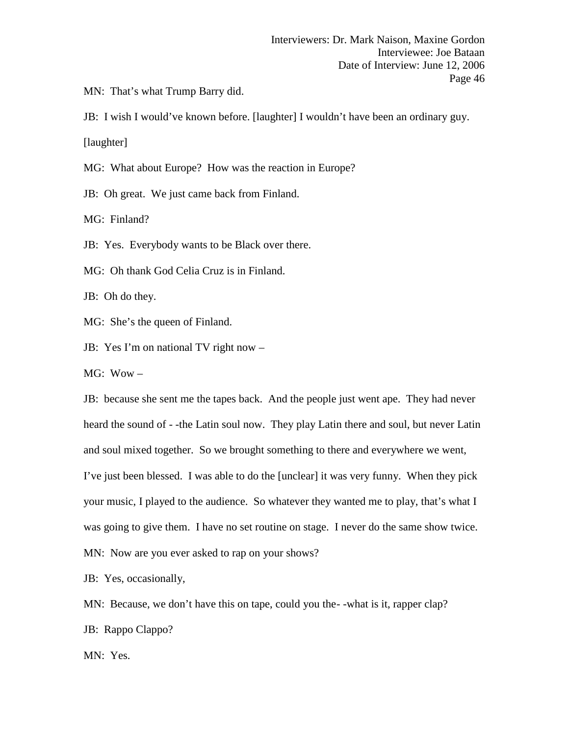MN: That's what Trump Barry did.

JB: I wish I would've known before. [laughter] I wouldn't have been an ordinary guy. [laughter]

MG: What about Europe? How was the reaction in Europe?

JB: Oh great. We just came back from Finland.

MG: Finland?

JB: Yes. Everybody wants to be Black over there.

MG: Oh thank God Celia Cruz is in Finland.

JB: Oh do they.

MG: She's the queen of Finland.

JB: Yes I'm on national TV right now –

MG: Wow –

JB: because she sent me the tapes back. And the people just went ape. They had never heard the sound of - -the Latin soul now. They play Latin there and soul, but never Latin and soul mixed together. So we brought something to there and everywhere we went, I've just been blessed. I was able to do the [unclear] it was very funny. When they pick your music, I played to the audience. So whatever they wanted me to play, that's what I was going to give them. I have no set routine on stage. I never do the same show twice.

MN: Now are you ever asked to rap on your shows?

JB: Yes, occasionally,

MN: Because, we don't have this on tape, could you the- -what is it, rapper clap?

JB: Rappo Clappo?

MN: Yes.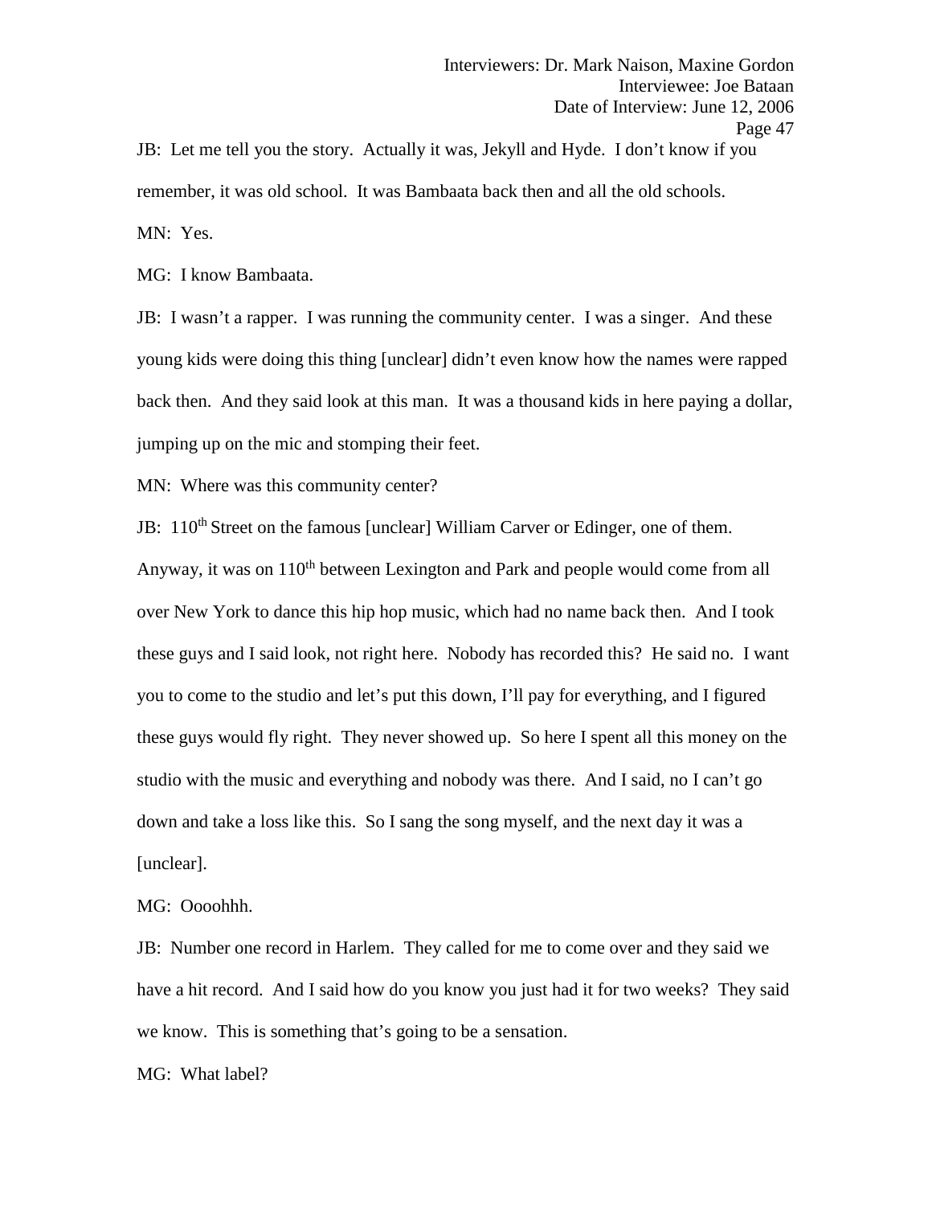JB: Let me tell you the story. Actually it was, Jekyll and Hyde. I don't know if you remember, it was old school. It was Bambaata back then and all the old schools.

MN: Yes.

MG: I know Bambaata.

JB: I wasn't a rapper. I was running the community center. I was a singer. And these young kids were doing this thing [unclear] didn't even know how the names were rapped back then. And they said look at this man. It was a thousand kids in here paying a dollar, jumping up on the mic and stomping their feet.

MN: Where was this community center?

JB: 110th Street on the famous [unclear] William Carver or Edinger, one of them. Anyway, it was on 110th between Lexington and Park and people would come from all over New York to dance this hip hop music, which had no name back then. And I took these guys and I said look, not right here. Nobody has recorded this? He said no. I want you to come to the studio and let's put this down, I'll pay for everything, and I figured these guys would fly right. They never showed up. So here I spent all this money on the studio with the music and everything and nobody was there. And I said, no I can't go down and take a loss like this. So I sang the song myself, and the next day it was a [unclear].

MG: Oooohhh.

JB: Number one record in Harlem. They called for me to come over and they said we have a hit record. And I said how do you know you just had it for two weeks? They said we know. This is something that's going to be a sensation.

MG: What label?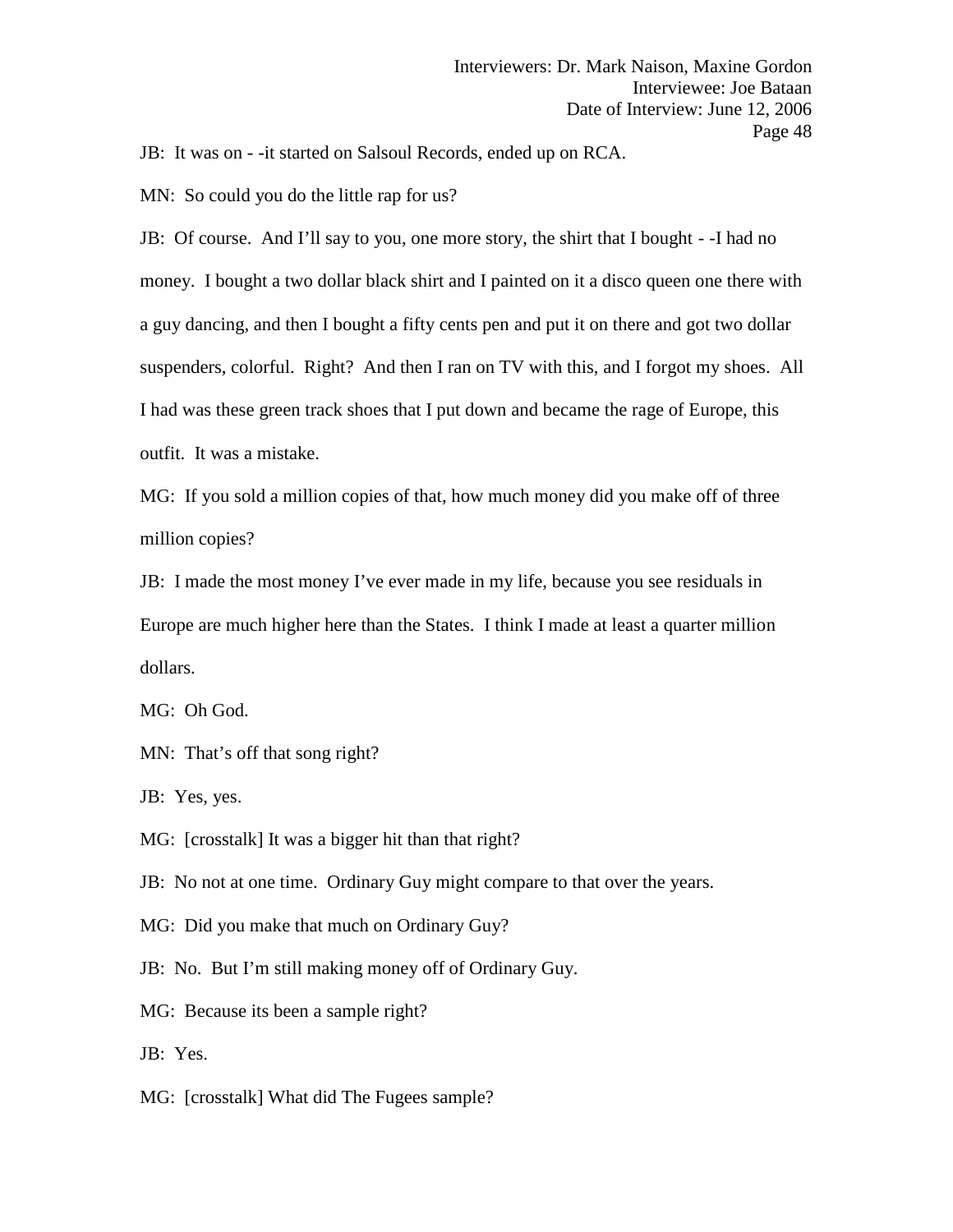JB: It was on - -it started on Salsoul Records, ended up on RCA.

MN: So could you do the little rap for us?

JB: Of course. And I'll say to you, one more story, the shirt that I bought - -I had no money. I bought a two dollar black shirt and I painted on it a disco queen one there with a guy dancing, and then I bought a fifty cents pen and put it on there and got two dollar suspenders, colorful. Right? And then I ran on TV with this, and I forgot my shoes. All I had was these green track shoes that I put down and became the rage of Europe, this outfit. It was a mistake.

MG: If you sold a million copies of that, how much money did you make off of three million copies?

JB: I made the most money I've ever made in my life, because you see residuals in Europe are much higher here than the States. I think I made at least a quarter million dollars.

MG: Oh God.

MN: That's off that song right?

JB: Yes, yes.

MG: [crosstalk] It was a bigger hit than that right?

JB: No not at one time. Ordinary Guy might compare to that over the years.

MG: Did you make that much on Ordinary Guy?

JB: No. But I'm still making money off of Ordinary Guy.

MG: Because its been a sample right?

JB: Yes.

MG: [crosstalk] What did The Fugees sample?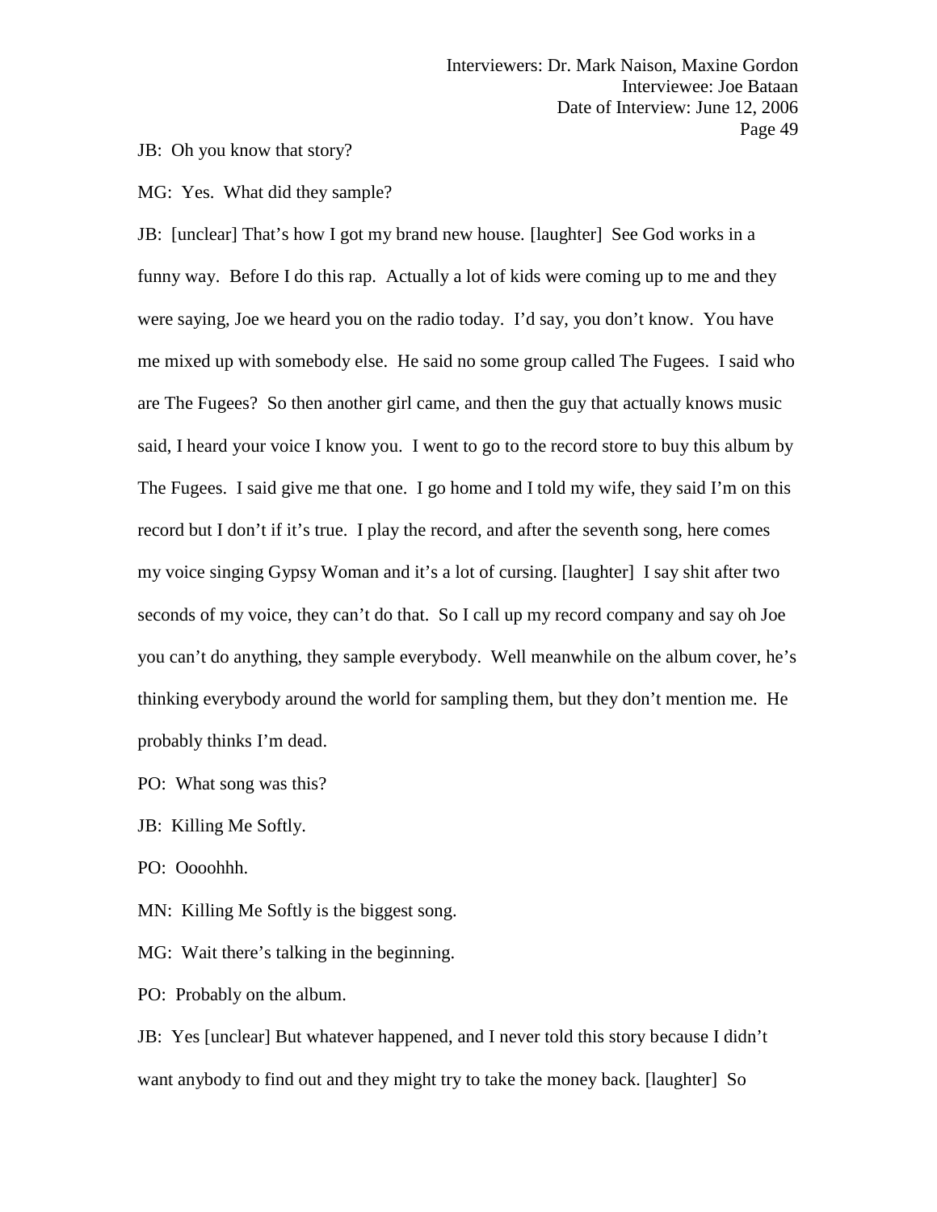JB: Oh you know that story?

MG: Yes. What did they sample?

JB: [unclear] That's how I got my brand new house. [laughter] See God works in a funny way. Before I do this rap. Actually a lot of kids were coming up to me and they were saying, Joe we heard you on the radio today. I'd say, you don't know. You have me mixed up with somebody else. He said no some group called The Fugees. I said who are The Fugees? So then another girl came, and then the guy that actually knows music said, I heard your voice I know you. I went to go to the record store to buy this album by The Fugees. I said give me that one. I go home and I told my wife, they said I'm on this record but I don't if it's true. I play the record, and after the seventh song, here comes my voice singing Gypsy Woman and it's a lot of cursing. [laughter] I say shit after two seconds of my voice, they can't do that. So I call up my record company and say oh Joe you can't do anything, they sample everybody. Well meanwhile on the album cover, he's thinking everybody around the world for sampling them, but they don't mention me. He probably thinks I'm dead.

PO: What song was this?

JB: Killing Me Softly.

PO: Oooohhh.

MN: Killing Me Softly is the biggest song.

MG: Wait there's talking in the beginning.

PO: Probably on the album.

JB: Yes [unclear] But whatever happened, and I never told this story because I didn't want anybody to find out and they might try to take the money back. [laughter] So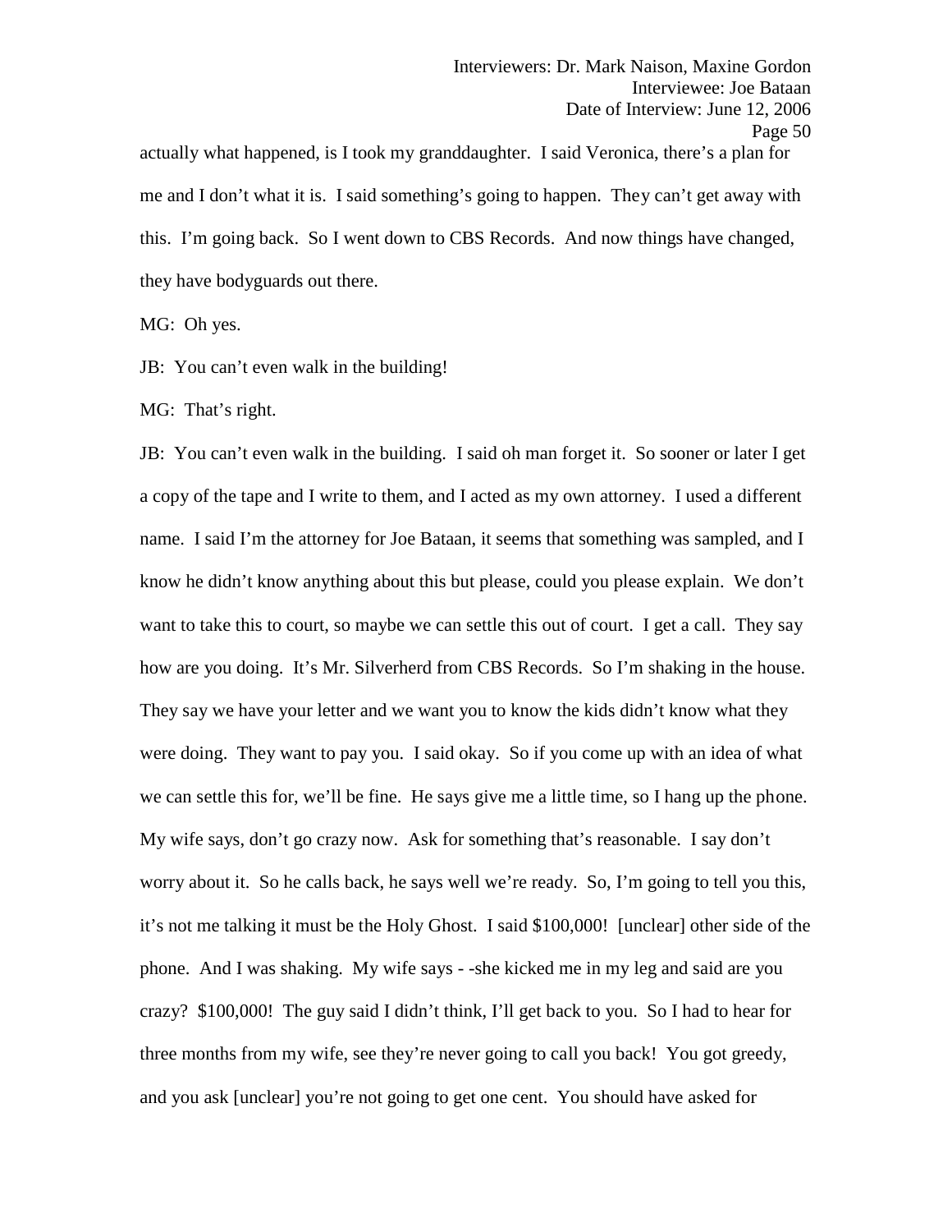actually what happened, is I took my granddaughter. I said Veronica, there's a plan for me and I don't what it is. I said something's going to happen. They can't get away with this. I'm going back. So I went down to CBS Records. And now things have changed, they have bodyguards out there.

MG: Oh yes.

JB: You can't even walk in the building!

MG: That's right.

JB: You can't even walk in the building. I said oh man forget it. So sooner or later I get a copy of the tape and I write to them, and I acted as my own attorney. I used a different name. I said I'm the attorney for Joe Bataan, it seems that something was sampled, and I know he didn't know anything about this but please, could you please explain. We don't want to take this to court, so maybe we can settle this out of court. I get a call. They say how are you doing. It's Mr. Silverherd from CBS Records. So I'm shaking in the house. They say we have your letter and we want you to know the kids didn't know what they were doing. They want to pay you. I said okay. So if you come up with an idea of what we can settle this for, we'll be fine. He says give me a little time, so I hang up the phone. My wife says, don't go crazy now. Ask for something that's reasonable. I say don't worry about it. So he calls back, he says well we're ready. So, I'm going to tell you this, it's not me talking it must be the Holy Ghost. I said $100,000! [unclear] other side of the phone. And I was shaking. My wife says - -she kicked me in my leg and said are you crazy? $100,000! The guy said I didn't think, I'll get back to you. So I had to hear for three months from my wife, see they're never going to call you back! You got greedy, and you ask [unclear] you're not going to get one cent. You should have asked for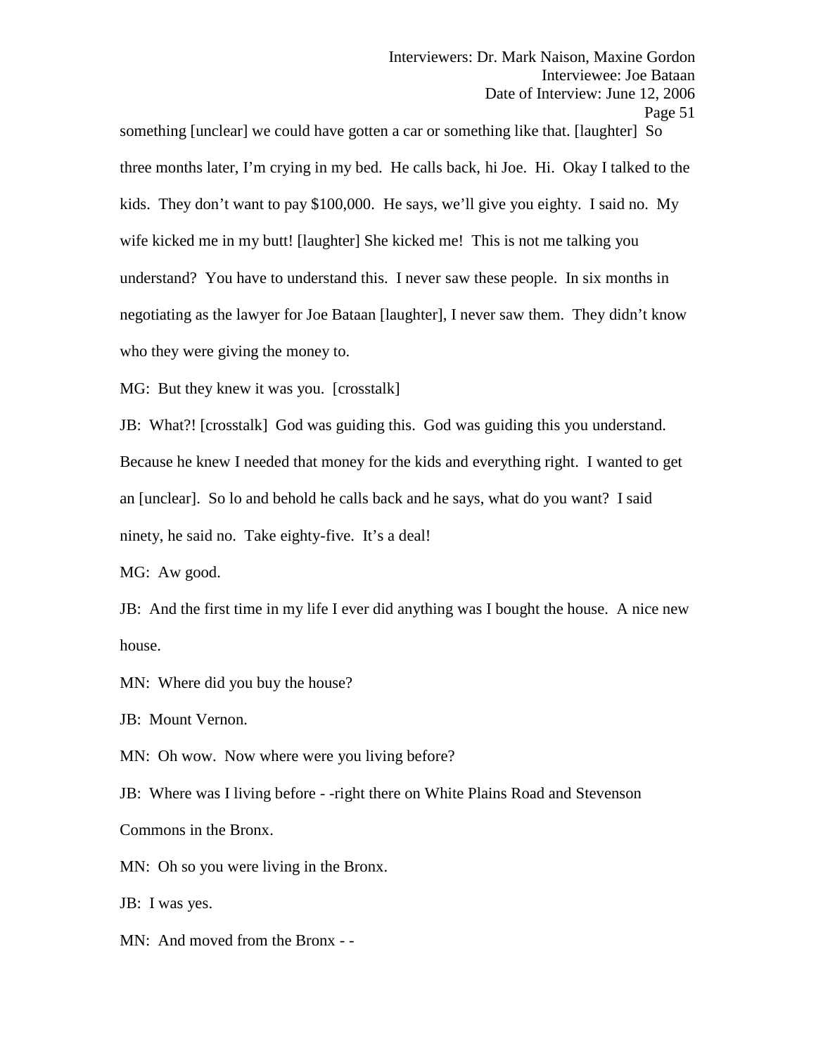something [unclear] we could have gotten a car or something like that. [laughter] So three months later, I'm crying in my bed. He calls back, hi Joe. Hi. Okay I talked to the kids. They don't want to pay $100,000. He says, we'll give you eighty. I said no. My wife kicked me in my butt! [laughter] She kicked me! This is not me talking you understand? You have to understand this. I never saw these people. In six months in negotiating as the lawyer for Joe Bataan [laughter], I never saw them. They didn't know who they were giving the money to.

MG: But they knew it was you. [crosstalk]

JB: What?! [crosstalk] God was guiding this. God was guiding this you understand. Because he knew I needed that money for the kids and everything right. I wanted to get an [unclear]. So lo and behold he calls back and he says, what do you want? I said ninety, he said no. Take eighty-five. It's a deal!

MG: Aw good.

JB: And the first time in my life I ever did anything was I bought the house. A nice new house.

MN: Where did you buy the house?

JB: Mount Vernon.

MN: Oh wow. Now where were you living before?

JB: Where was I living before - -right there on White Plains Road and Stevenson Commons in the Bronx.

MN: Oh so you were living in the Bronx.

JB: I was yes.

MN: And moved from the Bronx - -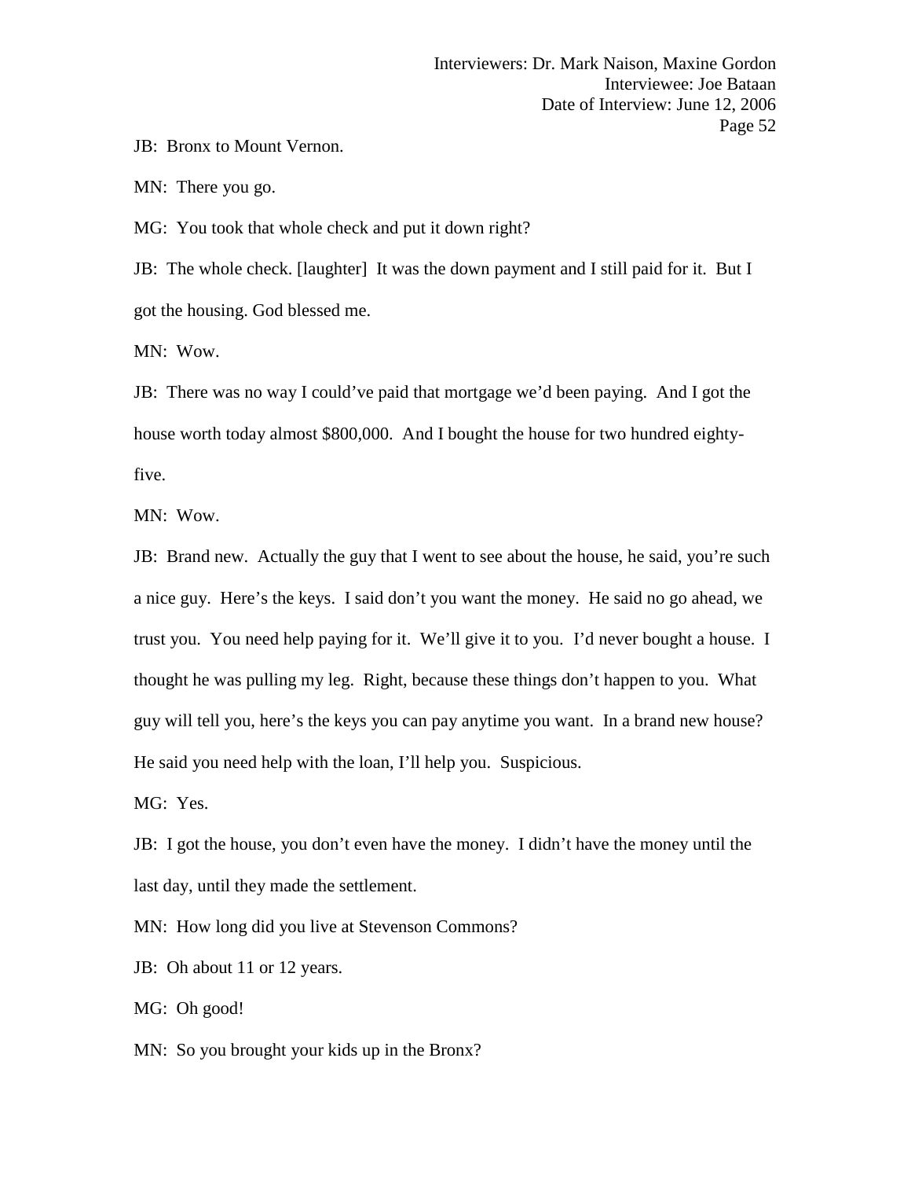JB: Bronx to Mount Vernon.

MN: There you go.

MG: You took that whole check and put it down right?

JB: The whole check. [laughter] It was the down payment and I still paid for it. But I got the housing. God blessed me.

MN: Wow.

JB: There was no way I could've paid that mortgage we'd been paying. And I got the house worth today almost $800,000. And I bought the house for two hundred eighty-five.

MN: Wow.

JB: Brand new. Actually the guy that I went to see about the house, he said, you're such a nice guy. Here's the keys. I said don't you want the money. He said no go ahead, we trust you. You need help paying for it. We'll give it to you. I'd never bought a house. I thought he was pulling my leg. Right, because these things don't happen to you. What guy will tell you, here's the keys you can pay anytime you want. In a brand new house? He said you need help with the loan, I'll help you. Suspicious.

MG: Yes.

JB: I got the house, you don't even have the money. I didn't have the money until the last day, until they made the settlement.

MN: How long did you live at Stevenson Commons?

JB: Oh about 11 or 12 years.

MG: Oh good!

MN: So you brought your kids up in the Bronx?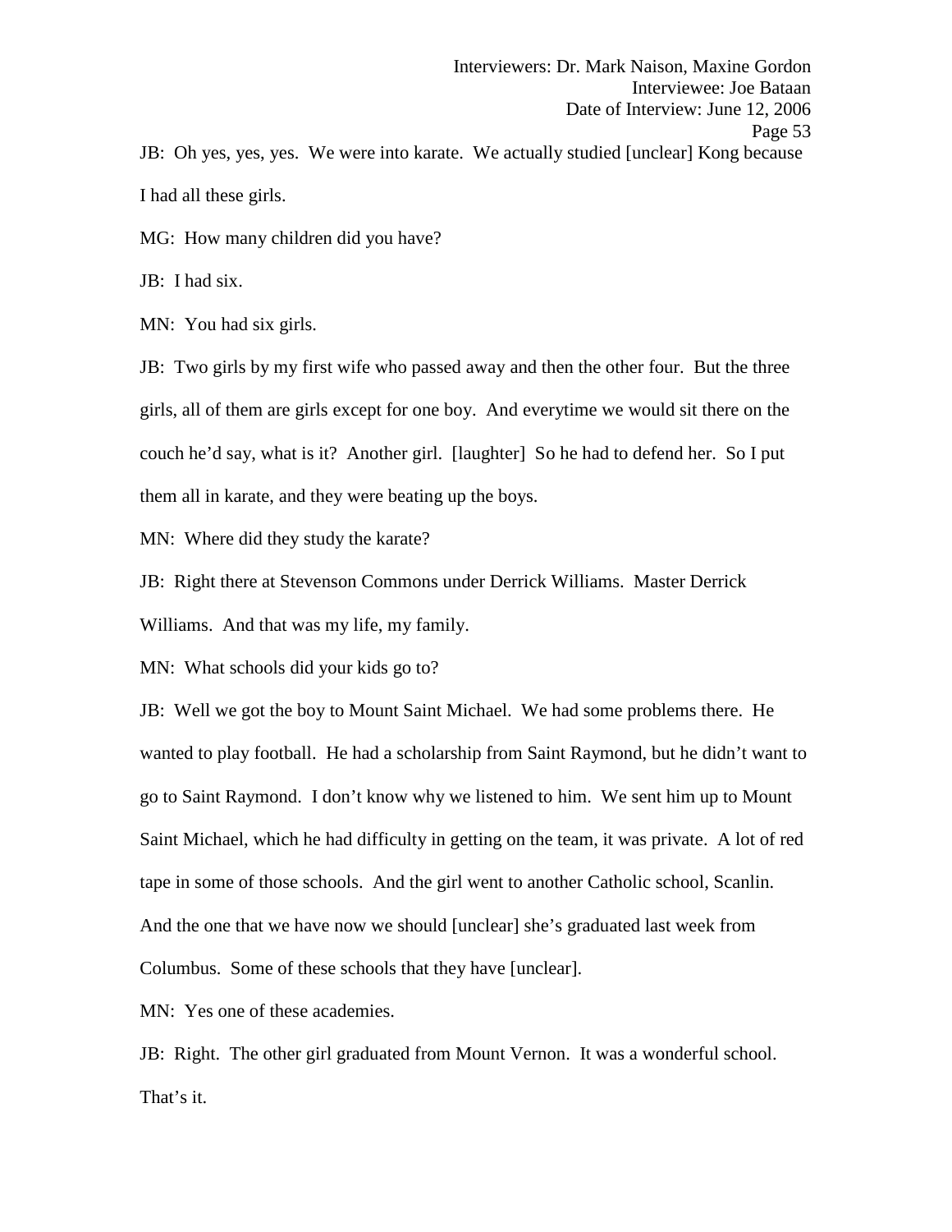JB: Oh yes, yes, yes. We were into karate. We actually studied [unclear] Kong because I had all these girls.

MG: How many children did you have?

JB: I had six.

MN: You had six girls.

JB: Two girls by my first wife who passed away and then the other four. But the three girls, all of them are girls except for one boy. And everytime we would sit there on the couch he'd say, what is it? Another girl. [laughter] So he had to defend her. So I put them all in karate, and they were beating up the boys.

MN: Where did they study the karate?

JB: Right there at Stevenson Commons under Derrick Williams. Master Derrick Williams. And that was my life, my family.

MN: What schools did your kids go to?

JB: Well we got the boy to Mount Saint Michael. We had some problems there. He wanted to play football. He had a scholarship from Saint Raymond, but he didn't want to go to Saint Raymond. I don't know why we listened to him. We sent him up to Mount Saint Michael, which he had difficulty in getting on the team, it was private. A lot of red tape in some of those schools. And the girl went to another Catholic school, Scanlin. And the one that we have now we should [unclear] she's graduated last week from Columbus. Some of these schools that they have [unclear].

MN: Yes one of these academies.

JB: Right. The other girl graduated from Mount Vernon. It was a wonderful school. That's it.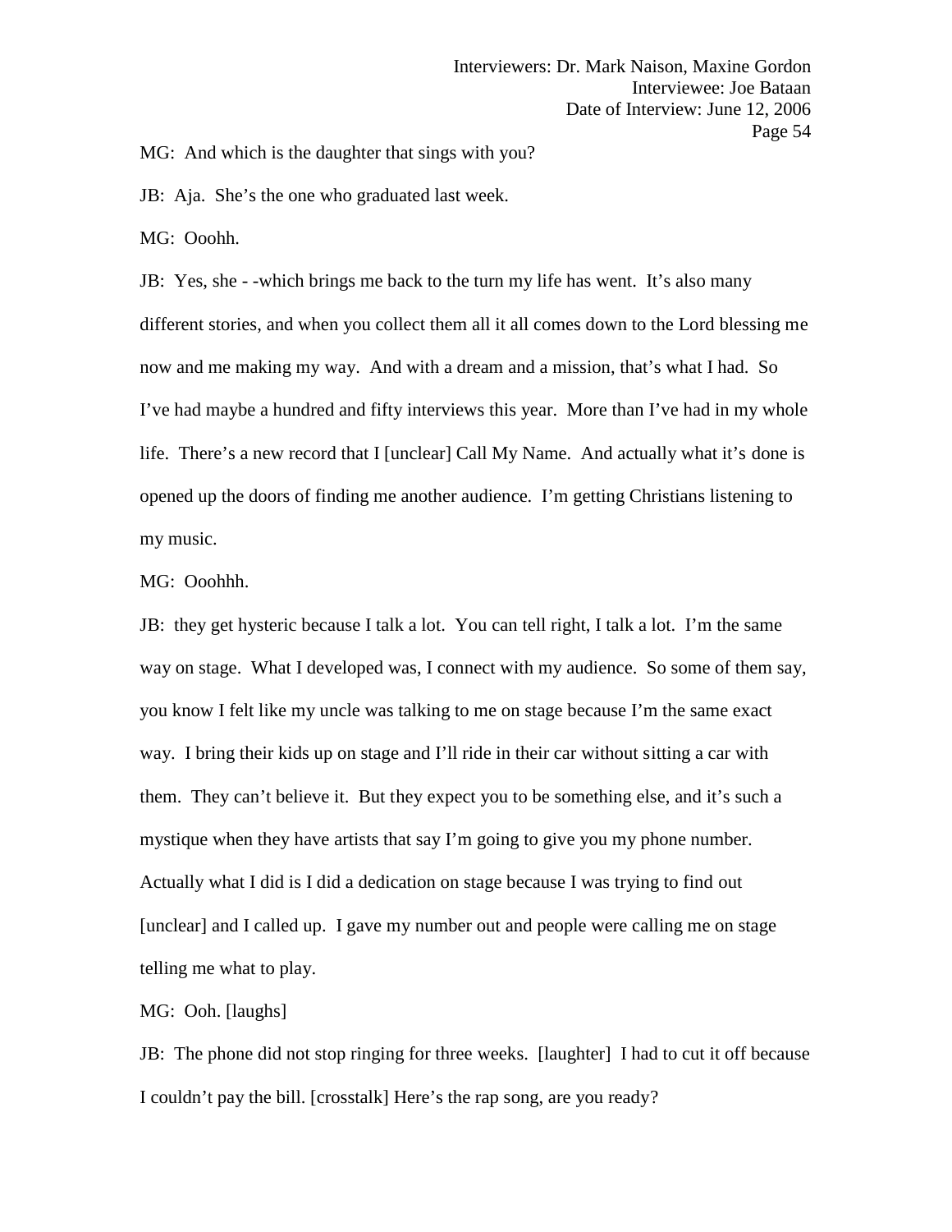MG: And which is the daughter that sings with you?

JB: Aja. She's the one who graduated last week.

MG: Ooohh.

JB: Yes, she - -which brings me back to the turn my life has went. It's also many different stories, and when you collect them all it all comes down to the Lord blessing me now and me making my way. And with a dream and a mission, that's what I had. So I've had maybe a hundred and fifty interviews this year. More than I've had in my whole life. There's a new record that I [unclear] Call My Name. And actually what it's done is opened up the doors of finding me another audience. I'm getting Christians listening to my music.

MG: Ooohhh.

JB: they get hysteric because I talk a lot. You can tell right, I talk a lot. I'm the same way on stage. What I developed was, I connect with my audience. So some of them say, you know I felt like my uncle was talking to me on stage because I'm the same exact way. I bring their kids up on stage and I'll ride in their car without sitting a car with them. They can't believe it. But they expect you to be something else, and it's such a mystique when they have artists that say I'm going to give you my phone number. Actually what I did is I did a dedication on stage because I was trying to find out [unclear] and I called up. I gave my number out and people were calling me on stage telling me what to play.

MG: Ooh. [laughs]

JB: The phone did not stop ringing for three weeks. [laughter] I had to cut it off because I couldn't pay the bill. [crosstalk] Here's the rap song, are you ready?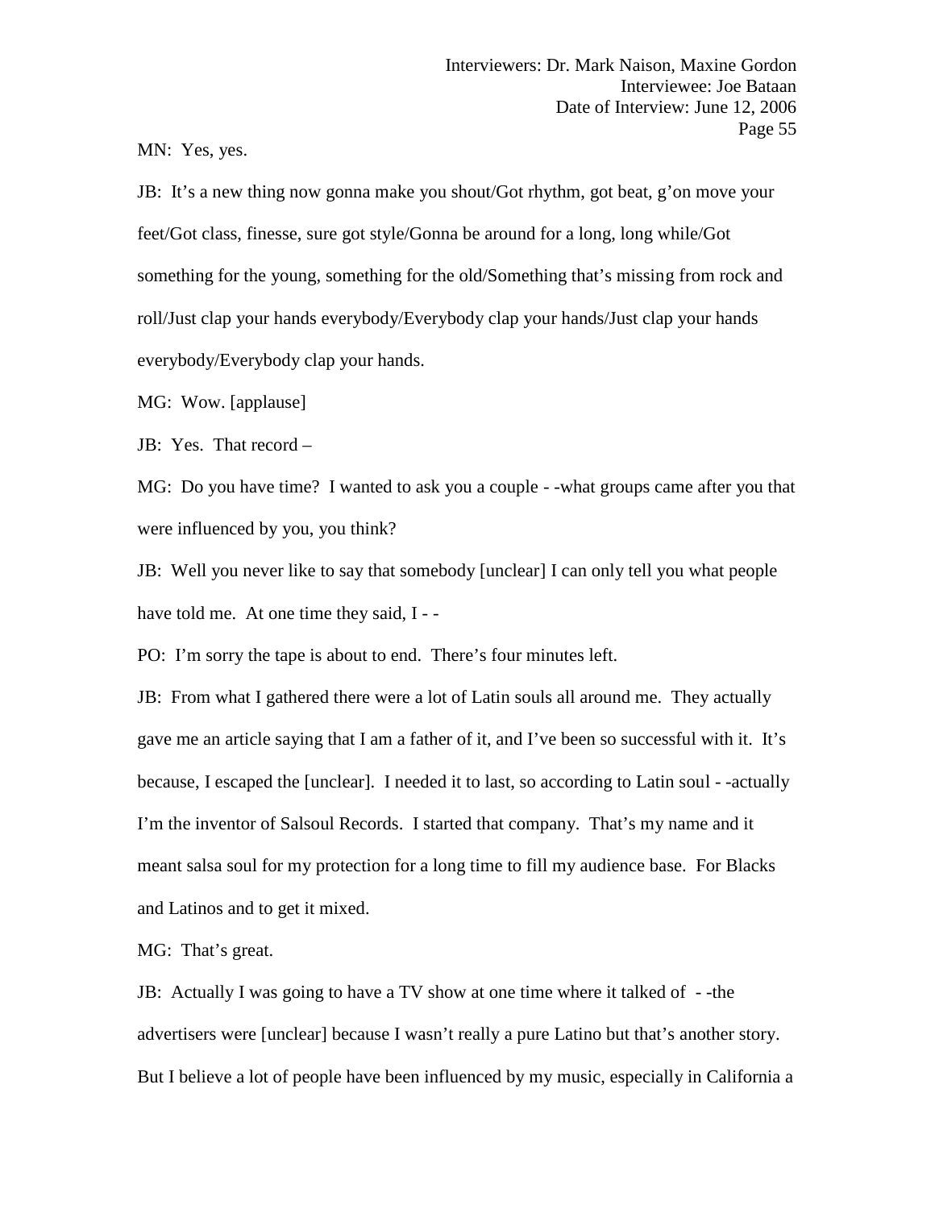MN: Yes, yes.

JB: It's a new thing now gonna make you shout/Got rhythm, got beat, g'on move your feet/Got class, finesse, sure got style/Gonna be around for a long, long while/Got something for the young, something for the old/Something that's missing from rock and roll/Just clap your hands everybody/Everybody clap your hands/Just clap your hands everybody/Everybody clap your hands.

MG: Wow. [applause]

JB: Yes. That record –

MG: Do you have time? I wanted to ask you a couple - -what groups came after you that were influenced by you, you think?

JB: Well you never like to say that somebody [unclear] I can only tell you what people have told me. At one time they said, I - -

PO: I'm sorry the tape is about to end. There's four minutes left.

JB: From what I gathered there were a lot of Latin souls all around me. They actually gave me an article saying that I am a father of it, and I've been so successful with it. It's because, I escaped the [unclear]. I needed it to last, so according to Latin soul - -actually I'm the inventor of Salsoul Records. I started that company. That's my name and it meant salsa soul for my protection for a long time to fill my audience base. For Blacks and Latinos and to get it mixed.

MG: That's great.

JB: Actually I was going to have a TV show at one time where it talked of - -the advertisers were [unclear] because I wasn't really a pure Latino but that's another story. But I believe a lot of people have been influenced by my music, especially in California a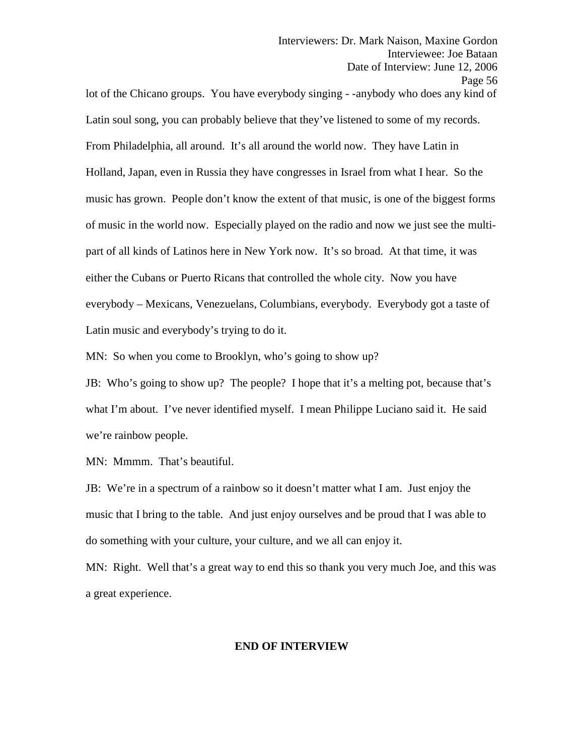lot of the Chicano groups. You have everybody singing - -anybody who does any kind of Latin soul song, you can probably believe that they've listened to some of my records. From Philadelphia, all around. It's all around the world now. They have Latin in Holland, Japan, even in Russia they have congresses in Israel from what I hear. So the music has grown. People don't know the extent of that music, is one of the biggest forms of music in the world now. Especially played on the radio and now we just see the multi-part of all kinds of Latinos here in New York now. It's so broad. At that time, it was either the Cubans or Puerto Ricans that controlled the whole city. Now you have everybody – Mexicans, Venezuelans, Columbians, everybody. Everybody got a taste of Latin music and everybody's trying to do it.

MN: So when you come to Brooklyn, who's going to show up?

JB: Who's going to show up? The people? I hope that it's a melting pot, because that's what I'm about. I've never identified myself. I mean Philippe Luciano said it. He said we're rainbow people.

MN: Mmmm. That's beautiful.

JB: We're in a spectrum of a rainbow so it doesn't matter what I am. Just enjoy the music that I bring to the table. And just enjoy ourselves and be proud that I was able to do something with your culture, your culture, and we all can enjoy it.

MN: Right. Well that's a great way to end this so thank you very much Joe, and this was a great experience.

**END OF INTERVIEW**